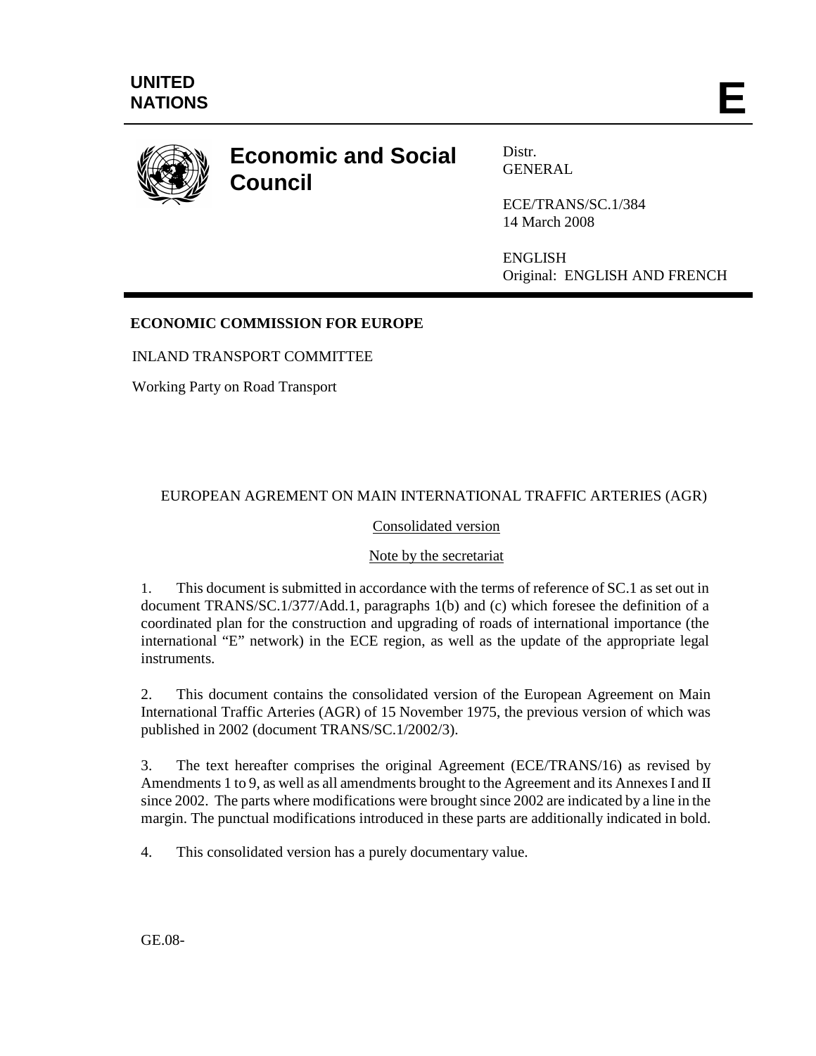**UNITED NATIONS**

**E**

# Economic and Social Council

Distr.
GENERAL

ECE/TRANS/SC.1/384
14 March 2008

ENGLISH
Original: ENGLISH AND FRENCH

**ECONOMIC COMMISSION FOR EUROPE**

INLAND TRANSPORT COMMITTEE

Working Party on Road Transport

EUROPEAN AGREMENT ON MAIN INTERNATIONAL TRAFFIC ARTERIES (AGR)

Consolidated version

Note by the secretariat

1. This document is submitted in accordance with the terms of reference of SC.1 as set out in document TRANS/SC.1/377/Add.1, paragraphs 1(b) and (c) which foresee the definition of a coordinated plan for the construction and upgrading of roads of international importance (the international "E" network) in the ECE region, as well as the update of the appropriate legal instruments.

2. This document contains the consolidated version of the European Agreement on Main International Traffic Arteries (AGR) of 15 November 1975, the previous version of which was published in 2002 (document TRANS/SC.1/2002/3).

3. The text hereafter comprises the original Agreement (ECE/TRANS/16) as revised by Amendments 1 to 9, as well as all amendments brought to the Agreement and its Annexes I and II since 2002. The parts where modifications were brought since 2002 are indicated by a line in the margin. The punctual modifications introduced in these parts are additionally indicated in bold.

4. This consolidated version has a purely documentary value.

GE.08-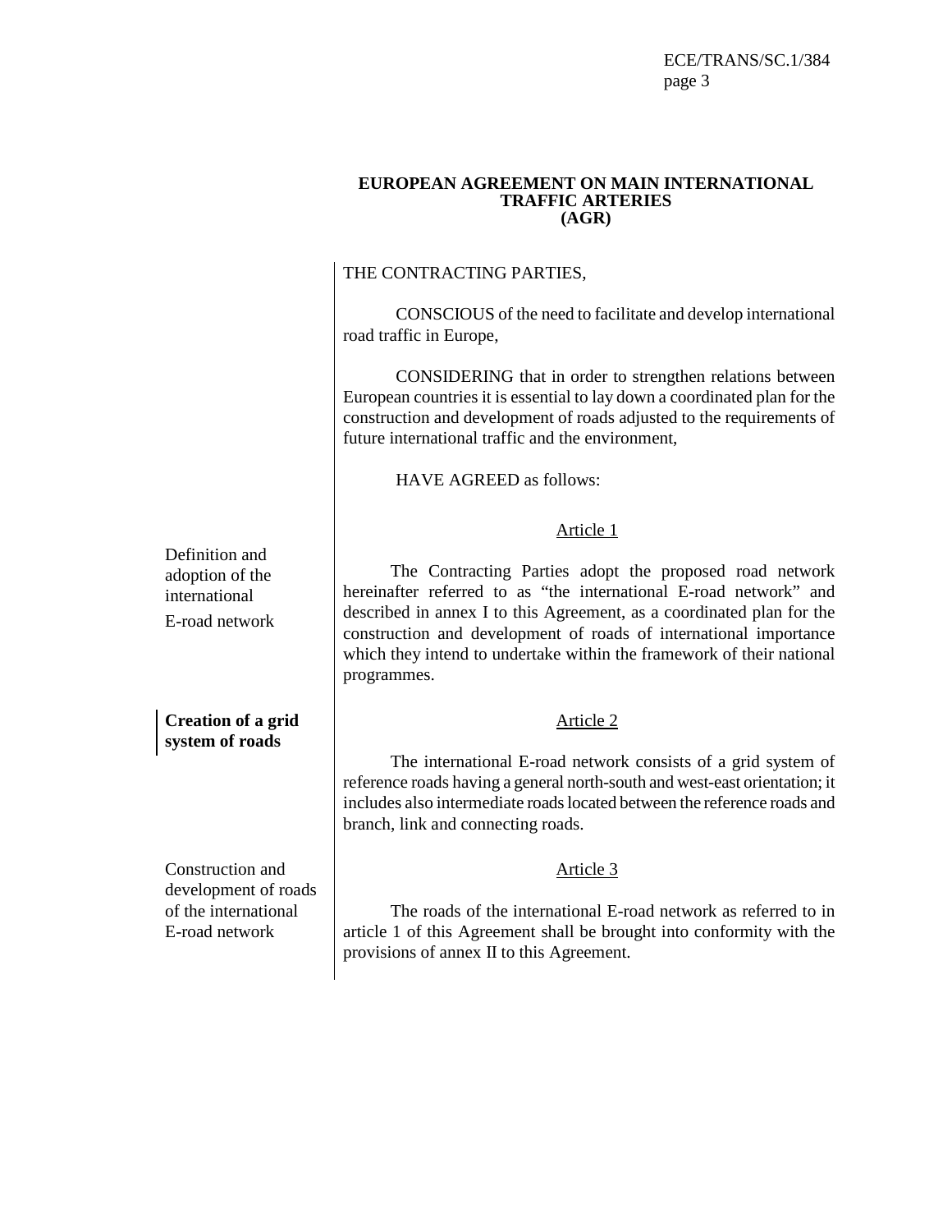# EUROPEAN AGREEMENT ON MAIN INTERNATIONAL TRAFFIC ARTERIES (AGR)

THE CONTRACTING PARTIES,

CONSCIOUS of the need to facilitate and develop international road traffic in Europe,

CONSIDERING that in order to strengthen relations between European countries it is essential to lay down a coordinated plan for the construction and development of roads adjusted to the requirements of future international traffic and the environment,

HAVE AGREED as follows:

## Article 1

*Definition and adoption of the international E-road network*

The Contracting Parties adopt the proposed road network hereinafter referred to as "the international E-road network" and described in annex I to this Agreement, as a coordinated plan for the construction and development of roads of international importance which they intend to undertake within the framework of their national programmes.

## Article 2

**Creation of a grid system of roads**

The international E-road network consists of a grid system of reference roads having a general north-south and west-east orientation; it includes also intermediate roads located between the reference roads and branch, link and connecting roads.

## Article 3

*Construction and development of roads of the international E-road network*

The roads of the international E-road network as referred to in article 1 of this Agreement shall be brought into conformity with the provisions of annex II to this Agreement.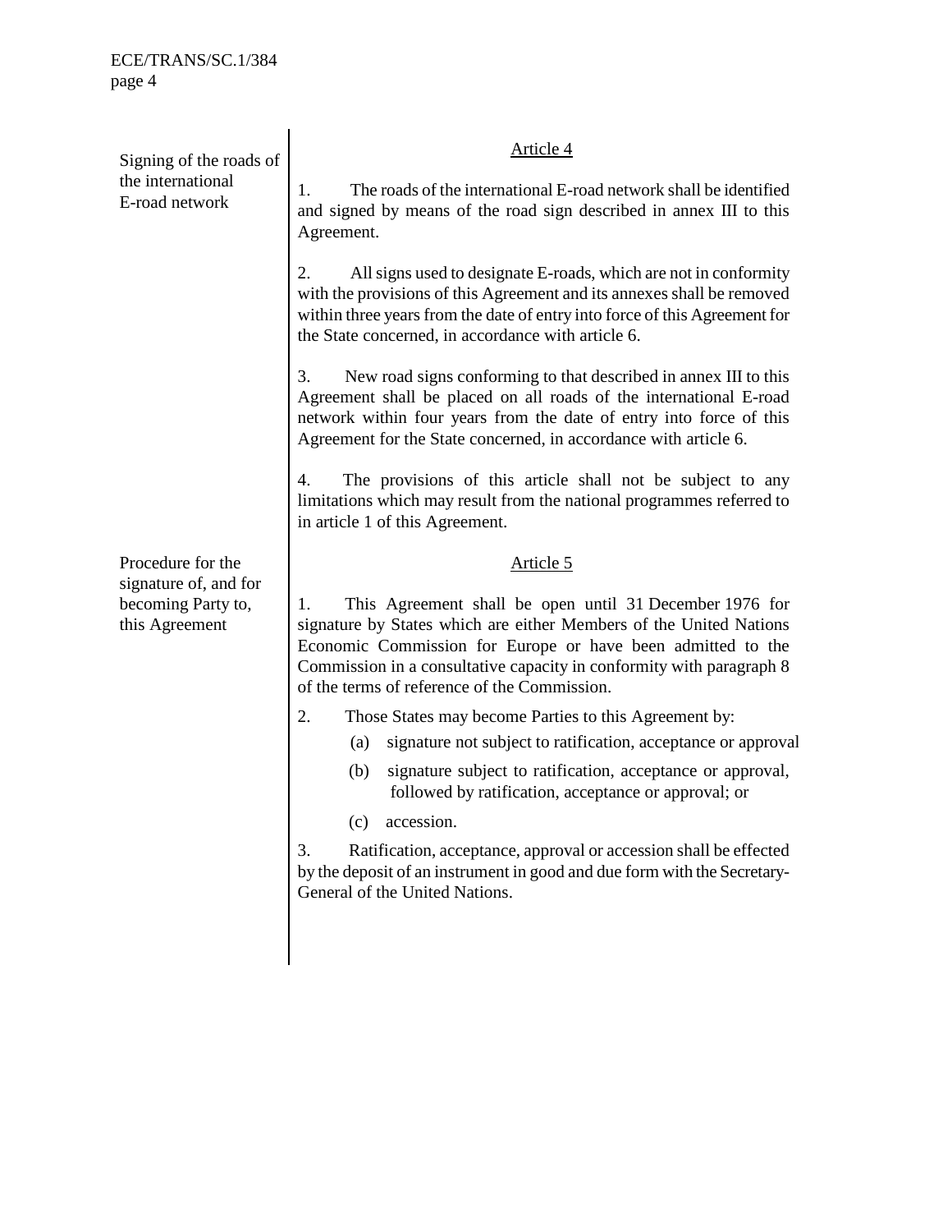**Signing of the roads of the international E-road network**

## Article 4

1. The roads of the international E-road network shall be identified and signed by means of the road sign described in annex III to this Agreement.

2. All signs used to designate E-roads, which are not in conformity with the provisions of this Agreement and its annexes shall be removed within three years from the date of entry into force of this Agreement for the State concerned, in accordance with article 6.

3. New road signs conforming to that described in annex III to this Agreement shall be placed on all roads of the international E-road network within four years from the date of entry into force of this Agreement for the State concerned, in accordance with article 6.

4. The provisions of this article shall not be subject to any limitations which may result from the national programmes referred to in article 1 of this Agreement.

**Procedure for the signature of, and for becoming Party to, this Agreement**

## Article 5

1. This Agreement shall be open until 31 December 1976 for signature by States which are either Members of the United Nations Economic Commission for Europe or have been admitted to the Commission in a consultative capacity in conformity with paragraph 8 of the terms of reference of the Commission.

2. Those States may become Parties to this Agreement by:

   (a) signature not subject to ratification, acceptance or approval

   (b) signature subject to ratification, acceptance or approval, followed by ratification, acceptance or approval; or

   (c) accession.

3. Ratification, acceptance, approval or accession shall be effected by the deposit of an instrument in good and due form with the Secretary-General of the United Nations.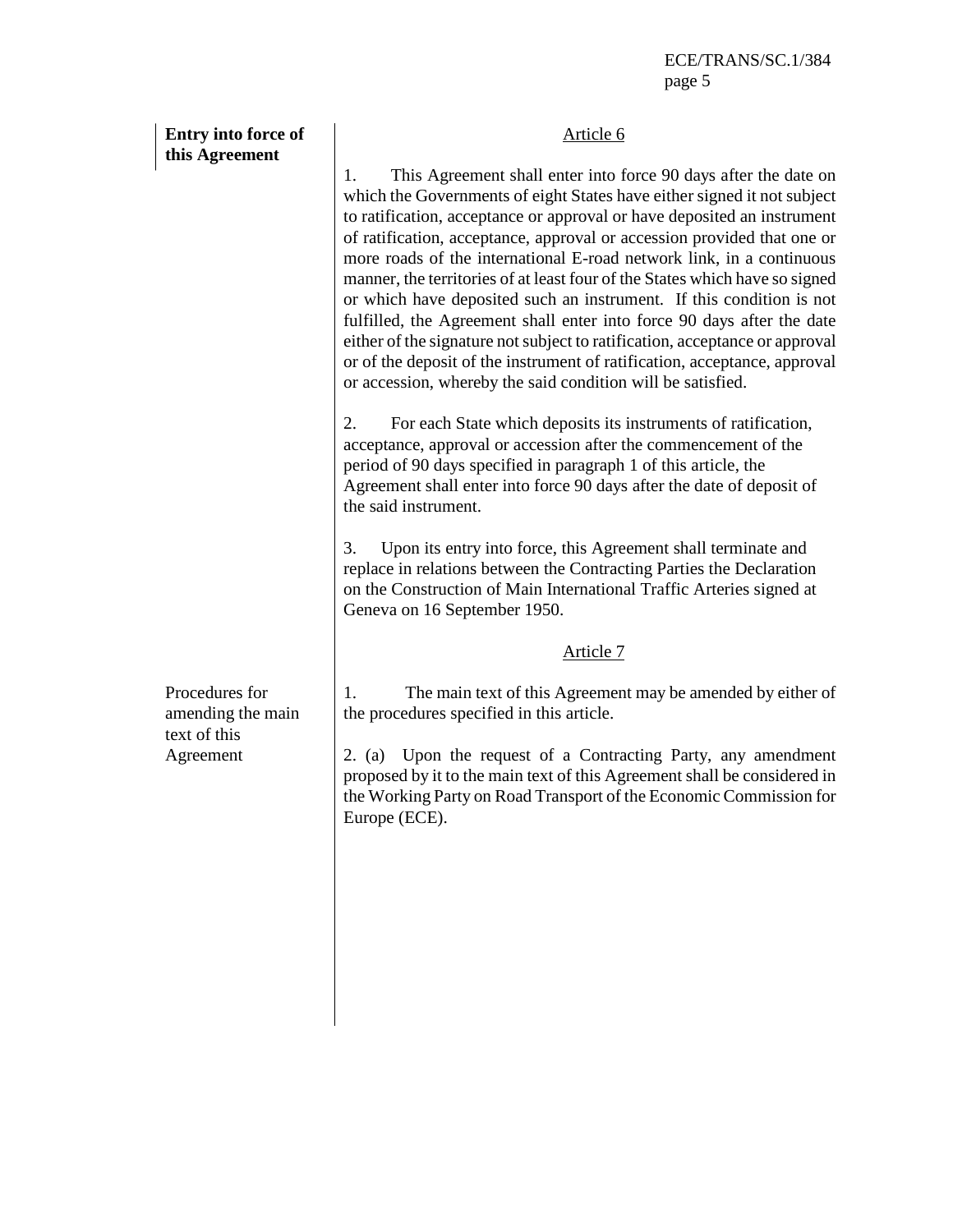**Entry into force of this Agreement**

Article 6

1. This Agreement shall enter into force 90 days after the date on which the Governments of eight States have either signed it not subject to ratification, acceptance or approval or have deposited an instrument of ratification, acceptance, approval or accession provided that one or more roads of the international E-road network link, in a continuous manner, the territories of at least four of the States which have so signed or which have deposited such an instrument. If this condition is not fulfilled, the Agreement shall enter into force 90 days after the date either of the signature not subject to ratification, acceptance or approval or of the deposit of the instrument of ratification, acceptance, approval or accession, whereby the said condition will be satisfied.

2. For each State which deposits its instruments of ratification, acceptance, approval or accession after the commencement of the period of 90 days specified in paragraph 1 of this article, the Agreement shall enter into force 90 days after the date of deposit of the said instrument.

3. Upon its entry into force, this Agreement shall terminate and replace in relations between the Contracting Parties the Declaration on the Construction of Main International Traffic Arteries signed at Geneva on 16 September 1950.

Article 7

Procedures for amending the main text of this Agreement

1. The main text of this Agreement may be amended by either of the procedures specified in this article.

2. (a) Upon the request of a Contracting Party, any amendment proposed by it to the main text of this Agreement shall be considered in the Working Party on Road Transport of the Economic Commission for Europe (ECE).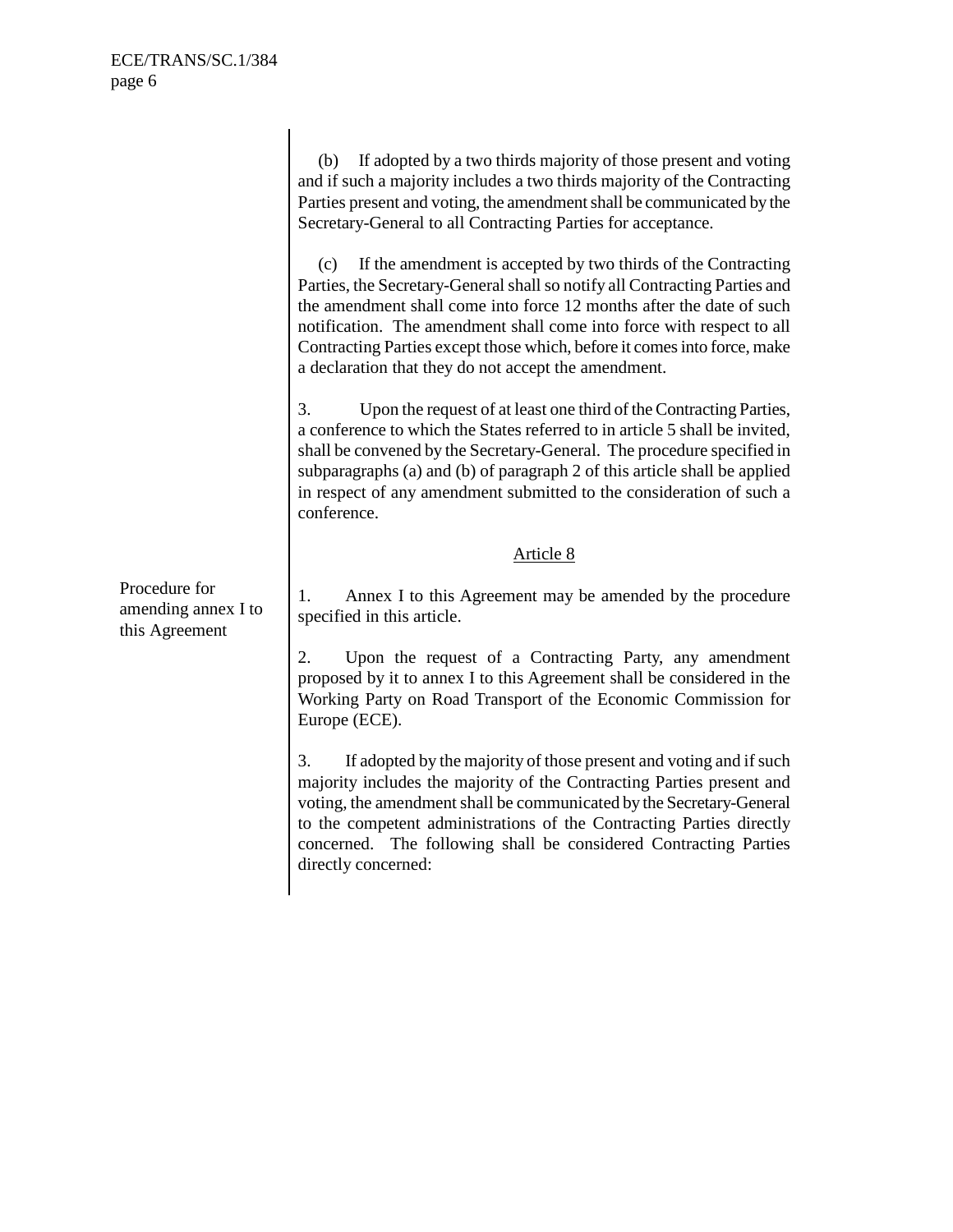(b) If adopted by a two thirds majority of those present and voting and if such a majority includes a two thirds majority of the Contracting Parties present and voting, the amendment shall be communicated by the Secretary-General to all Contracting Parties for acceptance.

(c) If the amendment is accepted by two thirds of the Contracting Parties, the Secretary-General shall so notify all Contracting Parties and the amendment shall come into force 12 months after the date of such notification. The amendment shall come into force with respect to all Contracting Parties except those which, before it comes into force, make a declaration that they do not accept the amendment.

3. Upon the request of at least one third of the Contracting Parties, a conference to which the States referred to in article 5 shall be invited, shall be convened by the Secretary-General. The procedure specified in subparagraphs (a) and (b) of paragraph 2 of this article shall be applied in respect of any amendment submitted to the consideration of such a conference.

## Article 8

*Procedure for amending annex I to this Agreement*

1. Annex I to this Agreement may be amended by the procedure specified in this article.

2. Upon the request of a Contracting Party, any amendment proposed by it to annex I to this Agreement shall be considered in the Working Party on Road Transport of the Economic Commission for Europe (ECE).

3. If adopted by the majority of those present and voting and if such majority includes the majority of the Contracting Parties present and voting, the amendment shall be communicated by the Secretary-General to the competent administrations of the Contracting Parties directly concerned. The following shall be considered Contracting Parties directly concerned: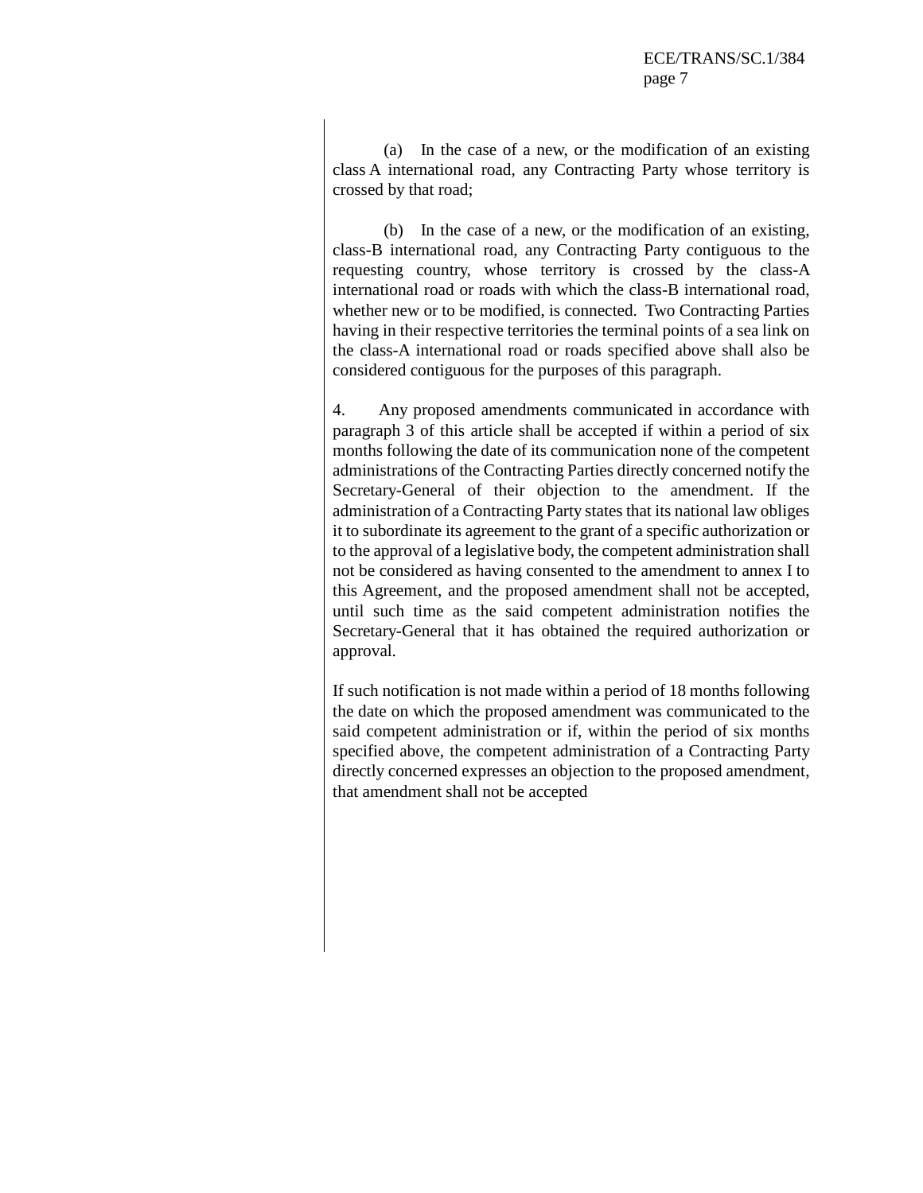(a) In the case of a new, or the modification of an existing class A international road, any Contracting Party whose territory is crossed by that road;

(b) In the case of a new, or the modification of an existing, class-B international road, any Contracting Party contiguous to the requesting country, whose territory is crossed by the class-A international road or roads with which the class-B international road, whether new or to be modified, is connected. Two Contracting Parties having in their respective territories the terminal points of a sea link on the class-A international road or roads specified above shall also be considered contiguous for the purposes of this paragraph.

4. Any proposed amendments communicated in accordance with paragraph 3 of this article shall be accepted if within a period of six months following the date of its communication none of the competent administrations of the Contracting Parties directly concerned notify the Secretary-General of their objection to the amendment. If the administration of a Contracting Party states that its national law obliges it to subordinate its agreement to the grant of a specific authorization or to the approval of a legislative body, the competent administration shall not be considered as having consented to the amendment to annex I to this Agreement, and the proposed amendment shall not be accepted, until such time as the said competent administration notifies the Secretary-General that it has obtained the required authorization or approval.

If such notification is not made within a period of 18 months following the date on which the proposed amendment was communicated to the said competent administration or if, within the period of six months specified above, the competent administration of a Contracting Party directly concerned expresses an objection to the proposed amendment, that amendment shall not be accepted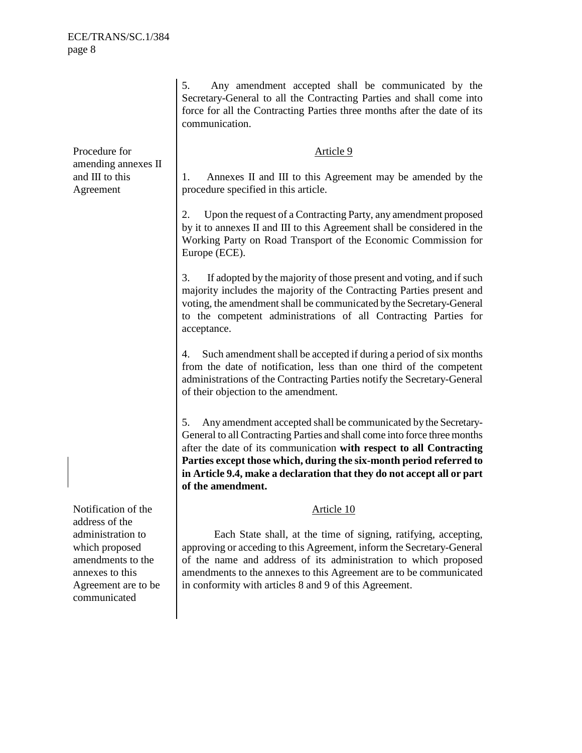5. Any amendment accepted shall be communicated by the Secretary-General to all the Contracting Parties and shall come into force for all the Contracting Parties three months after the date of its communication.

Procedure for amending annexes II and III to this Agreement

## Article 9

1. Annexes II and III to this Agreement may be amended by the procedure specified in this article.

2. Upon the request of a Contracting Party, any amendment proposed by it to annexes II and III to this Agreement shall be considered in the Working Party on Road Transport of the Economic Commission for Europe (ECE).

3. If adopted by the majority of those present and voting, and if such majority includes the majority of the Contracting Parties present and voting, the amendment shall be communicated by the Secretary-General to the competent administrations of all Contracting Parties for acceptance.

4. Such amendment shall be accepted if during a period of six months from the date of notification, less than one third of the competent administrations of the Contracting Parties notify the Secretary-General of their objection to the amendment.

5. Any amendment accepted shall be communicated by the Secretary-General to all Contracting Parties and shall come into force three months after the date of its communication **with respect to all Contracting Parties except those which, during the six-month period referred to in Article 9.4, make a declaration that they do not accept all or part of the amendment.**

Notification of the address of the administration to which proposed amendments to the annexes to this Agreement are to be communicated

## Article 10

Each State shall, at the time of signing, ratifying, accepting, approving or acceding to this Agreement, inform the Secretary-General of the name and address of its administration to which proposed amendments to the annexes to this Agreement are to be communicated in conformity with articles 8 and 9 of this Agreement.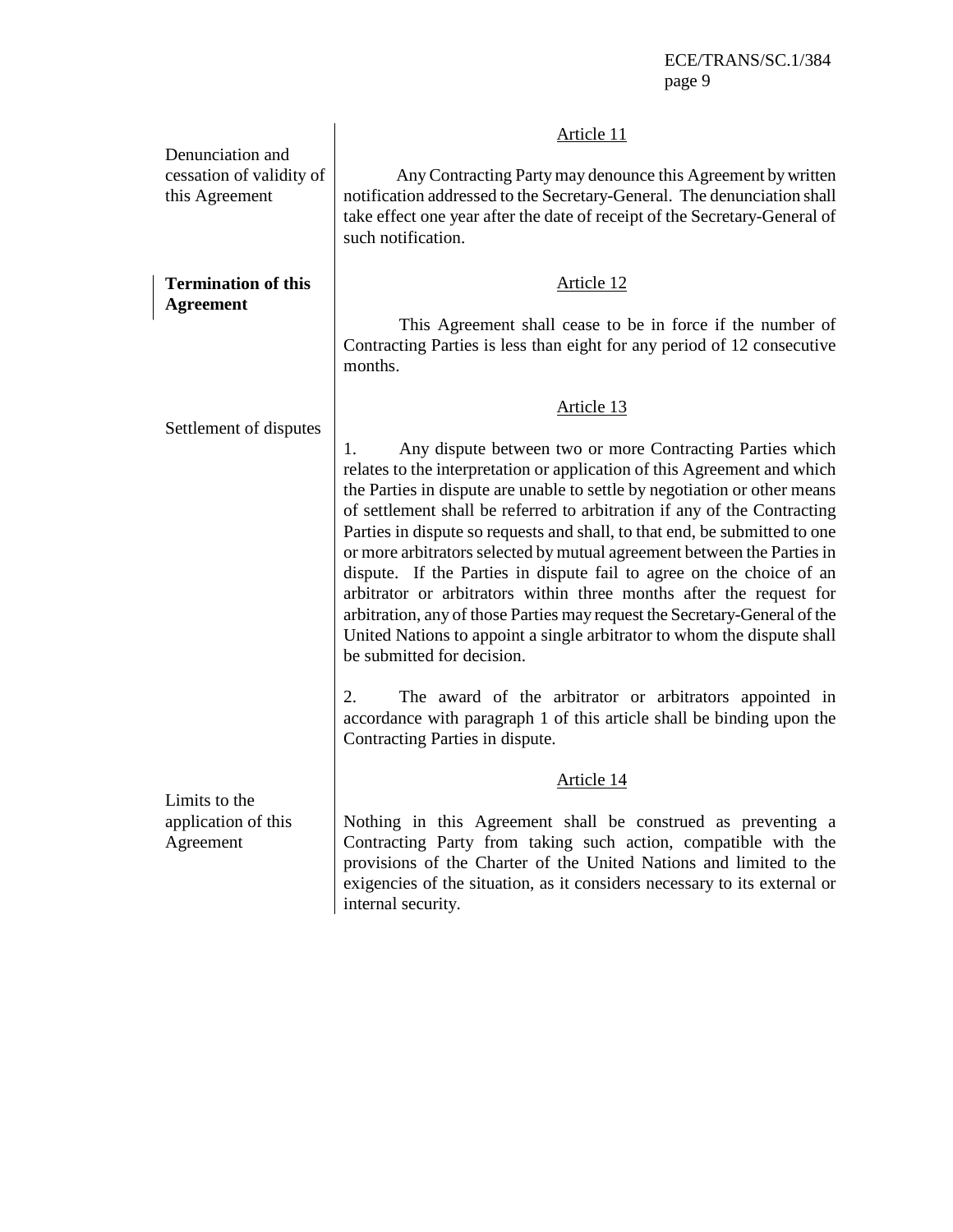### Article 11

*Denunciation and cessation of validity of this Agreement*

Any Contracting Party may denounce this Agreement by written notification addressed to the Secretary-General. The denunciation shall take effect one year after the date of receipt of the Secretary-General of such notification.

### Article 12

**Termination of this Agreement**

This Agreement shall cease to be in force if the number of Contracting Parties is less than eight for any period of 12 consecutive months.

### Article 13

*Settlement of disputes*

1. Any dispute between two or more Contracting Parties which relates to the interpretation or application of this Agreement and which the Parties in dispute are unable to settle by negotiation or other means of settlement shall be referred to arbitration if any of the Contracting Parties in dispute so requests and shall, to that end, be submitted to one or more arbitrators selected by mutual agreement between the Parties in dispute. If the Parties in dispute fail to agree on the choice of an arbitrator or arbitrators within three months after the request for arbitration, any of those Parties may request the Secretary-General of the United Nations to appoint a single arbitrator to whom the dispute shall be submitted for decision.

2. The award of the arbitrator or arbitrators appointed in accordance with paragraph 1 of this article shall be binding upon the Contracting Parties in dispute.

### Article 14

*Limits to the application of this Agreement*

Nothing in this Agreement shall be construed as preventing a Contracting Party from taking such action, compatible with the provisions of the Charter of the United Nations and limited to the exigencies of the situation, as it considers necessary to its external or internal security.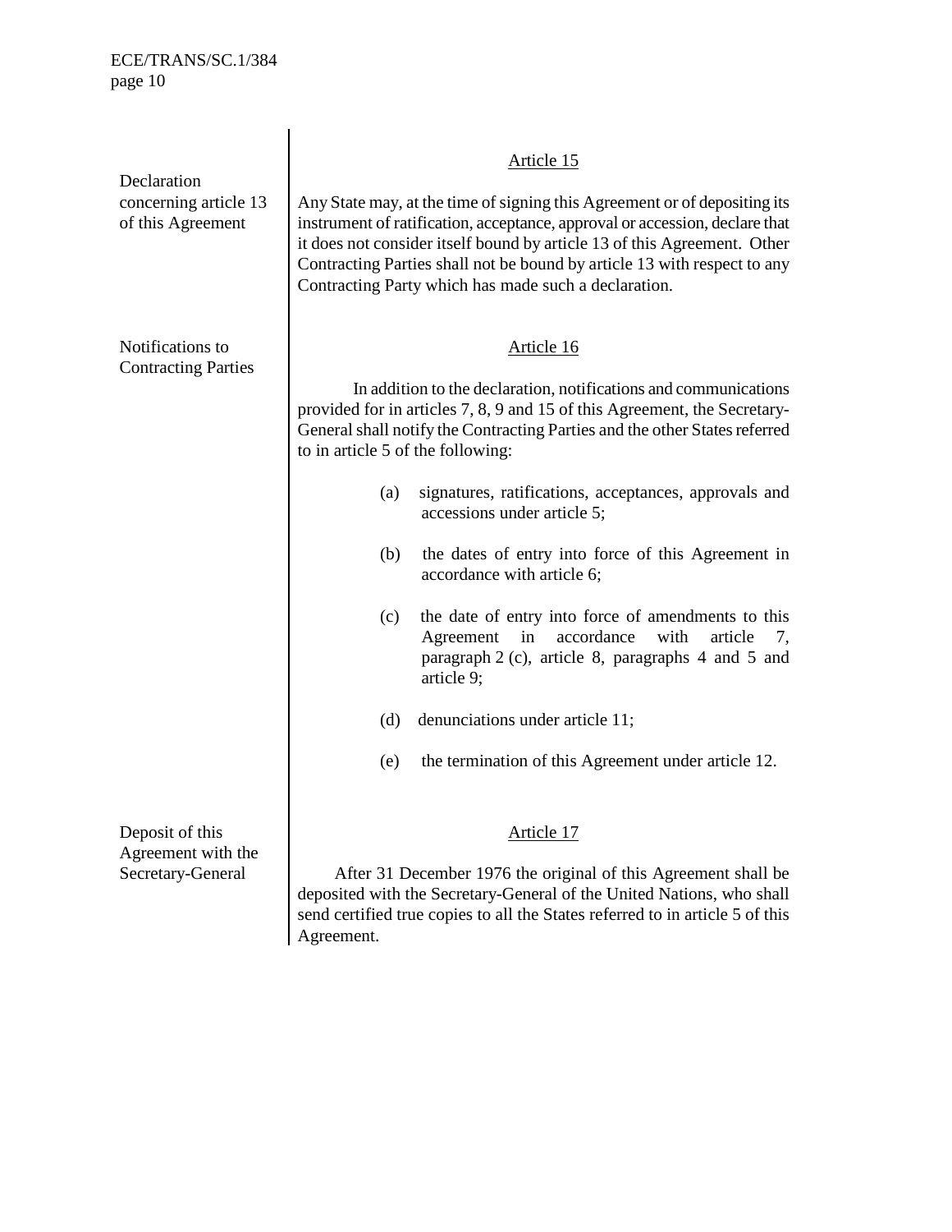## Article 15

*Declaration concerning article 13 of this Agreement*

Any State may, at the time of signing this Agreement or of depositing its instrument of ratification, acceptance, approval or accession, declare that it does not consider itself bound by article 13 of this Agreement. Other Contracting Parties shall not be bound by article 13 with respect to any Contracting Party which has made such a declaration.

## Article 16

*Notifications to Contracting Parties*

In addition to the declaration, notifications and communications provided for in articles 7, 8, 9 and 15 of this Agreement, the Secretary-General shall notify the Contracting Parties and the other States referred to in article 5 of the following:

(a) signatures, ratifications, acceptances, approvals and accessions under article 5;

(b) the dates of entry into force of this Agreement in accordance with article 6;

(c) the date of entry into force of amendments to this Agreement in accordance with article 7, paragraph 2 (c), article 8, paragraphs 4 and 5 and article 9;

(d) denunciations under article 11;

(e) the termination of this Agreement under article 12.

## Article 17

*Deposit of this Agreement with the Secretary-General*

After 31 December 1976 the original of this Agreement shall be deposited with the Secretary-General of the United Nations, who shall send certified true copies to all the States referred to in article 5 of this Agreement.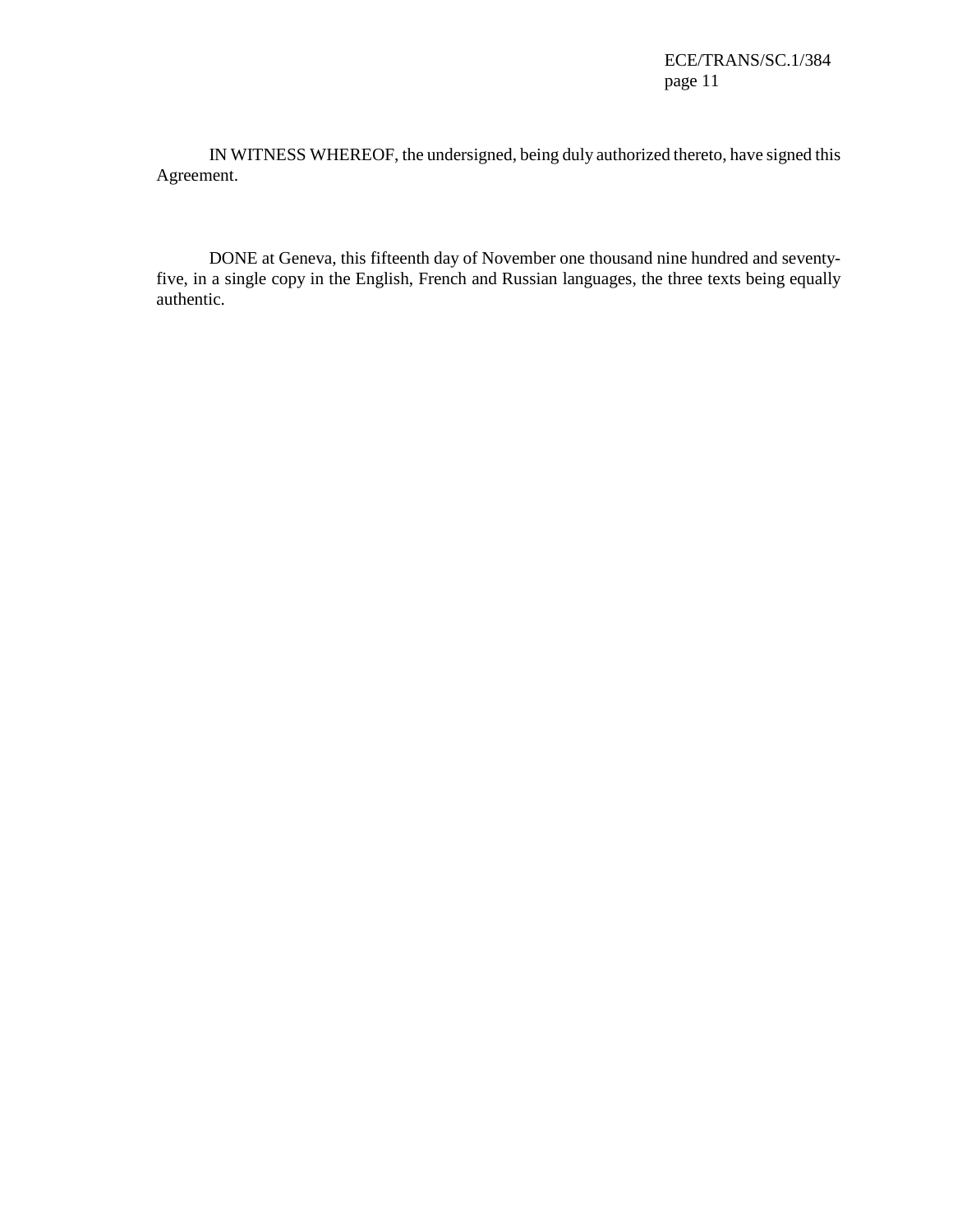IN WITNESS WHEREOF, the undersigned, being duly authorized thereto, have signed this Agreement.

DONE at Geneva, this fifteenth day of November one thousand nine hundred and seventy-five, in a single copy in the English, French and Russian languages, the three texts being equally authentic.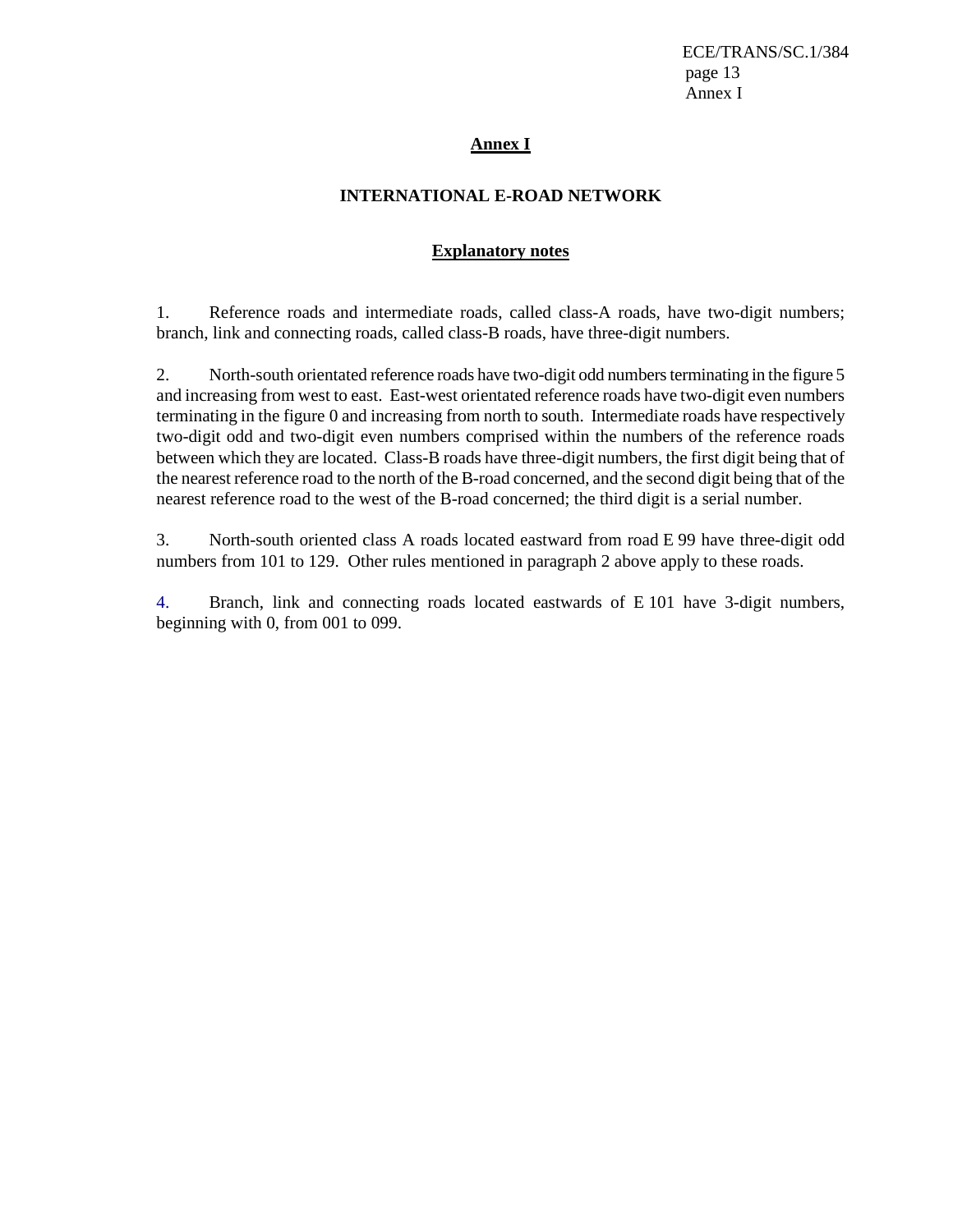# Annex I

## INTERNATIONAL E-ROAD NETWORK

### Explanatory notes

1. Reference roads and intermediate roads, called class-A roads, have two-digit numbers; branch, link and connecting roads, called class-B roads, have three-digit numbers.

2. North-south orientated reference roads have two-digit odd numbers terminating in the figure 5 and increasing from west to east. East-west orientated reference roads have two-digit even numbers terminating in the figure 0 and increasing from north to south. Intermediate roads have respectively two-digit odd and two-digit even numbers comprised within the numbers of the reference roads between which they are located. Class-B roads have three-digit numbers, the first digit being that of the nearest reference road to the north of the B-road concerned, and the second digit being that of the nearest reference road to the west of the B-road concerned; the third digit is a serial number.

3. North-south oriented class A roads located eastward from road E 99 have three-digit odd numbers from 101 to 129. Other rules mentioned in paragraph 2 above apply to these roads.

4. Branch, link and connecting roads located eastwards of E 101 have 3-digit numbers, beginning with 0, from 001 to 099.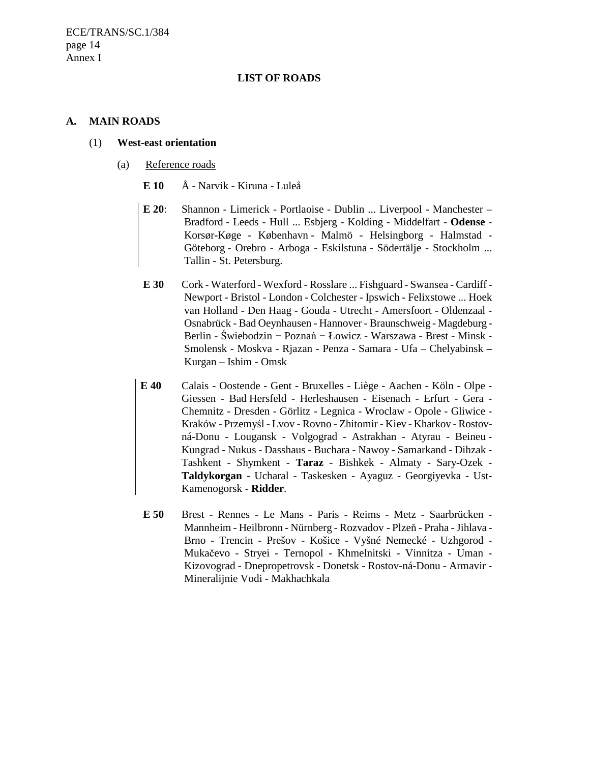## LIST OF ROADS

### A. MAIN ROADS

#### (1) West-east orientation

(a) Reference roads

**E 10** Å - Narvik - Kiruna - Luleå

**E 20**: Shannon - Limerick - Portlaoise - Dublin ... Liverpool - Manchester – Bradford - Leeds - Hull ... Esbjerg - Kolding - Middelfart - **Odense** - Korsør-Køge - København - Malmö - Helsingborg - Halmstad - Göteborg - Orebro - Arboga - Eskilstuna - Södertälje - Stockholm ... Tallin - St. Petersburg.

**E 30** Cork - Waterford - Wexford - Rosslare ... Fishguard - Swansea - Cardiff - Newport - Bristol - London - Colchester - Ipswich - Felixstowe ... Hoek van Holland - Den Haag - Gouda - Utrecht - Amersfoort - Oldenzaal - Osnabrück - Bad Oeynhausen - Hannover - Braunschweig - Magdeburg - Berlin - Świebodzin − Poznań − Łowicz - Warszawa - Brest - Minsk - Smolensk - Moskva - Rjazan - Penza - Samara - Ufa – Chelyabinsk – Kurgan – Ishim - Omsk

**E 40** Calais - Oostende - Gent - Bruxelles - Liège - Aachen - Köln - Olpe - Giessen - Bad Hersfeld - Herleshausen - Eisenach - Erfurt - Gera - Chemnitz - Dresden - Görlitz - Legnica - Wroclaw - Opole - Gliwice - Kraków - Przemyśl - Lvov - Rovno - Zhitomir - Kiev - Kharkov - Rostov-ná-Donu - Lougansk - Volgograd - Astrakhan - Atyrau - Beineu - Kungrad - Nukus - Dasshaus - Buchara - Nawoy - Samarkand - Dihzak - Tashkent - Shymkent - **Taraz** - Bishkek - Almaty - Sary-Ozek - **Taldykorgan** - Ucharal - Taskesken - Ayaguz - Georgiyevka - Ust-Kamenogorsk - **Ridder**.

**E 50** Brest - Rennes - Le Mans - Paris - Reims - Metz - Saarbrücken - Mannheim - Heilbronn - Nürnberg - Rozvadov - Plzeň - Praha - Jihlava - Brno - Trencin - Prešov - Košice - Vyšné Nemecké - Uzhgorod - Mukačevo - Stryei - Ternopol - Khmelnitski - Vinnitza - Uman - Kizovograd - Dnepropetrovsk - Donetsk - Rostov-ná-Donu - Armavir - Mineralijnie Vodi - Makhachkala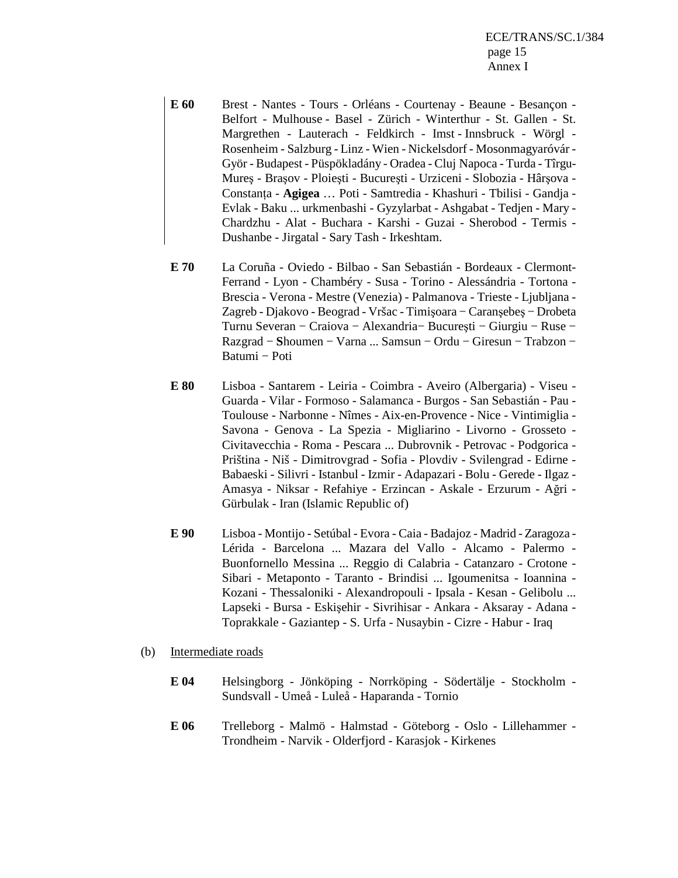**E 60** Brest - Nantes - Tours - Orléans - Courtenay - Beaune - Besançon - Belfort - Mulhouse - Basel - Zürich - Winterthur - St. Gallen - St. Margrethen - Lauterach - Feldkirch - Imst - Innsbruck - Wörgl - Rosenheim - Salzburg - Linz - Wien - Nickelsdorf - Mosonmagyaróvár - Györ - Budapest - Püspökladány - Oradea - Cluj Napoca - Turda - Tîrgu-Mureş - Braşov - Ploieşti - Bucureşti - Urziceni - Slobozia - Hârşova - Constanța - **Agigea** … Poti - Samtredia - Khashuri - Tbilisi - Gandja - Evlak - Baku ... urkmenbashi - Gyzylarbat - Ashgabat - Tedjen - Mary - Chardzhu - Alat - Buchara - Karshi - Guzai - Sherobod - Termis - Dushanbe - Jirgatal - Sary Tash - Irkeshtam.

**E 70** La Coruña - Oviedo - Bilbao - San Sebastián - Bordeaux - Clermont-Ferrand - Lyon - Chambéry - Susa - Torino - Alessándria - Tortona - Brescia - Verona - Mestre (Venezia) - Palmanova - Trieste - Ljubljana - Zagreb - Djakovo - Beograd - Vršac - Timişoara − Caranşebeş − Drobeta Turnu Severan − Craiova − Alexandria− Bucureşti − Giurgiu − Ruse − Razgrad − **S**houmen − Varna ... Samsun − Ordu − Giresun − Trabzon − Batumi − Poti

**E 80** Lisboa - Santarem - Leiria - Coimbra - Aveiro (Albergaria) - Viseu - Guarda - Vilar - Formoso - Salamanca - Burgos - San Sebastián - Pau - Toulouse - Narbonne - Nîmes - Aix-en-Provence - Nice - Vintimiglia - Savona - Genova - La Spezia - Migliarino - Livorno - Grosseto - Civitavecchia - Roma - Pescara ... Dubrovnik - Petrovac - Podgorica - Priština - Niš - Dimitrovgrad - Sofia - Plovdiv - Svilengrad - Edirne - Babaeski - Silivri - Istanbul - Izmir - Adapazari - Bolu - Gerede - Ilgaz - Amasya - Niksar - Refahiye - Erzincan - Askale - Erzurum - Ağri - Gürbulak - Iran (Islamic Republic of)

**E 90** Lisboa - Montijo - Setúbal - Evora - Caia - Badajoz - Madrid - Zaragoza - Lérida - Barcelona ... Mazara del Vallo - Alcamo - Palermo - Buonfornello Messina ... Reggio di Calabria - Catanzaro - Crotone - Sibari - Metaponto - Taranto - Brindisi ... Igoumenitsa - Ioannina - Kozani - Thessaloniki - Alexandropouli - Ipsala - Kesan - Gelibolu ... Lapseki - Bursa - Eskişehir - Sivrihisar - Ankara - Aksaray - Adana - Toprakkale - Gaziantep - S. Urfa - Nusaybin - Cizre - Habur - Iraq

(b) Intermediate roads

**E 04** Helsingborg - Jönköping - Norrköping - Södertälje - Stockholm - Sundsvall - Umeå - Luleå - Haparanda - Tornio

**E 06** Trelleborg - Malmö - Halmstad - Göteborg - Oslo - Lillehammer - Trondheim - Narvik - Olderfjord - Karasjok - Kirkenes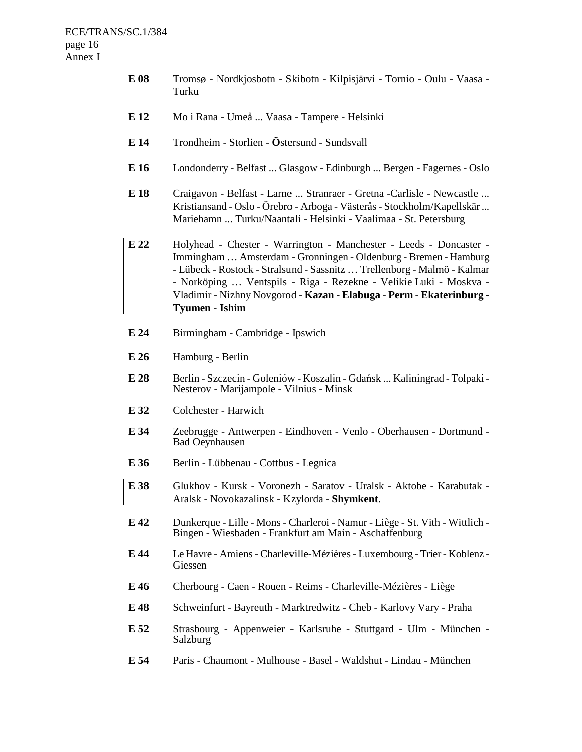**E 08** Tromsø - Nordkjosbotn - Skibotn - Kilpisjärvi - Tornio - Oulu - Vaasa - Turku

**E 12** Mo i Rana - Umeå ... Vaasa - Tampere - Helsinki

**E 14** Trondheim - Storlien - **Ö**stersund - Sundsvall

**E 16** Londonderry - Belfast ... Glasgow - Edinburgh ... Bergen - Fagernes - Oslo

**E 18** Craigavon - Belfast - Larne ... Stranraer - Gretna -Carlisle - Newcastle ... Kristiansand - Oslo - Örebro - Arboga - Västerås - Stockholm/Kapellskär ... Mariehamn ... Turku/Naantali - Helsinki - Vaalimaa - St. Petersburg

**E 22** Holyhead - Chester - Warrington - Manchester - Leeds - Doncaster - Immingham … Amsterdam - Gronningen - Oldenburg - Bremen - Hamburg - Lübeck - Rostock - Stralsund - Sassnitz … Trellenborg - Malmö - Kalmar - Norköping … Ventspils - Riga - Rezekne - Velikie Luki - Moskva - Vladimir - Nizhny Novgorod - **Kazan - Elabuga** - **Perm** - **Ekaterinburg - Tyumen** - **Ishim**

**E 24** Birmingham - Cambridge - Ipswich

**E 26** Hamburg - Berlin

**E 28** Berlin - Szczecin - Goleniów - Koszalin - Gdańsk ... Kaliningrad - Tolpaki - Nesterov - Marijampole - Vilnius - Minsk

**E 32** Colchester - Harwich

**E 34** Zeebrugge - Antwerpen - Eindhoven - Venlo - Oberhausen - Dortmund - Bad Oeynhausen

**E 36** Berlin - Lübbenau - Cottbus - Legnica

**E 38** Glukhov - Kursk - Voronezh - Saratov - Uralsk - Aktobe - Karabutak - Aralsk - Novokazalinsk - Kzylorda - **Shymkent**.

**E 42** Dunkerque - Lille - Mons - Charleroi - Namur - Liège - St. Vith - Wittlich - Bingen - Wiesbaden - Frankfurt am Main - Aschaffenburg

**E 44** Le Havre - Amiens - Charleville-Mézières - Luxembourg - Trier - Koblenz - Giessen

**E 46** Cherbourg - Caen - Rouen - Reims - Charleville-Mézières - Liège

**E 48** Schweinfurt - Bayreuth - Marktredwitz - Cheb - Karlovy Vary - Praha

**E 52** Strasbourg - Appenweier - Karlsruhe - Stuttgart - Ulm - München - Salzburg

**E 54** Paris - Chaumont - Mulhouse - Basel - Waldshut - Lindau - München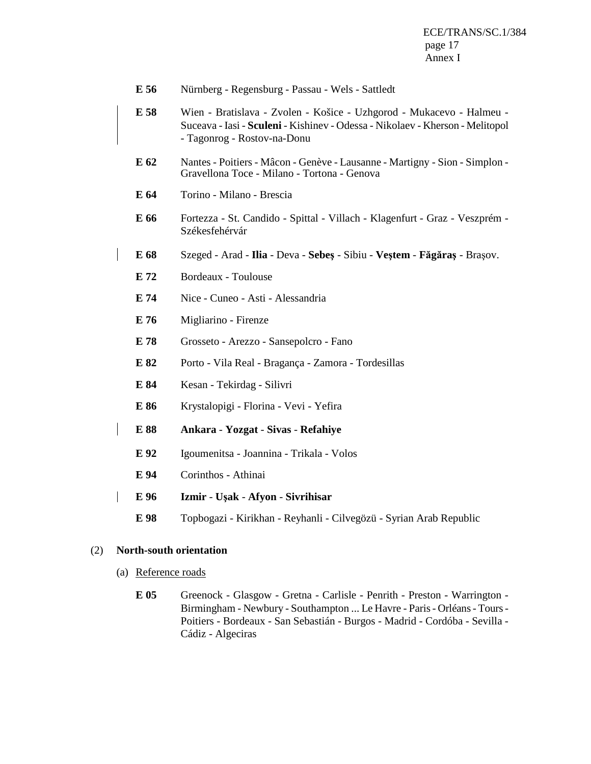**E 56** Nürnberg - Regensburg - Passau - Wels - Sattledt

**E 58** Wien - Bratislava - Zvolen - Košice - Uzhgorod - Mukacevo - Halmeu - Suceava - Iasi - **Sculeni** - Kishinev - Odessa - Nikolaev - Kherson - Melitopol - Tagonrog - Rostov-na-Donu

**E 62** Nantes - Poitiers - Mâcon - Genève - Lausanne - Martigny - Sion - Simplon - Gravellona Toce - Milano - Tortona - Genova

**E 64** Torino - Milano - Brescia

**E 66** Fortezza - St. Candido - Spittal - Villach - Klagenfurt - Graz - Veszprém - Székesfehérvár

**E 68** Szeged - Arad - **Ilia** - Deva - **Sebeş** - Sibiu - **Veştem** - **Făgăraş** - Braşov.

**E 72** Bordeaux - Toulouse

**E 74** Nice - Cuneo - Asti - Alessandria

**E 76** Migliarino - Firenze

**E 78** Grosseto - Arezzo - Sansepolcro - Fano

**E 82** Porto - Vila Real - Bragança - Zamora - Tordesillas

**E 84** Kesan - Tekirdag - Silivri

**E 86** Krystalopigi - Florina - Vevi - Yefira

**E 88** **Ankara** - **Yozgat** - **Sivas** - **Refahiye**

**E 92** Igoumenitsa - Joannina - Trikala - Volos

**E 94** Corinthos - Athinai

**E 96** **Izmir** - **Uşak** - **Afyon** - **Sivrihisar**

**E 98** Topbogazi - Kirikhan - Reyhanli - Cilvegözü - Syrian Arab Republic

(2) **North-south orientation**

(a) Reference roads

**E 05** Greenock - Glasgow - Gretna - Carlisle - Penrith - Preston - Warrington - Birmingham - Newbury - Southampton ... Le Havre - Paris - Orléans - Tours - Poitiers - Bordeaux - San Sebastián - Burgos - Madrid - Cordóba - Sevilla - Cádiz - Algeciras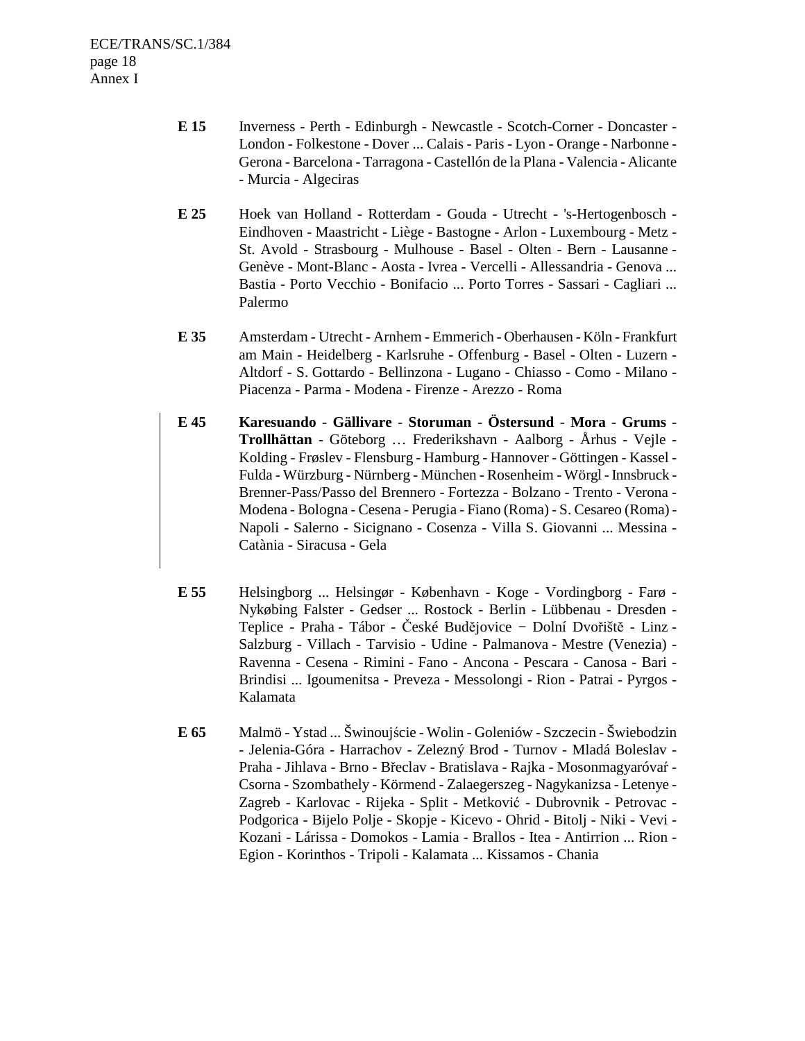**E 15** Inverness - Perth - Edinburgh - Newcastle - Scotch-Corner - Doncaster - London - Folkestone - Dover ... Calais - Paris - Lyon - Orange - Narbonne - Gerona - Barcelona - Tarragona - Castellón de la Plana - Valencia - Alicante - Murcia - Algeciras

**E 25** Hoek van Holland - Rotterdam - Gouda - Utrecht - 's-Hertogenbosch - Eindhoven - Maastricht - Liège - Bastogne - Arlon - Luxembourg - Metz - St. Avold - Strasbourg - Mulhouse - Basel - Olten - Bern - Lausanne - Genève - Mont-Blanc - Aosta - Ivrea - Vercelli - Allessandria - Genova ... Bastia - Porto Vecchio - Bonifacio ... Porto Torres - Sassari - Cagliari ... Palermo

**E 35** Amsterdam - Utrecht - Arnhem - Emmerich - Oberhausen - Köln - Frankfurt am Main - Heidelberg - Karlsruhe - Offenburg - Basel - Olten - Luzern - Altdorf - S. Gottardo - Bellinzona - Lugano - Chiasso - Como - Milano - Piacenza - Parma - Modena - Firenze - Arezzo - Roma

**E 45** **Karesuando** - **Gällivare** - **Storuman** - **Östersund** - **Mora** - **Grums** - **Trollhättan** - Göteborg … Frederikshavn - Aalborg - Århus - Vejle - Kolding - Frøslev - Flensburg - Hamburg - Hannover - Göttingen - Kassel - Fulda - Würzburg - Nürnberg - München - Rosenheim - Wörgl - Innsbruck - Brenner-Pass/Passo del Brennero - Fortezza - Bolzano - Trento - Verona - Modena - Bologna - Cesena - Perugia - Fiano (Roma) - S. Cesareo (Roma) - Napoli - Salerno - Sicignano - Cosenza - Villa S. Giovanni ... Messina - Catània - Siracusa - Gela

**E 55** Helsingborg ... Helsingør - København - Koge - Vordingborg - Farø - Nykøbing Falster - Gedser ... Rostock - Berlin - Lübbenau - Dresden - Teplice - Praha - Tábor - České Budějovice − Dolní Dvořiště - Linz - Salzburg - Villach - Tarvisio - Udine - Palmanova - Mestre (Venezia) - Ravenna - Cesena - Rimini - Fano - Ancona - Pescara - Canosa - Bari - Brindisi ... Igoumenitsa - Preveza - Messolongi - Rion - Patrai - Pyrgos - Kalamata

**E 65** Malmö - Ystad ... Świnoujście - Wolin - Goleniów - Szczecin - Świebodzin - Jelenia-Góra - Harrachov - Zelezný Brod - Turnov - Mladá Boleslav - Praha - Jihlava - Brno - Břeclav - Bratislava - Rajka - Mosonmagyaróvař - Csorna - Szombathely - Körmend - Zalaegerszeg - Nagykanizsa - Letenye - Zagreb - Karlovac - Rijeka - Split - Metković - Dubrovnik - Petrovac - Podgorica - Bijelo Polje - Skopje - Kicevo - Ohrid - Bitolj - Niki - Vevi - Kozani - Lárissa - Domokos - Lamia - Brallos - Itea - Antirrion ... Rion - Egion - Korinthos - Tripoli - Kalamata ... Kissamos - Chania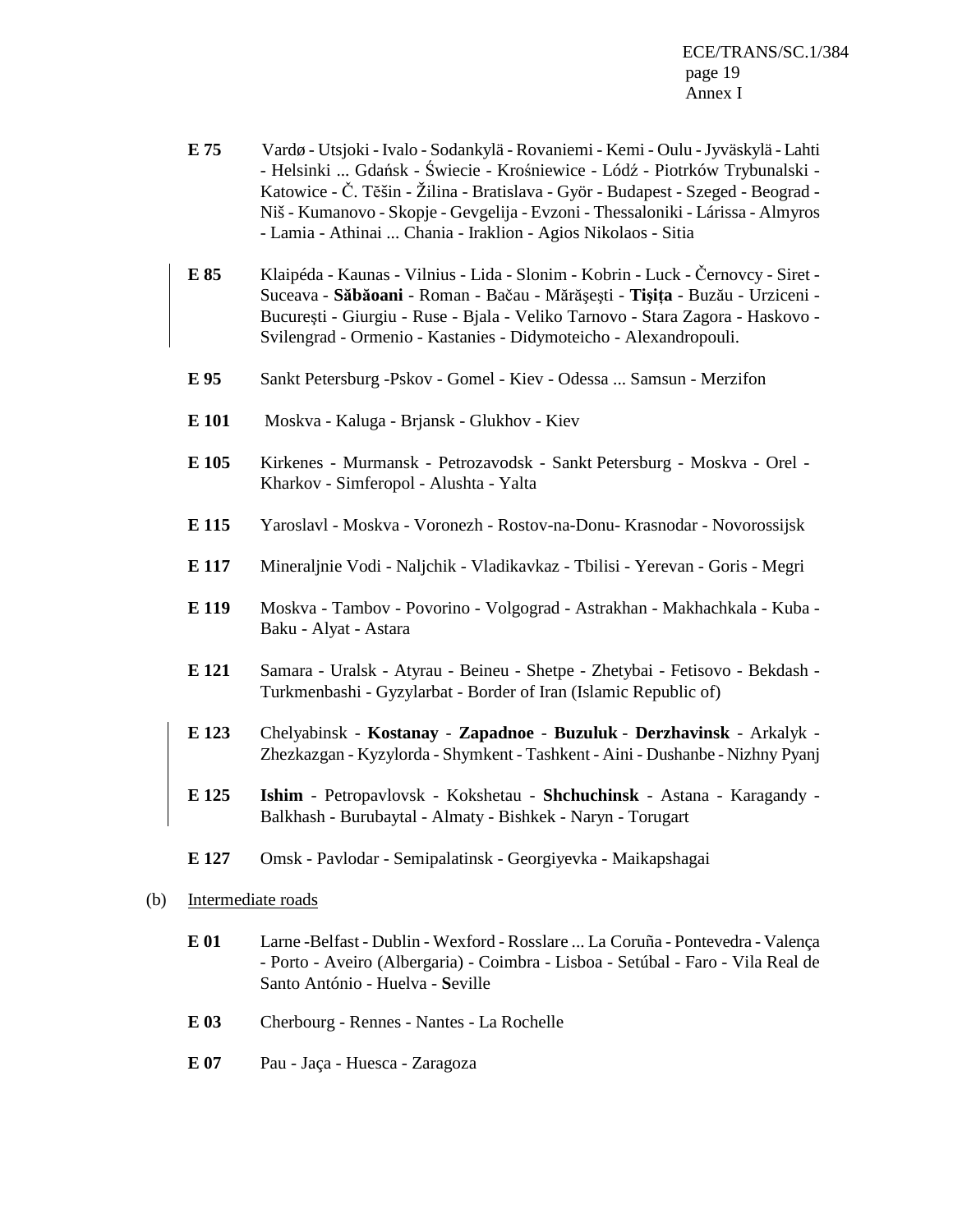**E 75** Vardø - Utsjoki - Ivalo - Sodankylä - Rovaniemi - Kemi - Oulu - Jyväskylä - Lahti - Helsinki ... Gdańsk - Świecie - Krośniewice - Lódź - Piotrków Trybunalski - Katowice - Č. Těšin - Žilina - Bratislava - Györ - Budapest - Szeged - Beograd - Niš - Kumanovo - Skopje - Gevgelija - Evzoni - Thessaloniki - Lárissa - Almyros - Lamia - Athinai ... Chania - Iraklion - Agios Nikolaos - Sitia

**E 85** Klaipéda - Kaunas - Vilnius - Lida - Slonim - Kobrin - Luck - Černovcy - Siret - Suceava - **Săbăoani** - Roman - Bačau - Mărăşeşti - **Tişiţa** - Buzău - Urziceni - Bucureşti - Giurgiu - Ruse - Bjala - Veliko Tarnovo - Stara Zagora - Haskovo - Svilengrad - Ormenio - Kastanies - Didymoteicho - Alexandropouli.

**E 95** Sankt Petersburg -Pskov - Gomel - Kiev - Odessa ... Samsun - Merzifon

**E 101** Moskva - Kaluga - Brjansk - Glukhov - Kiev

**E 105** Kirkenes - Murmansk - Petrozavodsk - Sankt Petersburg - Moskva - Orel - Kharkov - Simferopol - Alushta - Yalta

**E 115** Yaroslavl - Moskva - Voronezh - Rostov-na-Donu- Krasnodar - Novorossijsk

**E 117** Mineraljnie Vodi - Naljchik - Vladikavkaz - Tbilisi - Yerevan - Goris - Megri

**E 119** Moskva - Tambov - Povorino - Volgograd - Astrakhan - Makhachkala - Kuba - Baku - Alyat - Astara

**E 121** Samara - Uralsk - Atyrau - Beineu - Shetpe - Zhetybai - Fetisovo - Bekdash - Turkmenbashi - Gyzylarbat - Border of Iran (Islamic Republic of)

**E 123** Chelyabinsk - **Kostanay** - **Zapadnoe** - **Buzuluk** - **Derzhavinsk** - Arkalyk - Zhezkazgan - Kyzylorda - Shymkent - Tashkent - Aini - Dushanbe - Nizhny Pyanj

**E 125** **Ishim** - Petropavlovsk - Kokshetau - **Shchuchinsk** - Astana - Karagandy - Balkhash - Burubaytal - Almaty - Bishkek - Naryn - Torugart

**E 127** Omsk - Pavlodar - Semipalatinsk - Georgiyevka - Maikapshagai

(b) Intermediate roads

**E 01** Larne -Belfast - Dublin - Wexford - Rosslare ... La Coruña - Pontevedra - Valença - Porto - Aveiro (Albergaria) - Coimbra - Lisboa - Setúbal - Faro - Vila Real de Santo António - Huelva - **S**eville

**E 03** Cherbourg - Rennes - Nantes - La Rochelle

**E 07** Pau - Jaça - Huesca - Zaragoza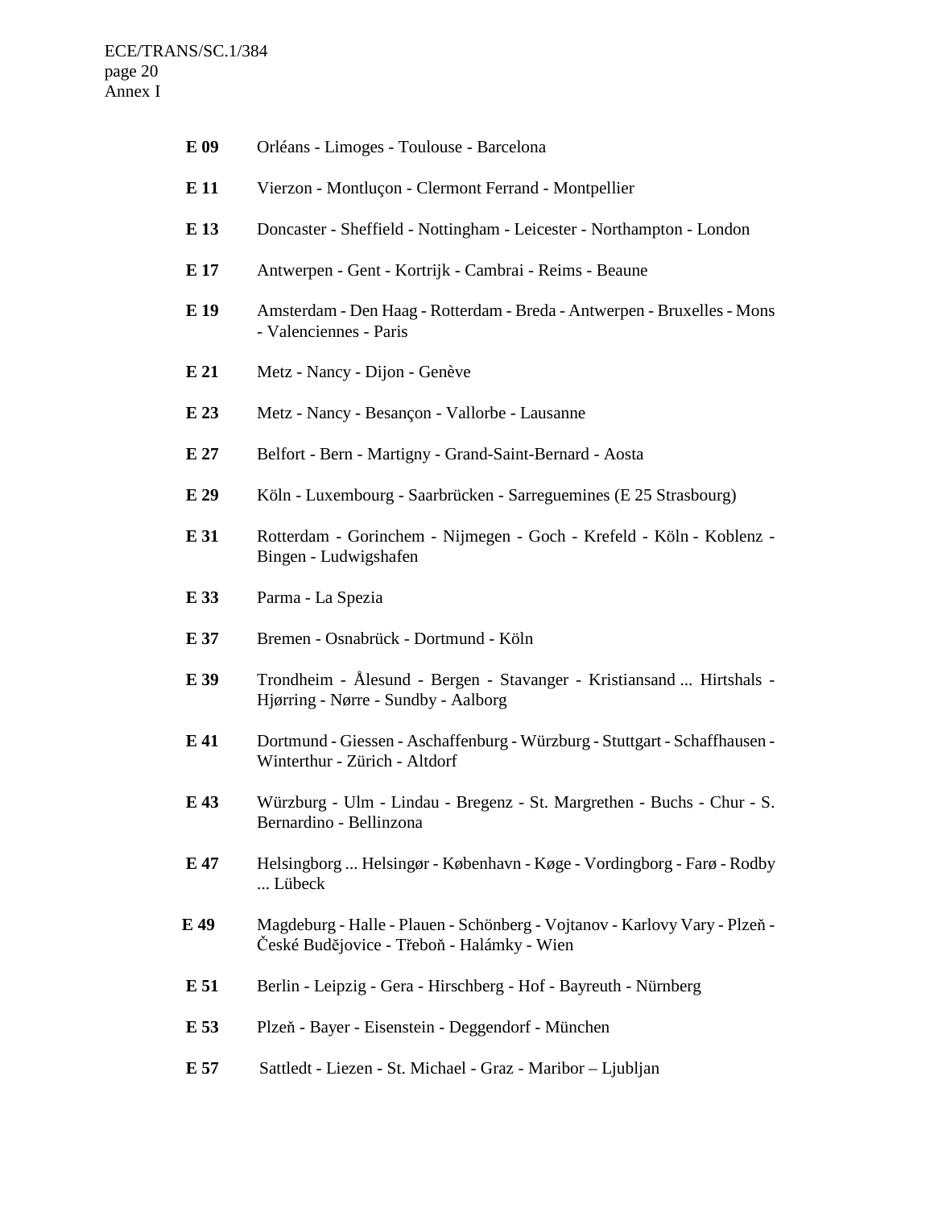**E 09** Orléans - Limoges - Toulouse - Barcelona

**E 11** Vierzon - Montluçon - Clermont Ferrand - Montpellier

**E 13** Doncaster - Sheffield - Nottingham - Leicester - Northampton - London

**E 17** Antwerpen - Gent - Kortrijk - Cambrai - Reims - Beaune

**E 19** Amsterdam - Den Haag - Rotterdam - Breda - Antwerpen - Bruxelles - Mons - Valenciennes - Paris

**E 21** Metz - Nancy - Dijon - Genève

**E 23** Metz - Nancy - Besançon - Vallorbe - Lausanne

**E 27** Belfort - Bern - Martigny - Grand-Saint-Bernard - Aosta

**E 29** Köln - Luxembourg - Saarbrücken - Sarreguemines (E 25 Strasbourg)

**E 31** Rotterdam - Gorinchem - Nijmegen - Goch - Krefeld - Köln - Koblenz - Bingen - Ludwigshafen

**E 33** Parma - La Spezia

**E 37** Bremen - Osnabrück - Dortmund - Köln

**E 39** Trondheim - Ålesund - Bergen - Stavanger - Kristiansand ... Hirtshals - Hjørring - Nørre - Sundby - Aalborg

**E 41** Dortmund - Giessen - Aschaffenburg - Würzburg - Stuttgart - Schaffhausen - Winterthur - Zürich - Altdorf

**E 43** Würzburg - Ulm - Lindau - Bregenz - St. Margrethen - Buchs - Chur - S. Bernardino - Bellinzona

**E 47** Helsingborg ... Helsingør - København - Køge - Vordingborg - Farø - Rodby ... Lübeck

**E 49** Magdeburg - Halle - Plauen - Schönberg - Vojtanov - Karlovy Vary - Plzeň - České Budějovice - Třeboň - Halámky - Wien

**E 51** Berlin - Leipzig - Gera - Hirschberg - Hof - Bayreuth - Nürnberg

**E 53** Plzeň - Bayer - Eisenstein - Deggendorf - München

**E 57** Sattledt - Liezen - St. Michael - Graz - Maribor – Ljubljan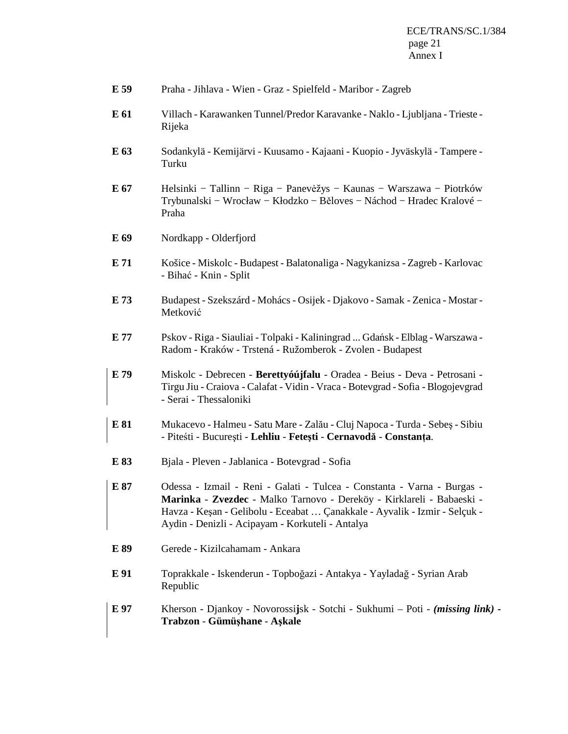**E 59** Praha - Jihlava - Wien - Graz - Spielfeld - Maribor - Zagreb

**E 61** Villach - Karawanken Tunnel/Predor Karavanke - Naklo - Ljubljana - Trieste - Rijeka

**E 63** Sodankylä - Kemijärvi - Kuusamo - Kajaani - Kuopio - Jyväskylä - Tampere - Turku

**E 67** Helsinki − Tallinn − Riga − Panevėžys − Kaunas − Warszawa − Piotrków Trybunalski − Wrocław − Kłodzko − Běloves − Náchod − Hradec Kralové − Praha

**E 69** Nordkapp - Olderfjord

**E 71** Košice - Miskolc - Budapest - Balatonaliga - Nagykanizsa - Zagreb - Karlovac - Bihać - Knin - Split

**E 73** Budapest - Szekszárd - Mohács - Osijek - Djakovo - Samak - Zenica - Mostar - Metković

**E 77** Pskov - Riga - Siauliai - Tolpaki - Kaliningrad ... Gdańsk - Elblag - Warszawa - Radom - Kraków - Trstená - Ružomberok - Zvolen - Budapest

**E 79** Miskolc - Debrecen - **Berettyóújfalu** - Oradea - Beius - Deva - Petrosani - Tirgu Jiu - Craiova - Calafat - Vidin - Vraca - Botevgrad - Sofia - Blogojevgrad - Serai - Thessaloniki

**E 81** Mukacevo - Halmeu - Satu Mare - Zalău - Cluj Napoca - Turda - Sebeş - Sibiu - Piteśti - Bucureşti - **Lehliu** - **Feteşti** - **Cernavodă** - **Constanța**.

**E 83** Bjala - Pleven - Jablanica - Botevgrad - Sofia

**E 87** Odessa - Izmail - Reni - Galati - Tulcea - Constanta - Varna - Burgas - **Marinka** - **Zvezdec** - Malko Tarnovo - Dereköy - Kirklareli - Babaeski - Havza - Keşan - Gelibolu - Eceabat … Çanakkale - Ayvalik - Izmir - Selçuk - Aydin - Denizli - Acipayam - Korkuteli - Antalya

**E 89** Gerede - Kizilcahamam - Ankara

**E 91** Toprakkale - Iskenderun - Topboğazi - Antakya - Yayladağ - Syrian Arab Republic

**E 97** Kherson - Djankoy - Novorossi**j**sk - Sotchi - Sukhumi – Poti - ***(missing link)*** - **Trabzon** - **Gümüşhane** - **Aşkale**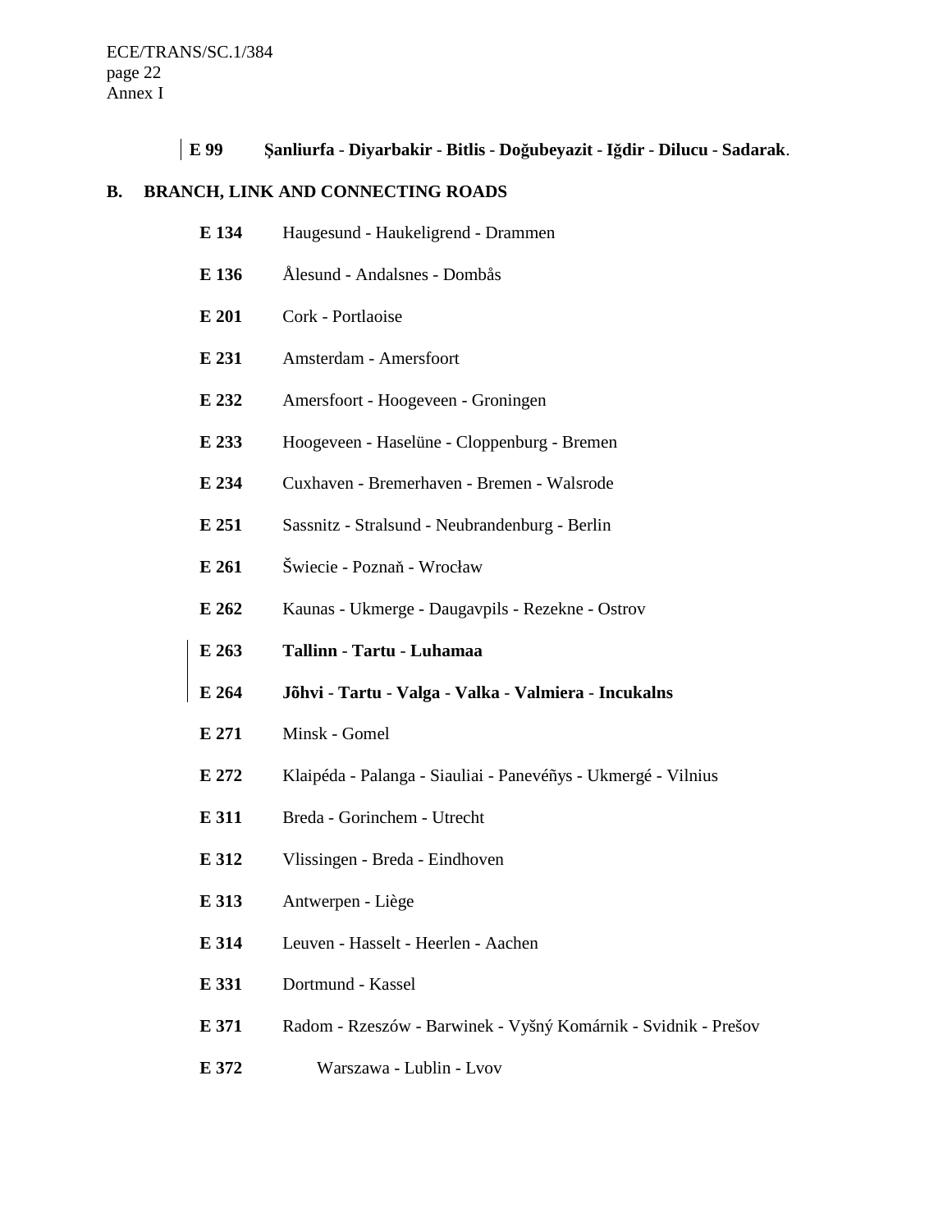**E 99** **Şanliurfa - Diyarbakir - Bitlis - Doğubeyazit - Iğdir - Dilucu - Sadarak**.

## B. BRANCH, LINK AND CONNECTING ROADS

**E 134** Haugesund - Haukeligrend - Drammen

**E 136** Ålesund - Andalsnes - Dombås

**E 201** Cork - Portlaoise

**E 231** Amsterdam - Amersfoort

**E 232** Amersfoort - Hoogeveen - Groningen

**E 233** Hoogeveen - Haselüne - Cloppenburg - Bremen

**E 234** Cuxhaven - Bremerhaven - Bremen - Walsrode

**E 251** Sassnitz - Stralsund - Neubrandenburg - Berlin

**E 261** Świecie - Poznaň - Wrocław

**E 262** Kaunas - Ukmerge - Daugavpils - Rezekne - Ostrov

**E 263** **Tallinn - Tartu - Luhamaa**

**E 264** **Jõhvi - Tartu - Valga - Valka - Valmiera - Incukalns**

**E 271** Minsk - Gomel

**E 272** Klaipéda - Palanga - Siauliai - Panevéñys - Ukmergé - Vilnius

**E 311** Breda - Gorinchem - Utrecht

**E 312** Vlissingen - Breda - Eindhoven

**E 313** Antwerpen - Liège

**E 314** Leuven - Hasselt - Heerlen - Aachen

**E 331** Dortmund - Kassel

**E 371** Radom - Rzeszów - Barwinek - Vyšný Komárnik - Svidnik - Prešov

**E 372** Warszawa - Lublin - Lvov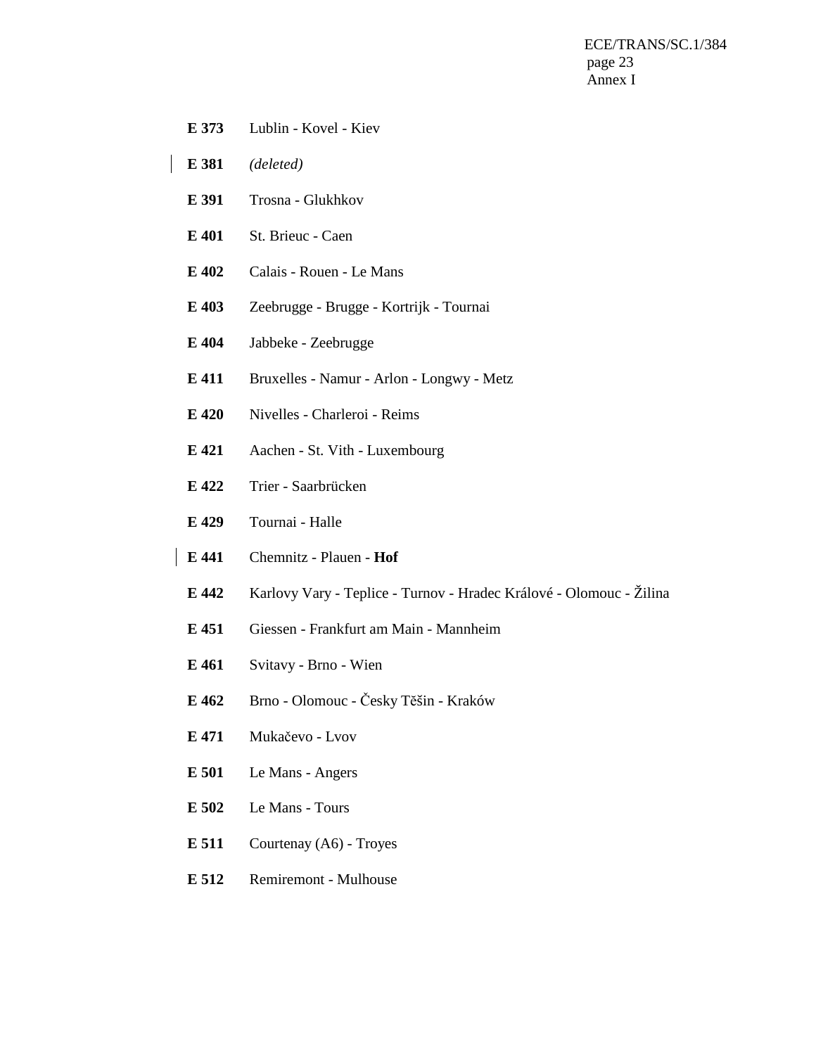**E 373** Lublin - Kovel - Kiev

**E 381** *(deleted)*

**E 391** Trosna - Glukhkov

**E 401** St. Brieuc - Caen

**E 402** Calais - Rouen - Le Mans

**E 403** Zeebrugge - Brugge - Kortrijk - Tournai

**E 404** Jabbeke - Zeebrugge

**E 411** Bruxelles - Namur - Arlon - Longwy - Metz

**E 420** Nivelles - Charleroi - Reims

**E 421** Aachen - St. Vith - Luxembourg

**E 422** Trier - Saarbrücken

**E 429** Tournai - Halle

**E 441** Chemnitz - Plauen - **Hof**

**E 442** Karlovy Vary - Teplice - Turnov - Hradec Králové - Olomouc - Žilina

**E 451** Giessen - Frankfurt am Main - Mannheim

**E 461** Svitavy - Brno - Wien

**E 462** Brno - Olomouc - Česky Těšin - Kraków

**E 471** Mukačevo - Lvov

**E 501** Le Mans - Angers

**E 502** Le Mans - Tours

**E 511** Courtenay (A6) - Troyes

**E 512** Remiremont - Mulhouse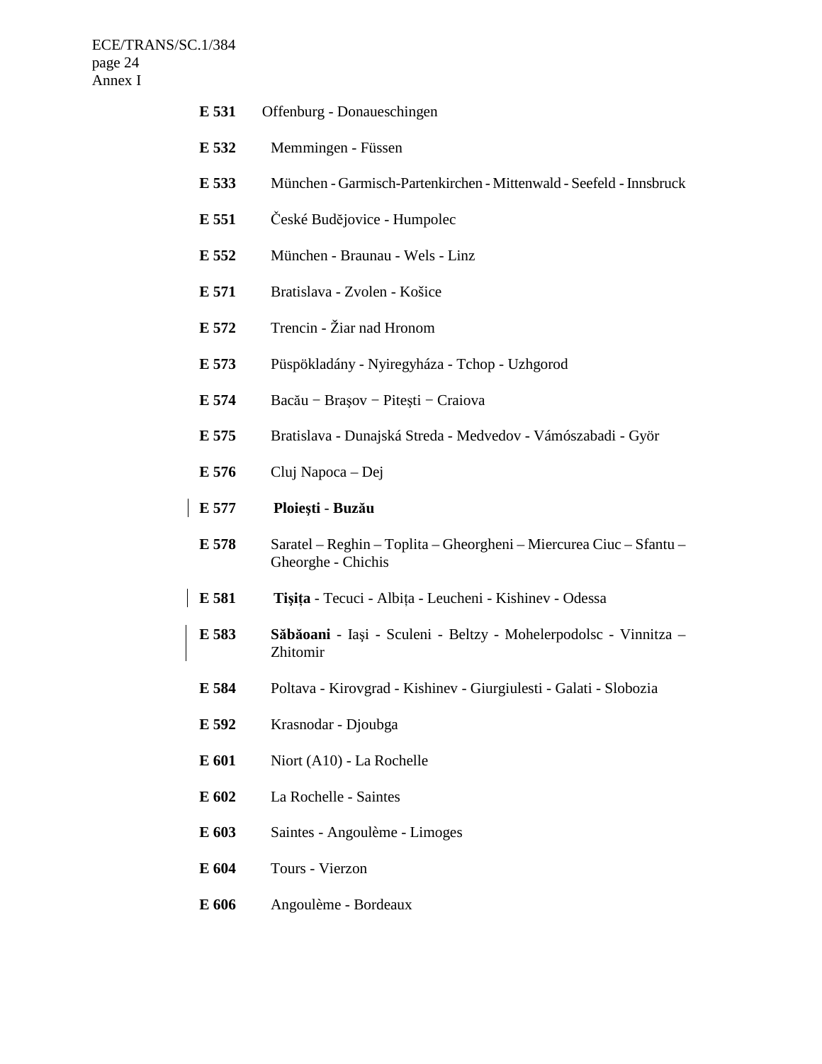**E 531** Offenburg - Donaueschingen

**E 532** Memmingen - Füssen

**E 533** München - Garmisch-Partenkirchen - Mittenwald - Seefeld - Innsbruck

**E 551** České Budějovice - Humpolec

**E 552** München - Braunau - Wels - Linz

**E 571** Bratislava - Zvolen - Košice

**E 572** Trencin - Žiar nad Hronom

**E 573** Püspökladány - Nyiregyháza - Tchop - Uzhgorod

**E 574** Bacău − Braşov − Piteşti − Craiova

**E 575** Bratislava - Dunajská Streda - Medvedov - Vámószabadi - Györ

**E 576** Cluj Napoca – Dej

**E 577** **Ploieşti** - **Buzău**

**E 578** Saratel – Reghin – Toplita – Gheorgheni – Miercurea Ciuc – Sfantu – Gheorghe - Chichis

**E 581** **Tişiţa** - Tecuci - Albiţa - Leucheni - Kishinev - Odessa

**E 583** **Săbăoani** - Iaşi - Sculeni - Beltzy - Mohelerpodolsc - Vinnitza – Zhitomir

**E 584** Poltava - Kirovgrad - Kishinev - Giurgiulesti - Galati - Slobozia

**E 592** Krasnodar - Djoubga

**E 601** Niort (A10) - La Rochelle

**E 602** La Rochelle - Saintes

**E 603** Saintes - Angoulème - Limoges

**E 604** Tours - Vierzon

**E 606** Angoulème - Bordeaux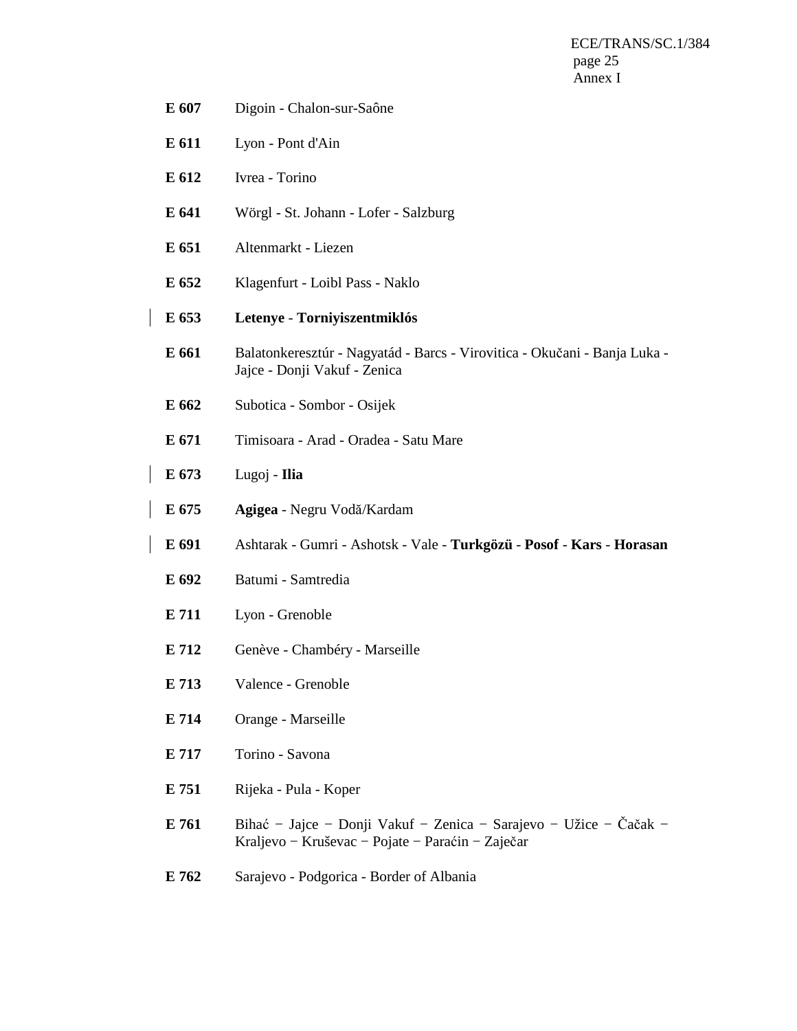**E 607** Digoin - Chalon-sur-Saône

**E 611** Lyon - Pont d'Ain

**E 612** Ivrea - Torino

**E 641** Wörgl - St. Johann - Lofer - Salzburg

**E 651** Altenmarkt - Liezen

**E 652** Klagenfurt - Loibl Pass - Naklo

**E 653** **Letenye** - **Torniyiszentmiklós**

**E 661** Balatonkeresztúr - Nagyatád - Barcs - Virovitica - Okučani - Banja Luka - Jajce - Donji Vakuf - Zenica

**E 662** Subotica - Sombor - Osijek

**E 671** Timisoara - Arad - Oradea - Satu Mare

**E 673** Lugoj - **Ilia**

**E 675** **Agigea** - Negru Vodă/Kardam

**E 691** Ashtarak - Gumri - Ashotsk - Vale - **Turkgözü** - **Posof** - **Kars** - **Horasan**

**E 692** Batumi - Samtredia

**E 711** Lyon - Grenoble

**E 712** Genève - Chambéry - Marseille

**E 713** Valence - Grenoble

**E 714** Orange - Marseille

**E 717** Torino - Savona

**E 751** Rijeka - Pula - Koper

**E 761** Bihać − Jajce − Donji Vakuf − Zenica − Sarajevo − Užice − Čačak − Kraljevo − Kruševac − Pojate − Paraćin − Zaječar

**E 762** Sarajevo - Podgorica - Border of Albania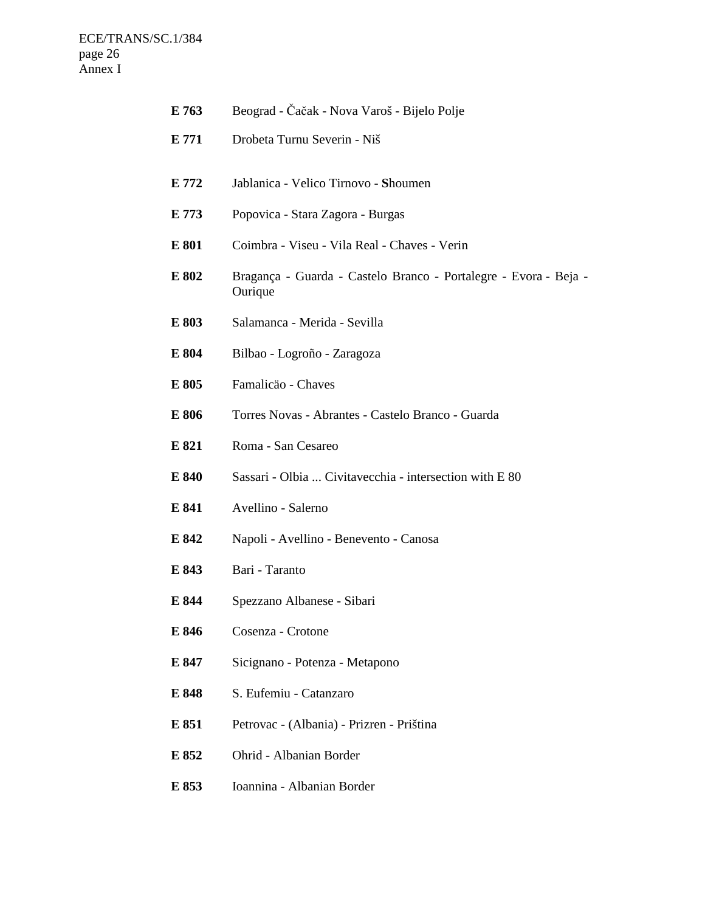**E 763** Beograd - Čačak - Nova Varoš - Bijelo Polje

**E 771** Drobeta Turnu Severin - Niš

**E 772** Jablanica - Velico Tirnovo - **S**houmen

**E 773** Popovica - Stara Zagora - Burgas

**E 801** Coimbra - Viseu - Vila Real - Chaves - Verin

**E 802** Bragança - Guarda - Castelo Branco - Portalegre - Evora - Beja - Ourique

**E 803** Salamanca - Merida - Sevilla

**E 804** Bilbao - Logroño - Zaragoza

**E 805** Famalicäo - Chaves

**E 806** Torres Novas - Abrantes - Castelo Branco - Guarda

**E 821** Roma - San Cesareo

**E 840** Sassari - Olbia ... Civitavecchia - intersection with E 80

**E 841** Avellino - Salerno

**E 842** Napoli - Avellino - Benevento - Canosa

**E 843** Bari - Taranto

**E 844** Spezzano Albanese - Sibari

**E 846** Cosenza - Crotone

**E 847** Sicignano - Potenza - Metapono

**E 848** S. Eufemiu - Catanzaro

**E 851** Petrovac - (Albania) - Prizren - Priština

**E 852** Ohrid - Albanian Border

**E 853** Ioannina - Albanian Border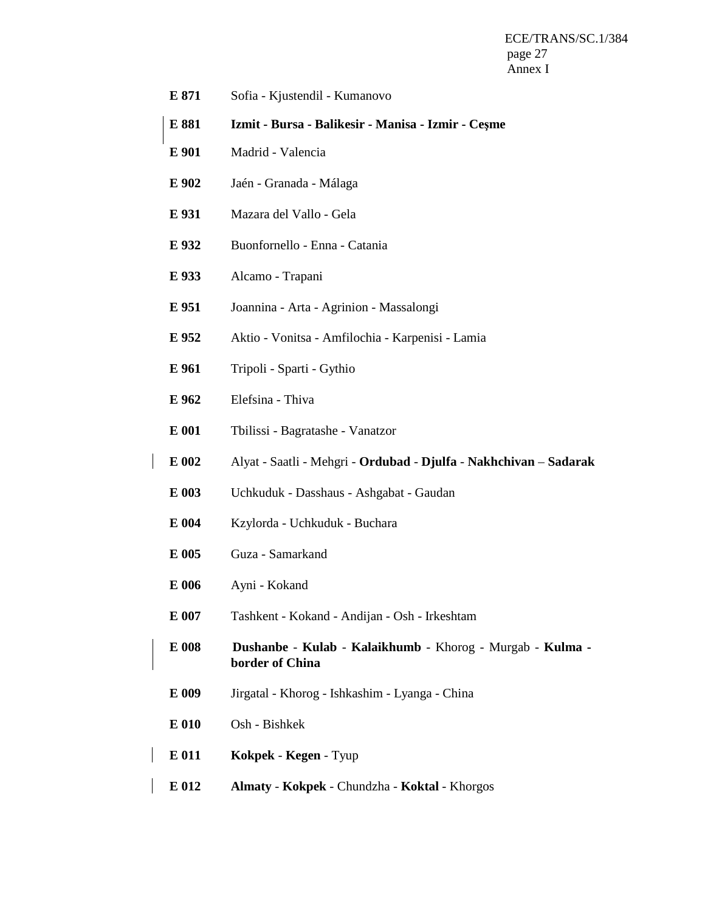**E 871** Sofia - Kjustendil - Kumanovo

**E 881** **Izmit - Bursa - Balikesir - Manisa - Izmir - Çeşme**

**E 901** Madrid - Valencia

**E 902** Jaén - Granada - Málaga

**E 931** Mazara del Vallo - Gela

**E 932** Buonfornello - Enna - Catania

**E 933** Alcamo - Trapani

**E 951** Joannina - Arta - Agrinion - Massalongi

**E 952** Aktio - Vonitsa - Amfilochia - Karpenisi - Lamia

**E 961** Tripoli - Sparti - Gythio

**E 962** Elefsina - Thiva

**E 001** Tbilissi - Bagratashe - Vanatzor

**E 002** Alyat - Saatli - Mehgri - **Ordubad** - **Djulfa** - **Nakhchivan** – **Sadarak**

**E 003** Uchkuduk - Dasshaus - Ashgabat - Gaudan

**E 004** Kzylorda - Uchkuduk - Buchara

**E 005** Guza - Samarkand

**E 006** Ayni - Kokand

**E 007** Tashkent - Kokand - Andijan - Osh - Irkeshtam

**E 008** **Dushanbe** - **Kulab** - **Kalaikhumb** - Khorog - Murgab - **Kulma - border of China**

**E 009** Jirgatal - Khorog - Ishkashim - Lyanga - China

**E 010** Osh - Bishkek

**E 011** **Kokpek** - **Kegen** - Tyup

**E 012** **Almaty** - **Kokpek** - Chundzha - **Koktal** - Khorgos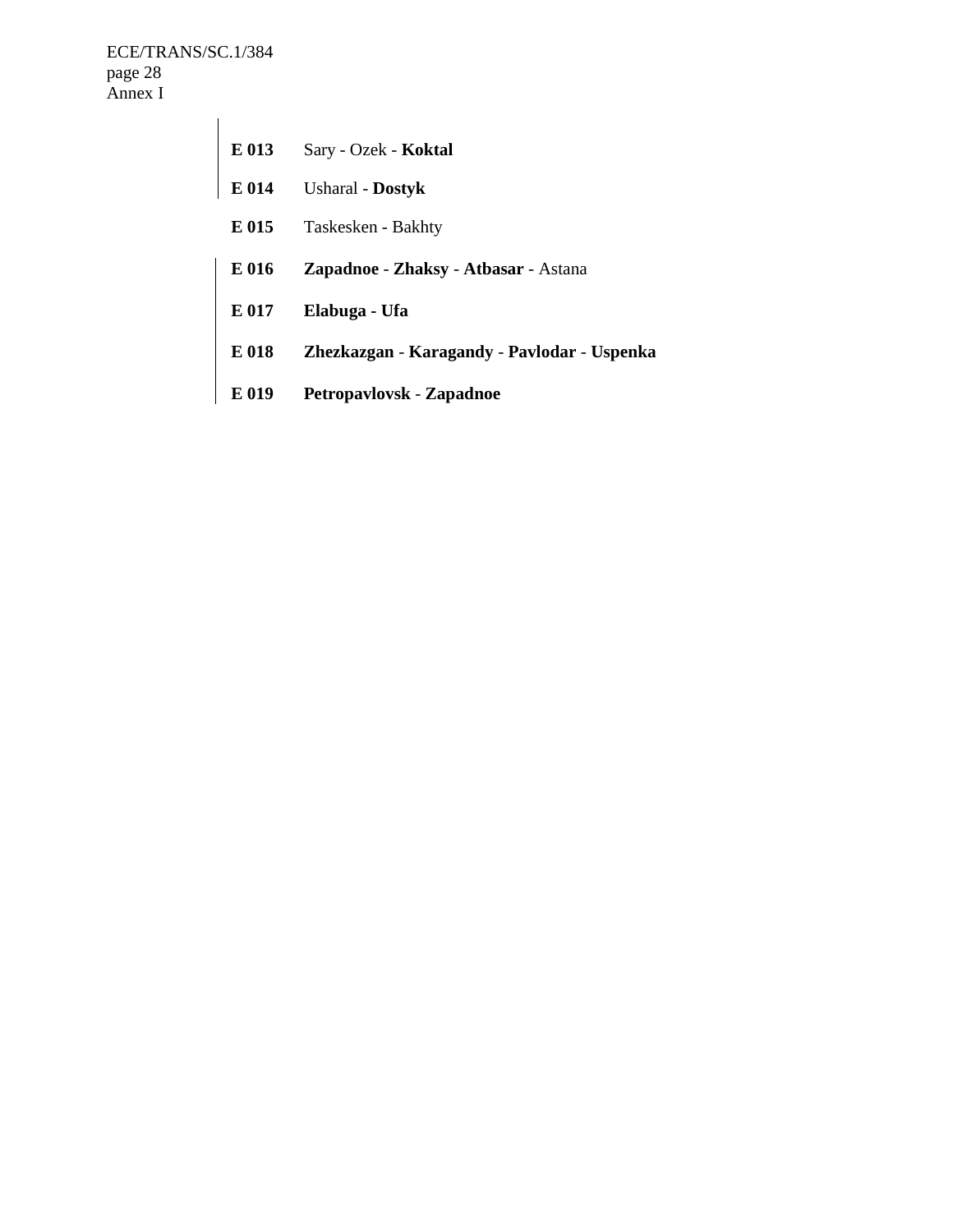**E 013** Sary - Ozek - **Koktal**

**E 014** Usharal - **Dostyk**

**E 015** Taskesken - Bakhty

**E 016** **Zapadnoe** - **Zhaksy** - **Atbasar** - Astana

**E 017** **Elabuga - Ufa**

**E 018** **Zhezkazgan** - **Karagandy** - **Pavlodar** - **Uspenka**

**E 019** **Petropavlovsk** - **Zapadnoe**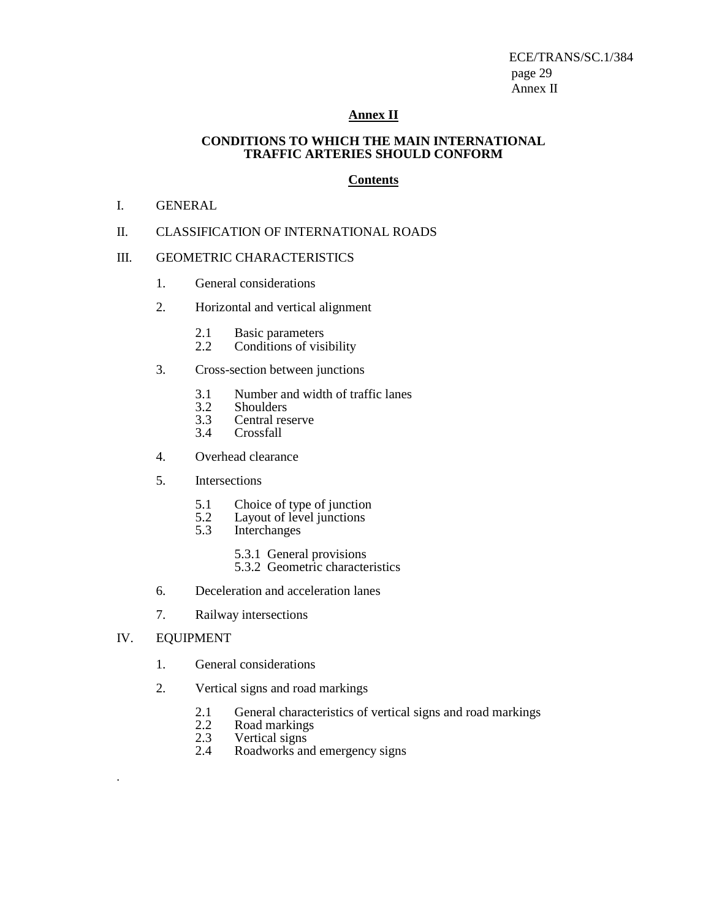## Annex II

### CONDITIONS TO WHICH THE MAIN INTERNATIONAL TRAFFIC ARTERIES SHOULD CONFORM

#### Contents

I. GENERAL

II. CLASSIFICATION OF INTERNATIONAL ROADS

III. GEOMETRIC CHARACTERISTICS

- 1. General considerations
- 2. Horizontal and vertical alignment
    - 2.1 Basic parameters
    - 2.2 Conditions of visibility
- 3. Cross-section between junctions
    - 3.1 Number and width of traffic lanes
    - 3.2 Shoulders
    - 3.3 Central reserve
    - 3.4 Crossfall
- 4. Overhead clearance
- 5. Intersections
    - 5.1 Choice of type of junction
    - 5.2 Layout of level junctions
    - 5.3 Interchanges
        - 5.3.1 General provisions
        - 5.3.2 Geometric characteristics
- 6. Deceleration and acceleration lanes
- 7. Railway intersections

IV. EQUIPMENT

- 1. General considerations
- 2. Vertical signs and road markings
    - 2.1 General characteristics of vertical signs and road markings
    - 2.2 Road markings
    - 2.3 Vertical signs
    - 2.4 Roadworks and emergency signs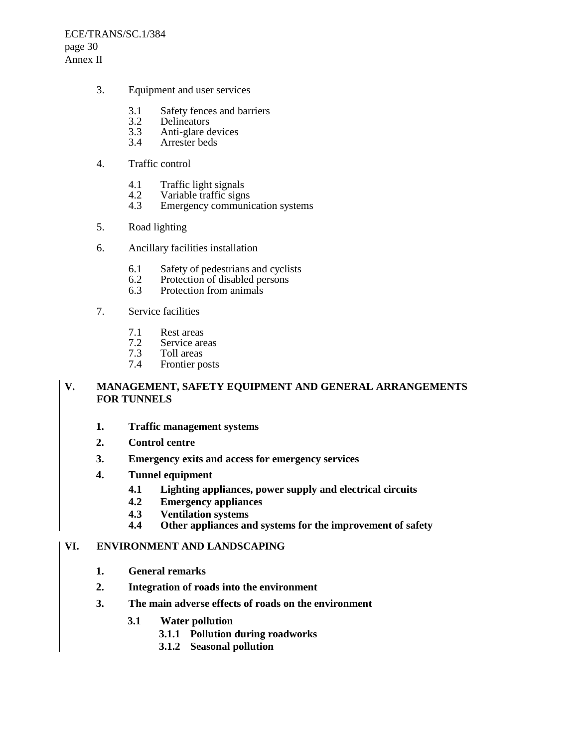3. Equipment and user services

   3.1 Safety fences and barriers
   3.2 Delineators
   3.3 Anti-glare devices
   3.4 Arrester beds

4. Traffic control

   4.1 Traffic light signals
   4.2 Variable traffic signs
   4.3 Emergency communication systems

5. Road lighting

6. Ancillary facilities installation

   6.1 Safety of pedestrians and cyclists
   6.2 Protection of disabled persons
   6.3 Protection from animals

7. Service facilities

   7.1 Rest areas
   7.2 Service areas
   7.3 Toll areas
   7.4 Frontier posts

## V. MANAGEMENT, SAFETY EQUIPMENT AND GENERAL ARRANGEMENTS FOR TUNNELS

**1. Traffic management systems**

**2. Control centre**

**3. Emergency exits and access for emergency services**

**4. Tunnel equipment**

   **4.1 Lighting appliances, power supply and electrical circuits**
   **4.2 Emergency appliances**
   **4.3 Ventilation systems**
   **4.4 Other appliances and systems for the improvement of safety**

## VI. ENVIRONMENT AND LANDSCAPING

**1. General remarks**

**2. Integration of roads into the environment**

**3. The main adverse effects of roads on the environment**

   **3.1 Water pollution**
      **3.1.1 Pollution during roadworks**
      **3.1.2 Seasonal pollution**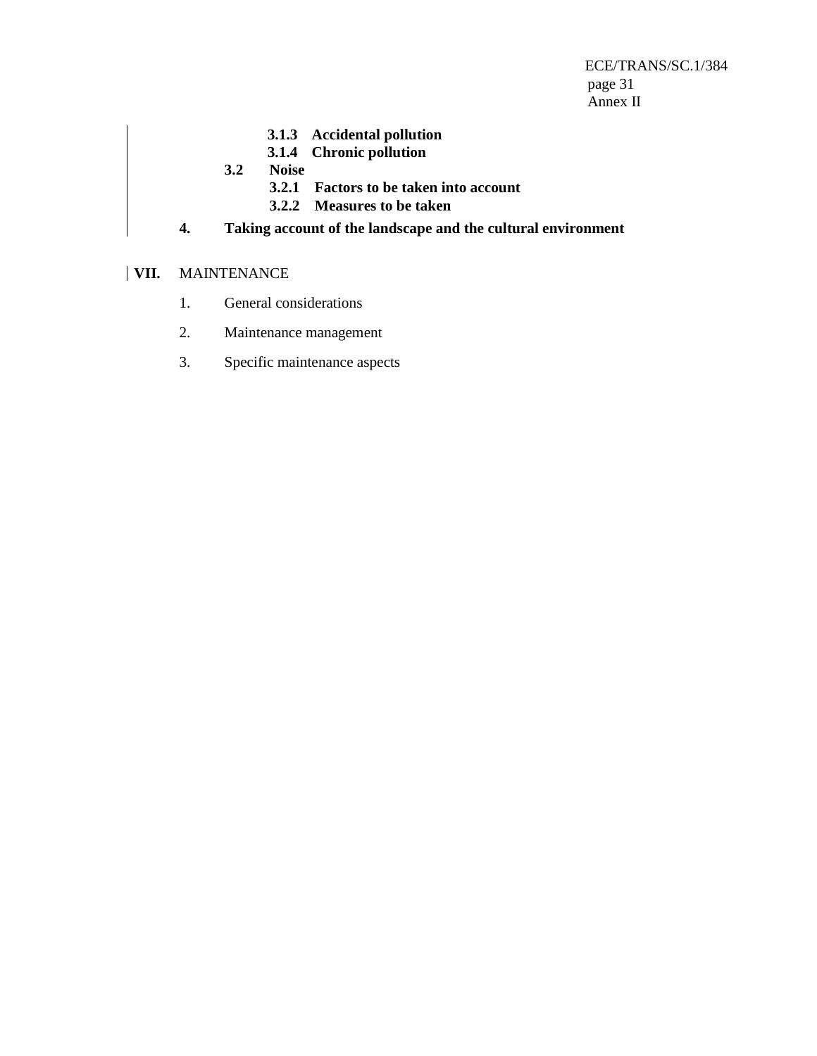**3.1.3 Accidental pollution**

**3.1.4 Chronic pollution**

**3.2 Noise**

**3.2.1 Factors to be taken into account**

**3.2.2 Measures to be taken**

**4. Taking account of the landscape and the cultural environment**

**VII.** MAINTENANCE

1. General considerations
2. Maintenance management
3. Specific maintenance aspects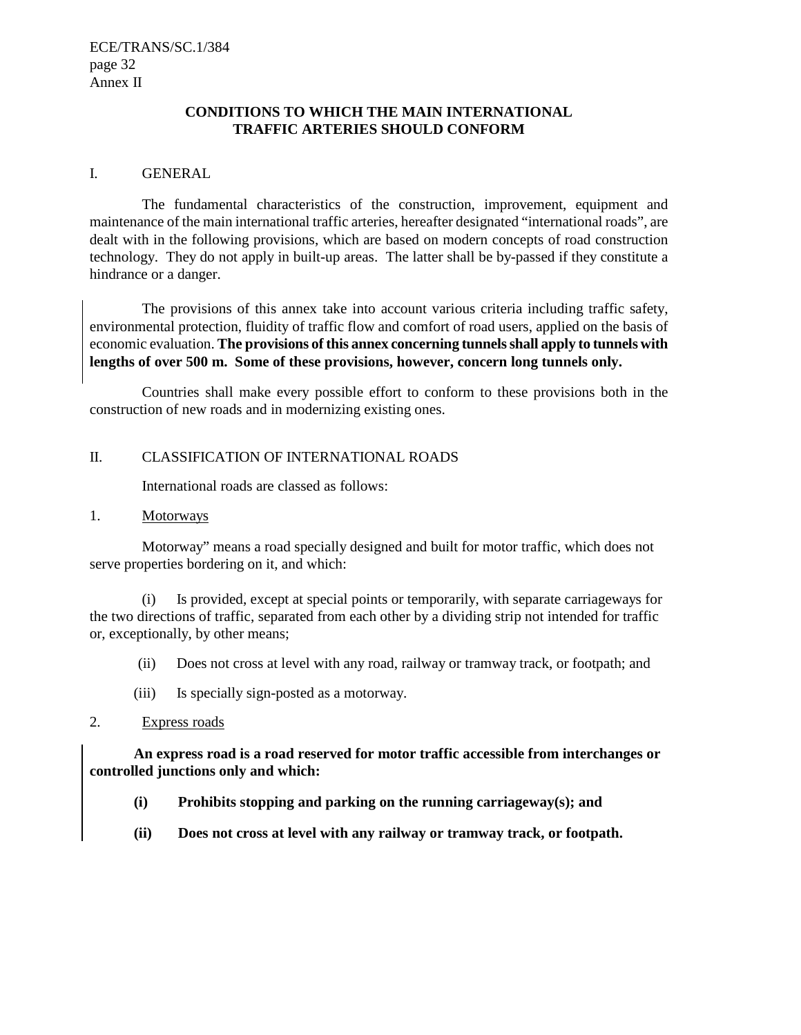## CONDITIONS TO WHICH THE MAIN INTERNATIONAL TRAFFIC ARTERIES SHOULD CONFORM

### I. GENERAL

The fundamental characteristics of the construction, improvement, equipment and maintenance of the main international traffic arteries, hereafter designated "international roads", are dealt with in the following provisions, which are based on modern concepts of road construction technology. They do not apply in built-up areas. The latter shall be by-passed if they constitute a hindrance or a danger.

The provisions of this annex take into account various criteria including traffic safety, environmental protection, fluidity of traffic flow and comfort of road users, applied on the basis of economic evaluation. **The provisions of this annex concerning tunnels shall apply to tunnels with lengths of over 500 m. Some of these provisions, however, concern long tunnels only.**

Countries shall make every possible effort to conform to these provisions both in the construction of new roads and in modernizing existing ones.

### II. CLASSIFICATION OF INTERNATIONAL ROADS

International roads are classed as follows:

1. Motorways

Motorway" means a road specially designed and built for motor traffic, which does not serve properties bordering on it, and which:

(i) Is provided, except at special points or temporarily, with separate carriageways for the two directions of traffic, separated from each other by a dividing strip not intended for traffic or, exceptionally, by other means;

(ii) Does not cross at level with any road, railway or tramway track, or footpath; and

(iii) Is specially sign-posted as a motorway.

2. Express roads

**An express road is a road reserved for motor traffic accessible from interchanges or controlled junctions only and which:**

**(i) Prohibits stopping and parking on the running carriageway(s); and**

**(ii) Does not cross at level with any railway or tramway track, or footpath.**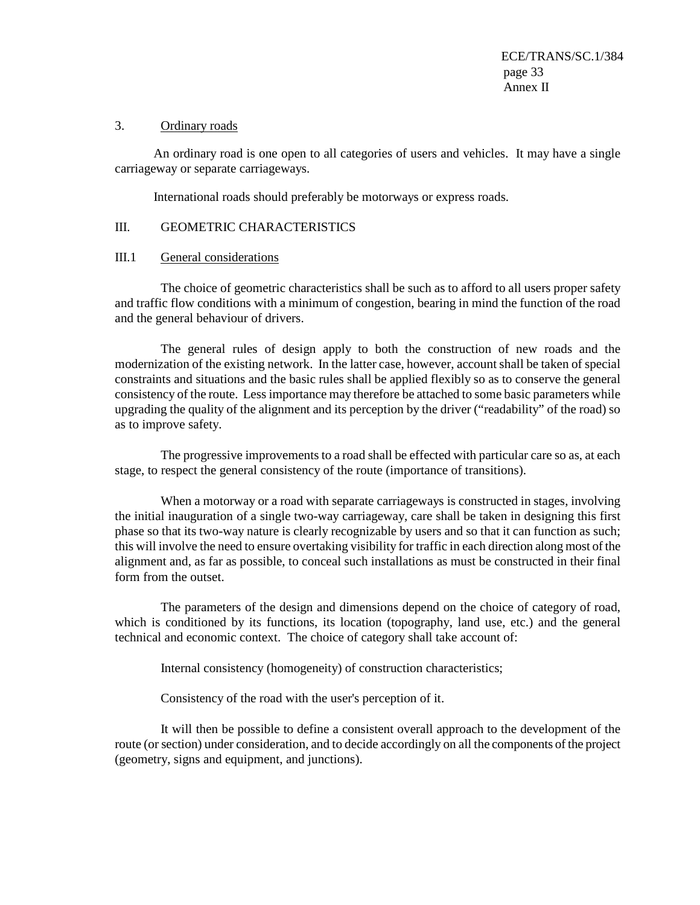### 3. Ordinary roads

An ordinary road is one open to all categories of users and vehicles. It may have a single carriageway or separate carriageways.

International roads should preferably be motorways or express roads.

## III. GEOMETRIC CHARACTERISTICS

### III.1 General considerations

The choice of geometric characteristics shall be such as to afford to all users proper safety and traffic flow conditions with a minimum of congestion, bearing in mind the function of the road and the general behaviour of drivers.

The general rules of design apply to both the construction of new roads and the modernization of the existing network. In the latter case, however, account shall be taken of special constraints and situations and the basic rules shall be applied flexibly so as to conserve the general consistency of the route. Less importance may therefore be attached to some basic parameters while upgrading the quality of the alignment and its perception by the driver ("readability" of the road) so as to improve safety.

The progressive improvements to a road shall be effected with particular care so as, at each stage, to respect the general consistency of the route (importance of transitions).

When a motorway or a road with separate carriageways is constructed in stages, involving the initial inauguration of a single two-way carriageway, care shall be taken in designing this first phase so that its two-way nature is clearly recognizable by users and so that it can function as such; this will involve the need to ensure overtaking visibility for traffic in each direction along most of the alignment and, as far as possible, to conceal such installations as must be constructed in their final form from the outset.

The parameters of the design and dimensions depend on the choice of category of road, which is conditioned by its functions, its location (topography, land use, etc.) and the general technical and economic context. The choice of category shall take account of:

Internal consistency (homogeneity) of construction characteristics;

Consistency of the road with the user's perception of it.

It will then be possible to define a consistent overall approach to the development of the route (or section) under consideration, and to decide accordingly on all the components of the project (geometry, signs and equipment, and junctions).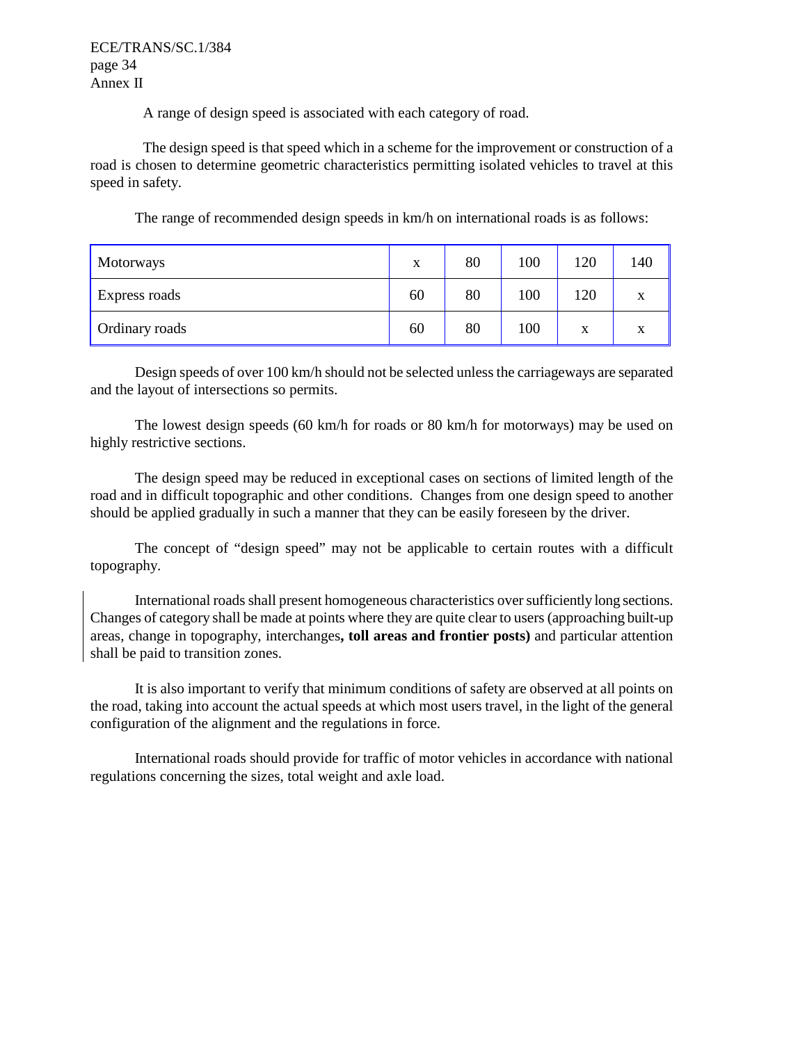A range of design speed is associated with each category of road.

The design speed is that speed which in a scheme for the improvement or construction of a road is chosen to determine geometric characteristics permitting isolated vehicles to travel at this speed in safety.

The range of recommended design speeds in km/h on international roads is as follows:

| | | | | | |
|---|---|---|---|---|---|
| Motorways | x | 80 | 100 | 120 | 140 |
| Express roads | 60 | 80 | 100 | 120 | x |
| Ordinary roads | 60 | 80 | 100 | x | x |

Design speeds of over 100 km/h should not be selected unless the carriageways are separated and the layout of intersections so permits.

The lowest design speeds (60 km/h for roads or 80 km/h for motorways) may be used on highly restrictive sections.

The design speed may be reduced in exceptional cases on sections of limited length of the road and in difficult topographic and other conditions. Changes from one design speed to another should be applied gradually in such a manner that they can be easily foreseen by the driver.

The concept of "design speed" may not be applicable to certain routes with a difficult topography.

International roads shall present homogeneous characteristics over sufficiently long sections. Changes of category shall be made at points where they are quite clear to users (approaching built-up areas, change in topography, interchanges**, toll areas and frontier posts)** and particular attention shall be paid to transition zones.

It is also important to verify that minimum conditions of safety are observed at all points on the road, taking into account the actual speeds at which most users travel, in the light of the general configuration of the alignment and the regulations in force.

International roads should provide for traffic of motor vehicles in accordance with national regulations concerning the sizes, total weight and axle load.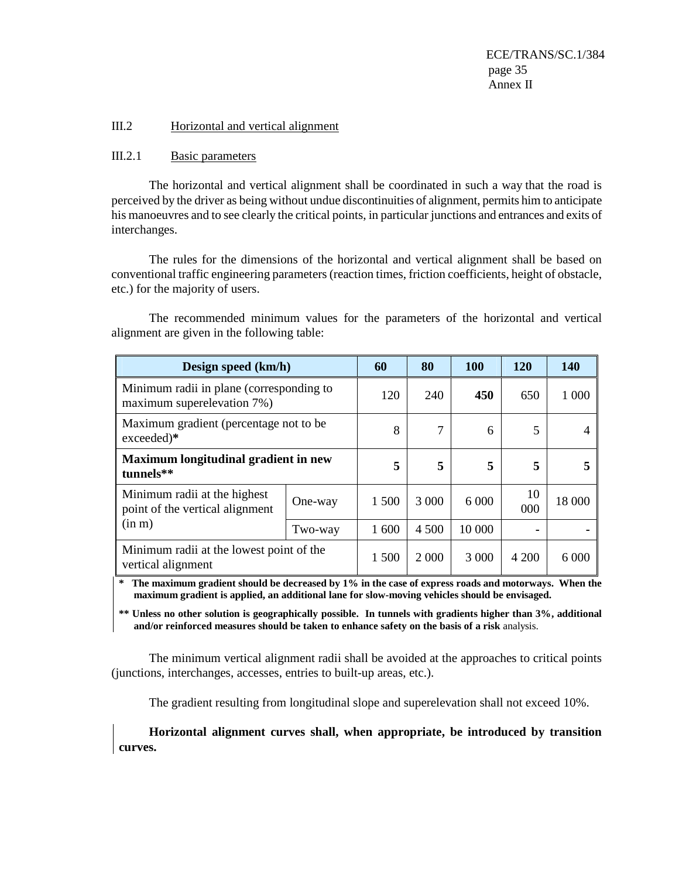### III.2 Horizontal and vertical alignment

#### III.2.1 Basic parameters

The horizontal and vertical alignment shall be coordinated in such a way that the road is perceived by the driver as being without undue discontinuities of alignment, permits him to anticipate his manoeuvres and to see clearly the critical points, in particular junctions and entrances and exits of interchanges.

The rules for the dimensions of the horizontal and vertical alignment shall be based on conventional traffic engineering parameters (reaction times, friction coefficients, height of obstacle, etc.) for the majority of users.

The recommended minimum values for the parameters of the horizontal and vertical alignment are given in the following table:

| **Design speed (km/h)** | | **60** | **80** | **100** | **120** | **140** |
|---|---|---|---|---|---|---|
| Minimum radii in plane (corresponding to maximum superelevation 7%) | | 120 | 240 | **450** | 650 | 1 000 |
| Maximum gradient (percentage not to be exceeded)* | | 8 | 7 | 6 | 5 | 4 |
| **Maximum longitudinal gradient in new tunnels**** | | **5** | **5** | **5** | **5** | **5** |
| Minimum radii at the highest point of the vertical alignment (in m) | One-way | 1 500 | 3 000 | 6 000 | 10 000 | 18 000 |
| | Two-way | 1 600 | 4 500 | 10 000 | - | - |
| Minimum radii at the lowest point of the vertical alignment | | 1 500 | 2 000 | 3 000 | 4 200 | 6 000 |

**\* The maximum gradient should be decreased by 1% in the case of express roads and motorways. When the maximum gradient is applied, an additional lane for slow-moving vehicles should be envisaged.**

**\*\* Unless no other solution is geographically possible. In tunnels with gradients higher than 3%, additional and/or reinforced measures should be taken to enhance safety on the basis of a risk** analysis.

The minimum vertical alignment radii shall be avoided at the approaches to critical points (junctions, interchanges, accesses, entries to built-up areas, etc.).

The gradient resulting from longitudinal slope and superelevation shall not exceed 10%.

**Horizontal alignment curves shall, when appropriate, be introduced by transition curves.**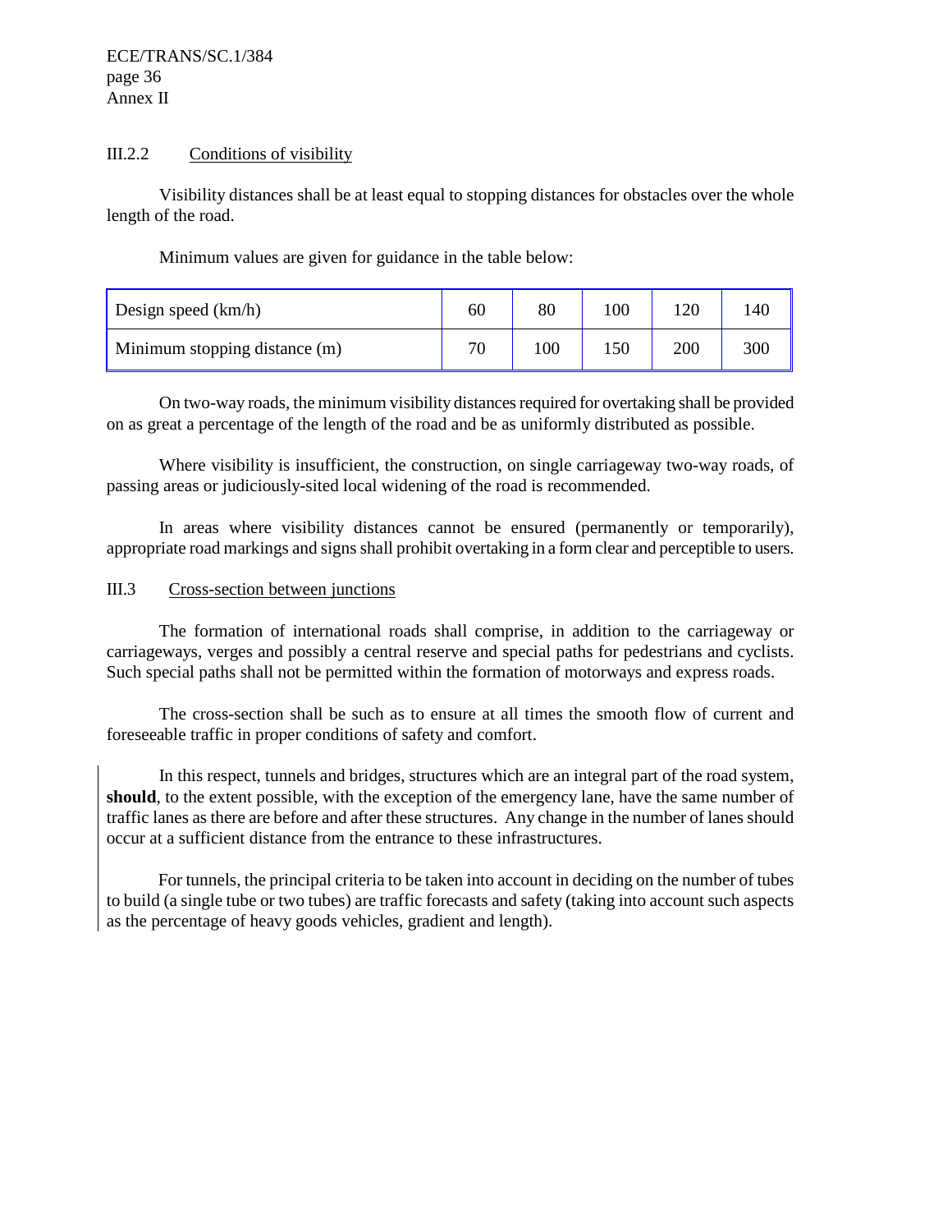### III.2.2 Conditions of visibility

Visibility distances shall be at least equal to stopping distances for obstacles over the whole length of the road.

Minimum values are given for guidance in the table below:

| Design speed (km/h) | 60 | 80 | 100 | 120 | 140 |
|---|---|---|---|---|---|
| Minimum stopping distance (m) | 70 | 100 | 150 | 200 | 300 |

On two-way roads, the minimum visibility distances required for overtaking shall be provided on as great a percentage of the length of the road and be as uniformly distributed as possible.

Where visibility is insufficient, the construction, on single carriageway two-way roads, of passing areas or judiciously-sited local widening of the road is recommended.

In areas where visibility distances cannot be ensured (permanently or temporarily), appropriate road markings and signs shall prohibit overtaking in a form clear and perceptible to users.

### III.3 Cross-section between junctions

The formation of international roads shall comprise, in addition to the carriageway or carriageways, verges and possibly a central reserve and special paths for pedestrians and cyclists. Such special paths shall not be permitted within the formation of motorways and express roads.

The cross-section shall be such as to ensure at all times the smooth flow of current and foreseeable traffic in proper conditions of safety and comfort.

In this respect, tunnels and bridges, structures which are an integral part of the road system, **should**, to the extent possible, with the exception of the emergency lane, have the same number of traffic lanes as there are before and after these structures. Any change in the number of lanes should occur at a sufficient distance from the entrance to these infrastructures.

For tunnels, the principal criteria to be taken into account in deciding on the number of tubes to build (a single tube or two tubes) are traffic forecasts and safety (taking into account such aspects as the percentage of heavy goods vehicles, gradient and length).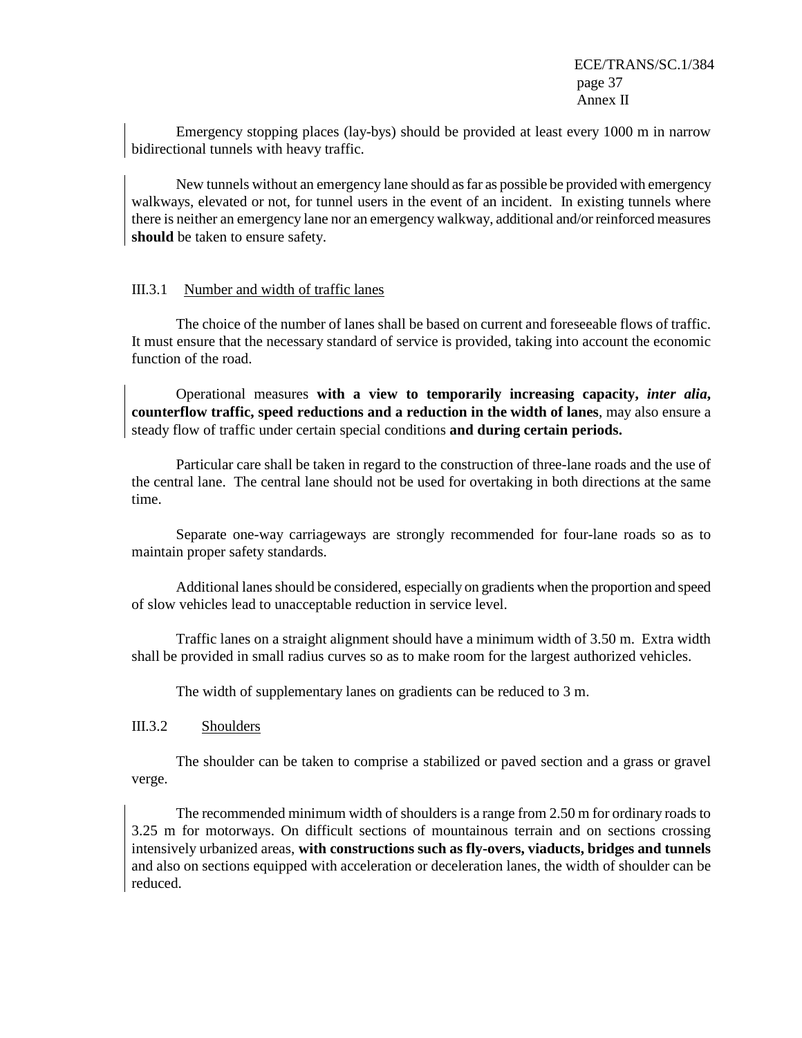Emergency stopping places (lay-bys) should be provided at least every 1000 m in narrow bidirectional tunnels with heavy traffic.

New tunnels without an emergency lane should as far as possible be provided with emergency walkways, elevated or not, for tunnel users in the event of an incident. In existing tunnels where there is neither an emergency lane nor an emergency walkway, additional and/or reinforced measures **should** be taken to ensure safety.

### III.3.1 Number and width of traffic lanes

The choice of the number of lanes shall be based on current and foreseeable flows of traffic. It must ensure that the necessary standard of service is provided, taking into account the economic function of the road.

Operational measures **with a view to temporarily increasing capacity, *inter alia*, counterflow traffic, speed reductions and a reduction in the width of lanes**, may also ensure a steady flow of traffic under certain special conditions **and during certain periods.**

Particular care shall be taken in regard to the construction of three-lane roads and the use of the central lane. The central lane should not be used for overtaking in both directions at the same time.

Separate one-way carriageways are strongly recommended for four-lane roads so as to maintain proper safety standards.

Additional lanes should be considered, especially on gradients when the proportion and speed of slow vehicles lead to unacceptable reduction in service level.

Traffic lanes on a straight alignment should have a minimum width of 3.50 m. Extra width shall be provided in small radius curves so as to make room for the largest authorized vehicles.

The width of supplementary lanes on gradients can be reduced to 3 m.

### III.3.2 Shoulders

The shoulder can be taken to comprise a stabilized or paved section and a grass or gravel verge.

The recommended minimum width of shoulders is a range from 2.50 m for ordinary roads to 3.25 m for motorways. On difficult sections of mountainous terrain and on sections crossing intensively urbanized areas, **with constructions such as fly-overs, viaducts, bridges and tunnels** and also on sections equipped with acceleration or deceleration lanes, the width of shoulder can be reduced.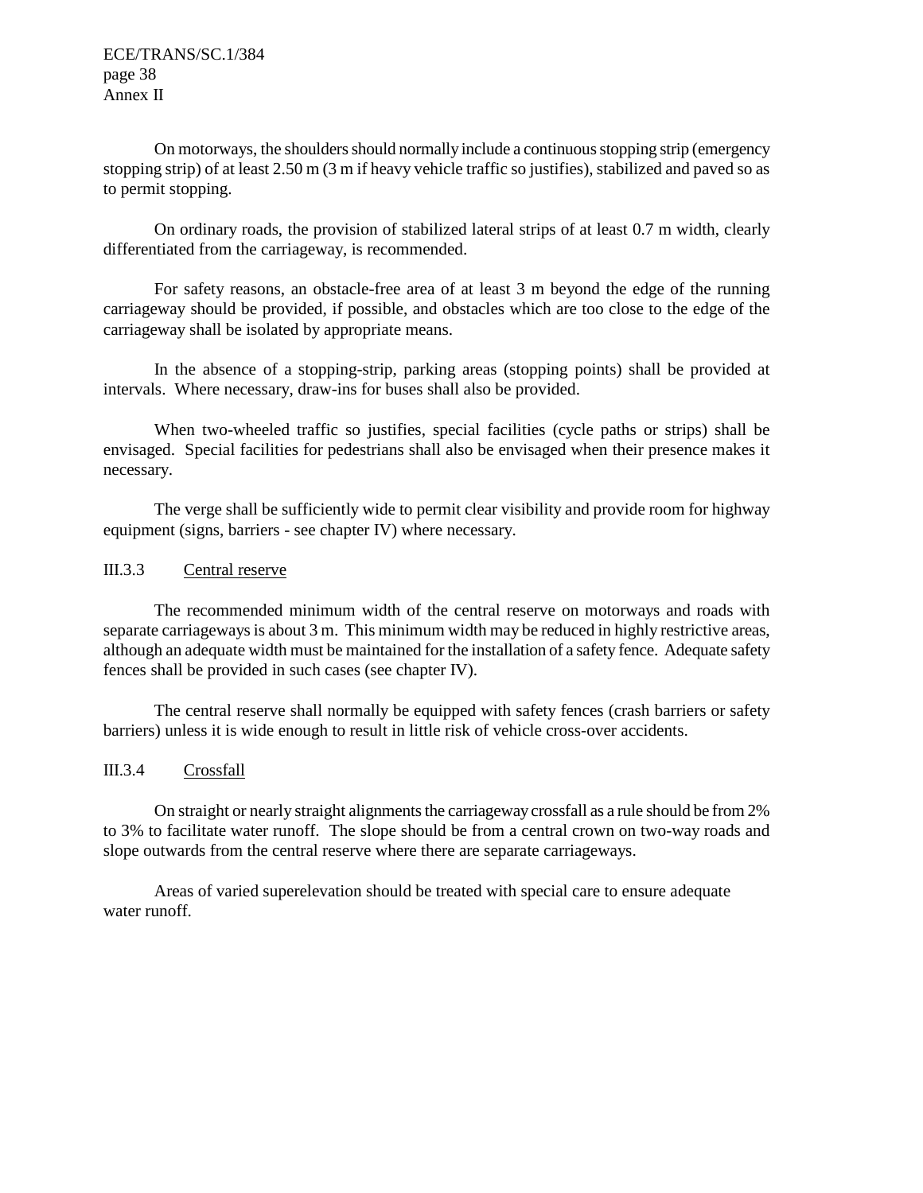On motorways, the shoulders should normally include a continuous stopping strip (emergency stopping strip) of at least 2.50 m (3 m if heavy vehicle traffic so justifies), stabilized and paved so as to permit stopping.

On ordinary roads, the provision of stabilized lateral strips of at least 0.7 m width, clearly differentiated from the carriageway, is recommended.

For safety reasons, an obstacle-free area of at least 3 m beyond the edge of the running carriageway should be provided, if possible, and obstacles which are too close to the edge of the carriageway shall be isolated by appropriate means.

In the absence of a stopping-strip, parking areas (stopping points) shall be provided at intervals. Where necessary, draw-ins for buses shall also be provided.

When two-wheeled traffic so justifies, special facilities (cycle paths or strips) shall be envisaged. Special facilities for pedestrians shall also be envisaged when their presence makes it necessary.

The verge shall be sufficiently wide to permit clear visibility and provide room for highway equipment (signs, barriers - see chapter IV) where necessary.

### III.3.3 Central reserve

The recommended minimum width of the central reserve on motorways and roads with separate carriageways is about 3 m. This minimum width may be reduced in highly restrictive areas, although an adequate width must be maintained for the installation of a safety fence. Adequate safety fences shall be provided in such cases (see chapter IV).

The central reserve shall normally be equipped with safety fences (crash barriers or safety barriers) unless it is wide enough to result in little risk of vehicle cross-over accidents.

### III.3.4 Crossfall

On straight or nearly straight alignments the carriageway crossfall as a rule should be from 2% to 3% to facilitate water runoff. The slope should be from a central crown on two-way roads and slope outwards from the central reserve where there are separate carriageways.

Areas of varied superelevation should be treated with special care to ensure adequate water runoff.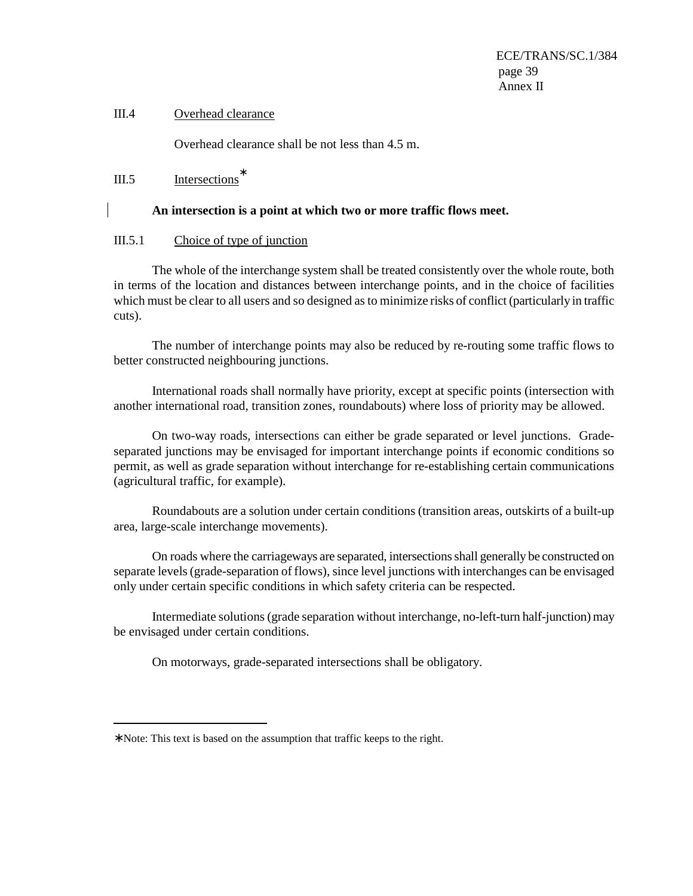### III.4 Overhead clearance

Overhead clearance shall be not less than 4.5 m.

### III.5 Intersections*

**An intersection is a point at which two or more traffic flows meet.**

#### III.5.1 Choice of type of junction

The whole of the interchange system shall be treated consistently over the whole route, both in terms of the location and distances between interchange points, and in the choice of facilities which must be clear to all users and so designed as to minimize risks of conflict (particularly in traffic cuts).

The number of interchange points may also be reduced by re-routing some traffic flows to better constructed neighbouring junctions.

International roads shall normally have priority, except at specific points (intersection with another international road, transition zones, roundabouts) where loss of priority may be allowed.

On two-way roads, intersections can either be grade separated or level junctions. Grade-separated junctions may be envisaged for important interchange points if economic conditions so permit, as well as grade separation without interchange for re-establishing certain communications (agricultural traffic, for example).

Roundabouts are a solution under certain conditions (transition areas, outskirts of a built-up area, large-scale interchange movements).

On roads where the carriageways are separated, intersections shall generally be constructed on separate levels (grade-separation of flows), since level junctions with interchanges can be envisaged only under certain specific conditions in which safety criteria can be respected.

Intermediate solutions (grade separation without interchange, no-left-turn half-junction) may be envisaged under certain conditions.

On motorways, grade-separated intersections shall be obligatory.

---

*Note: This text is based on the assumption that traffic keeps to the right.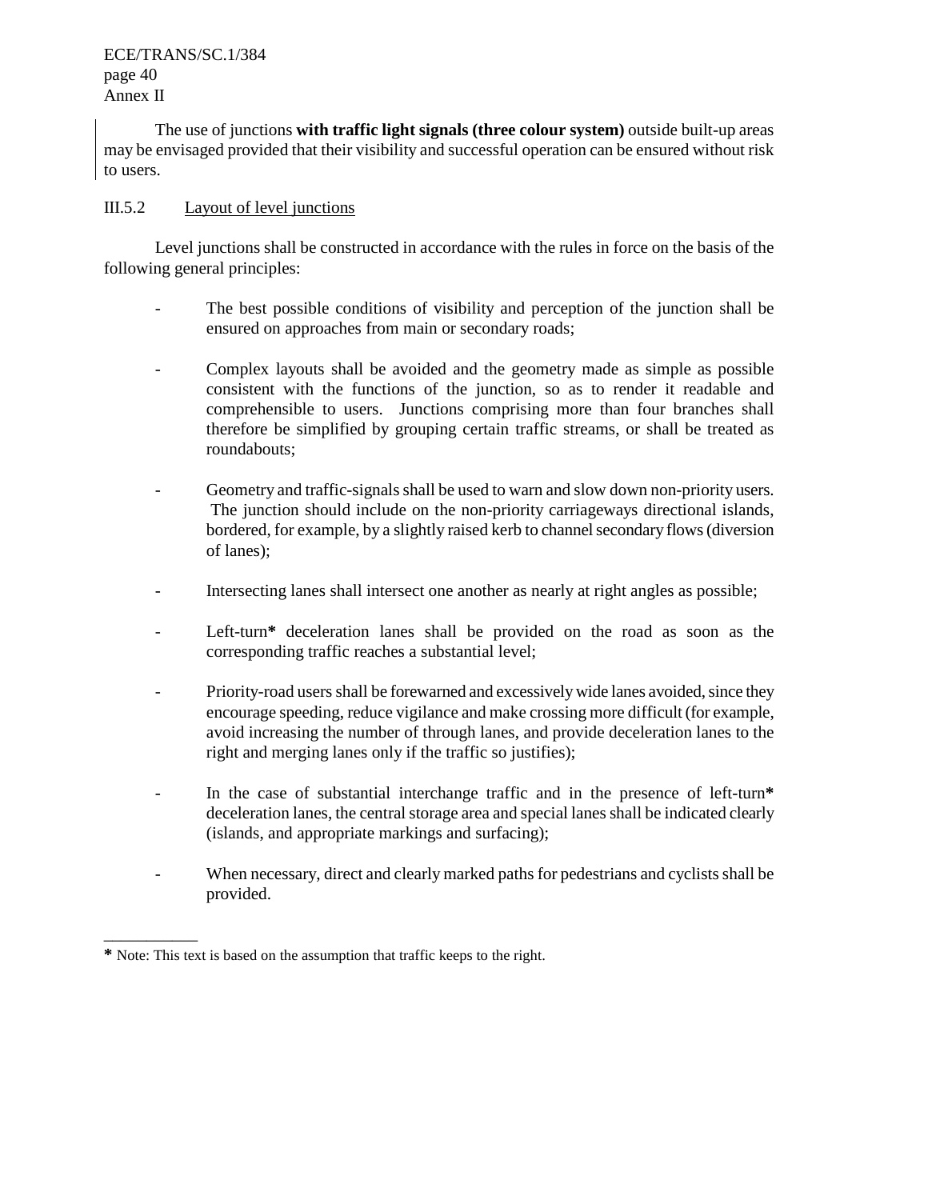The use of junctions **with traffic light signals (three colour system)** outside built-up areas may be envisaged provided that their visibility and successful operation can be ensured without risk to users.

III.5.2 Layout of level junctions

Level junctions shall be constructed in accordance with the rules in force on the basis of the following general principles:

- The best possible conditions of visibility and perception of the junction shall be ensured on approaches from main or secondary roads;

- Complex layouts shall be avoided and the geometry made as simple as possible consistent with the functions of the junction, so as to render it readable and comprehensible to users. Junctions comprising more than four branches shall therefore be simplified by grouping certain traffic streams, or shall be treated as roundabouts;

- Geometry and traffic-signals shall be used to warn and slow down non-priority users. The junction should include on the non-priority carriageways directional islands, bordered, for example, by a slightly raised kerb to channel secondary flows (diversion of lanes);

- Intersecting lanes shall intersect one another as nearly at right angles as possible;

- Left-turn**\*** deceleration lanes shall be provided on the road as soon as the corresponding traffic reaches a substantial level;

- Priority-road users shall be forewarned and excessively wide lanes avoided, since they encourage speeding, reduce vigilance and make crossing more difficult (for example, avoid increasing the number of through lanes, and provide deceleration lanes to the right and merging lanes only if the traffic so justifies);

- In the case of substantial interchange traffic and in the presence of left-turn**\*** deceleration lanes, the central storage area and special lanes shall be indicated clearly (islands, and appropriate markings and surfacing);

- When necessary, direct and clearly marked paths for pedestrians and cyclists shall be provided.

___________

**\*** Note: This text is based on the assumption that traffic keeps to the right.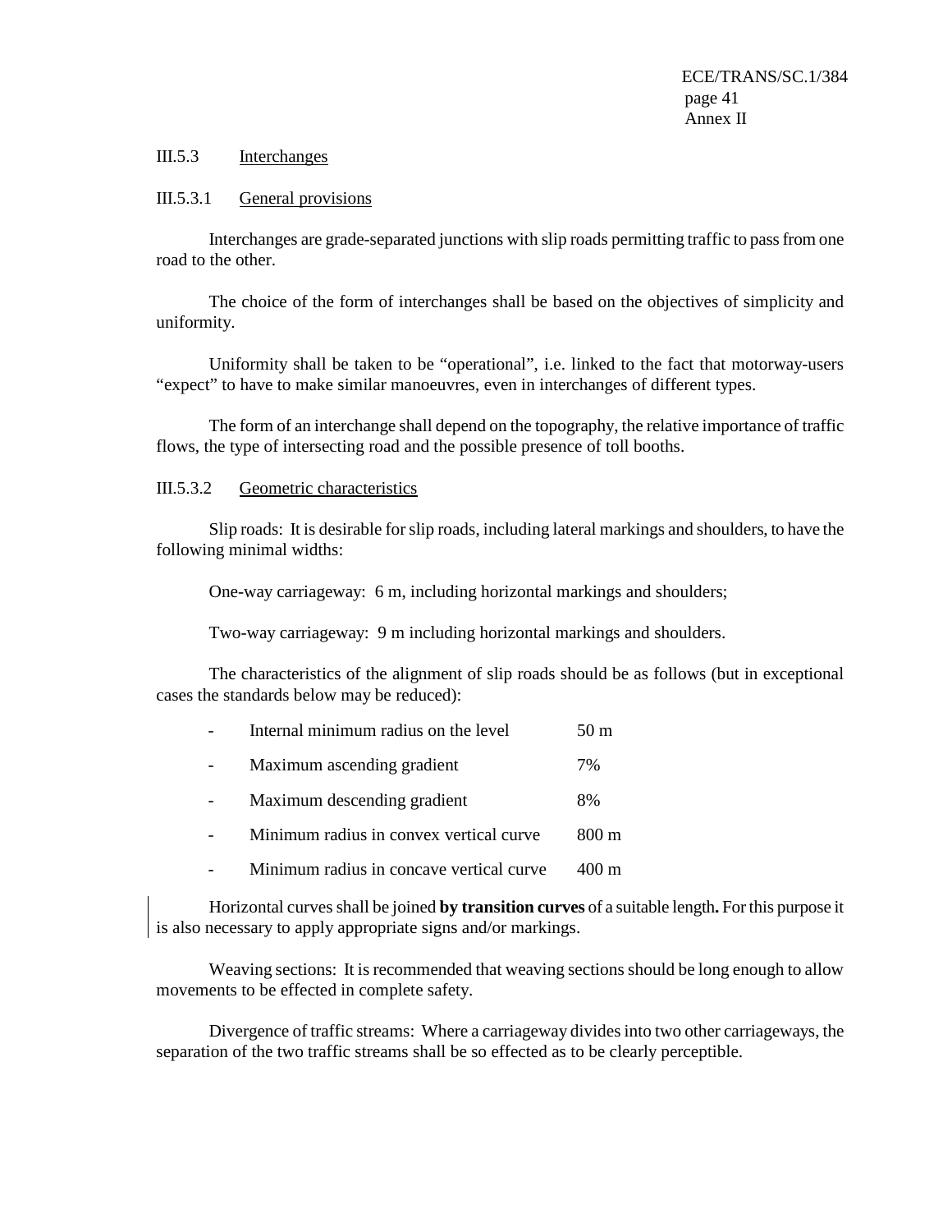### III.5.3 Interchanges

#### III.5.3.1 General provisions

Interchanges are grade-separated junctions with slip roads permitting traffic to pass from one road to the other.

The choice of the form of interchanges shall be based on the objectives of simplicity and uniformity.

Uniformity shall be taken to be "operational", i.e. linked to the fact that motorway-users "expect" to have to make similar manoeuvres, even in interchanges of different types.

The form of an interchange shall depend on the topography, the relative importance of traffic flows, the type of intersecting road and the possible presence of toll booths.

#### III.5.3.2 Geometric characteristics

Slip roads: It is desirable for slip roads, including lateral markings and shoulders, to have the following minimal widths:

One-way carriageway: 6 m, including horizontal markings and shoulders;

Two-way carriageway: 9 m including horizontal markings and shoulders.

The characteristics of the alignment of slip roads should be as follows (but in exceptional cases the standards below may be reduced):

- Internal minimum radius on the level 50 m
- Maximum ascending gradient 7%
- Maximum descending gradient 8%
- Minimum radius in convex vertical curve 800 m
- Minimum radius in concave vertical curve 400 m

Horizontal curves shall be joined **by transition curves** of a suitable length**.** For this purpose it is also necessary to apply appropriate signs and/or markings.

Weaving sections: It is recommended that weaving sections should be long enough to allow movements to be effected in complete safety.

Divergence of traffic streams: Where a carriageway divides into two other carriageways, the separation of the two traffic streams shall be so effected as to be clearly perceptible.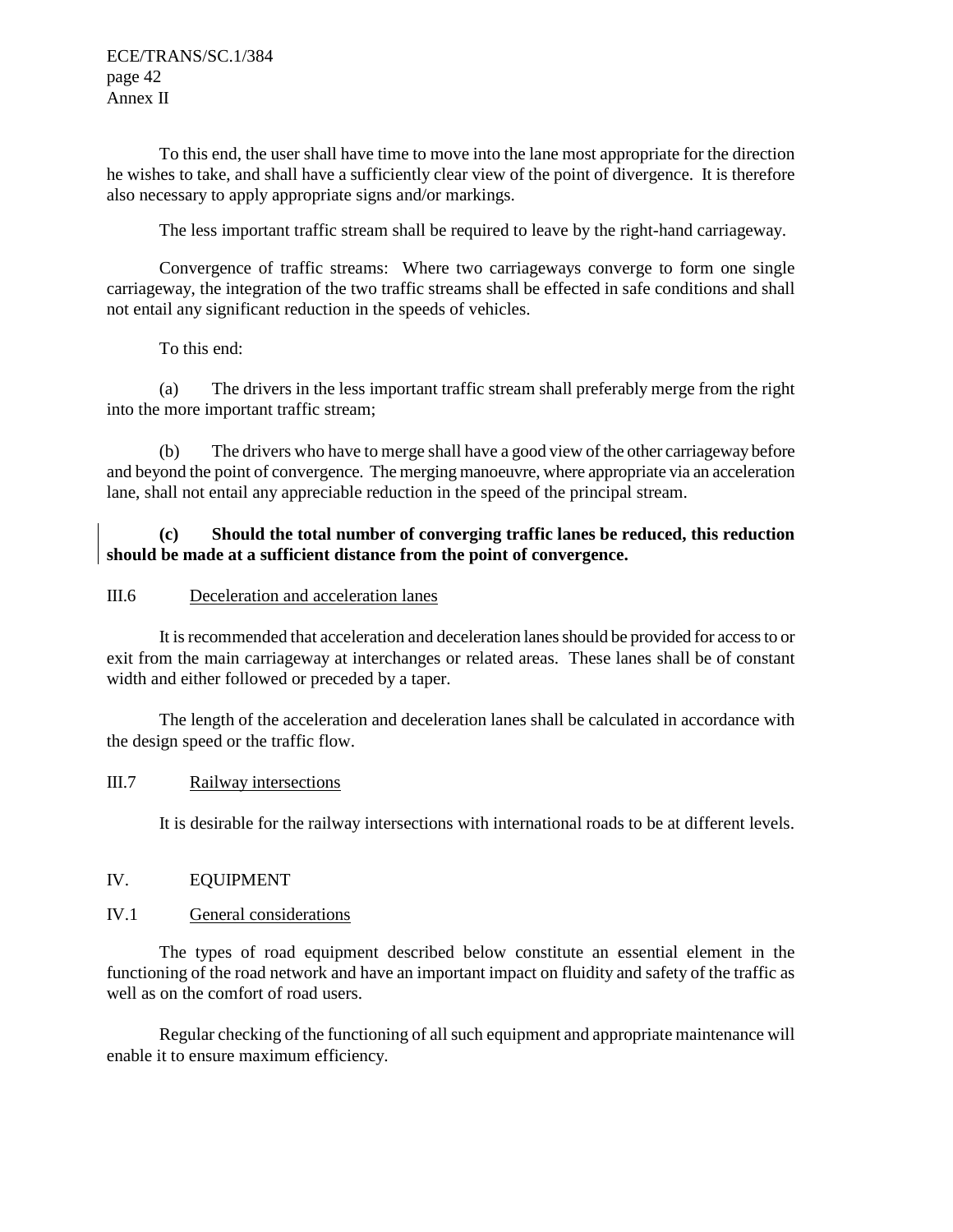To this end, the user shall have time to move into the lane most appropriate for the direction he wishes to take, and shall have a sufficiently clear view of the point of divergence. It is therefore also necessary to apply appropriate signs and/or markings.

The less important traffic stream shall be required to leave by the right-hand carriageway.

Convergence of traffic streams: Where two carriageways converge to form one single carriageway, the integration of the two traffic streams shall be effected in safe conditions and shall not entail any significant reduction in the speeds of vehicles.

To this end:

(a) The drivers in the less important traffic stream shall preferably merge from the right into the more important traffic stream;

(b) The drivers who have to merge shall have a good view of the other carriageway before and beyond the point of convergence. The merging manoeuvre, where appropriate via an acceleration lane, shall not entail any appreciable reduction in the speed of the principal stream.

**(c) Should the total number of converging traffic lanes be reduced, this reduction should be made at a sufficient distance from the point of convergence.**

### III.6 Deceleration and acceleration lanes

It is recommended that acceleration and deceleration lanes should be provided for access to or exit from the main carriageway at interchanges or related areas. These lanes shall be of constant width and either followed or preceded by a taper.

The length of the acceleration and deceleration lanes shall be calculated in accordance with the design speed or the traffic flow.

### III.7 Railway intersections

It is desirable for the railway intersections with international roads to be at different levels.

## IV. EQUIPMENT

### IV.1 General considerations

The types of road equipment described below constitute an essential element in the functioning of the road network and have an important impact on fluidity and safety of the traffic as well as on the comfort of road users.

Regular checking of the functioning of all such equipment and appropriate maintenance will enable it to ensure maximum efficiency.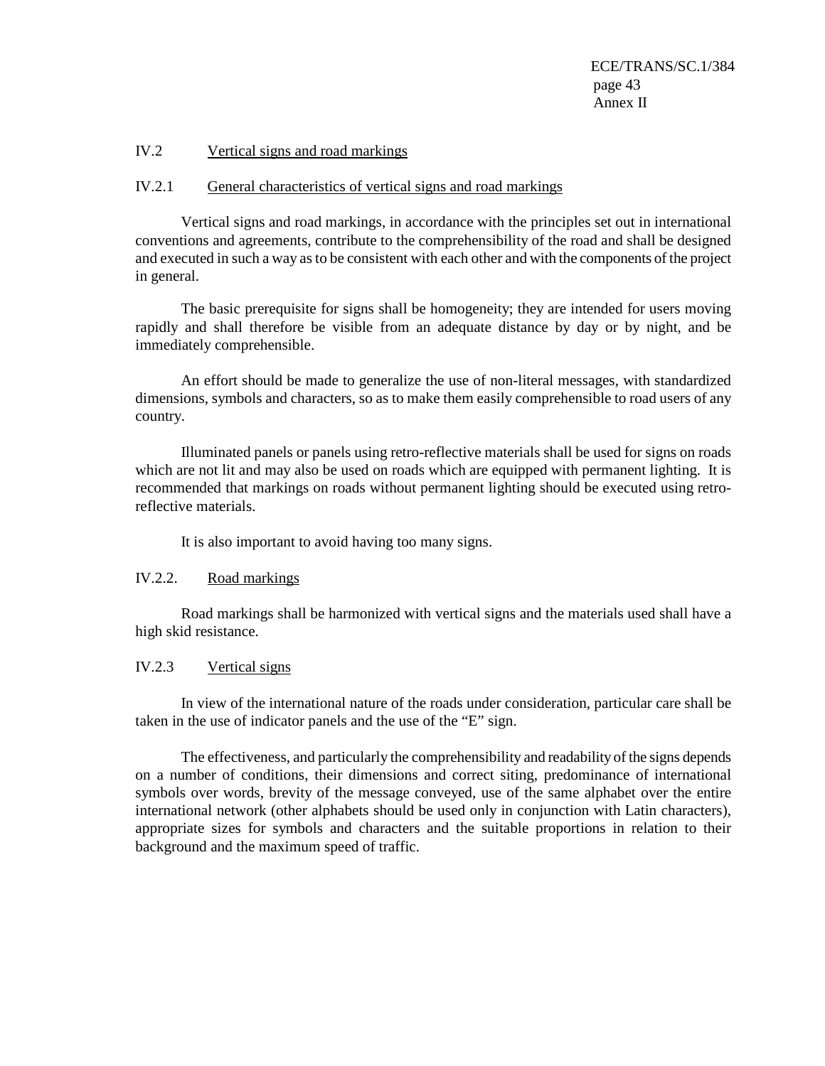## IV.2 Vertical signs and road markings

### IV.2.1 General characteristics of vertical signs and road markings

Vertical signs and road markings, in accordance with the principles set out in international conventions and agreements, contribute to the comprehensibility of the road and shall be designed and executed in such a way as to be consistent with each other and with the components of the project in general.

The basic prerequisite for signs shall be homogeneity; they are intended for users moving rapidly and shall therefore be visible from an adequate distance by day or by night, and be immediately comprehensible.

An effort should be made to generalize the use of non-literal messages, with standardized dimensions, symbols and characters, so as to make them easily comprehensible to road users of any country.

Illuminated panels or panels using retro-reflective materials shall be used for signs on roads which are not lit and may also be used on roads which are equipped with permanent lighting. It is recommended that markings on roads without permanent lighting should be executed using retro-reflective materials.

It is also important to avoid having too many signs.

### IV.2.2. Road markings

Road markings shall be harmonized with vertical signs and the materials used shall have a high skid resistance.

### IV.2.3 Vertical signs

In view of the international nature of the roads under consideration, particular care shall be taken in the use of indicator panels and the use of the "E" sign.

The effectiveness, and particularly the comprehensibility and readability of the signs depends on a number of conditions, their dimensions and correct siting, predominance of international symbols over words, brevity of the message conveyed, use of the same alphabet over the entire international network (other alphabets should be used only in conjunction with Latin characters), appropriate sizes for symbols and characters and the suitable proportions in relation to their background and the maximum speed of traffic.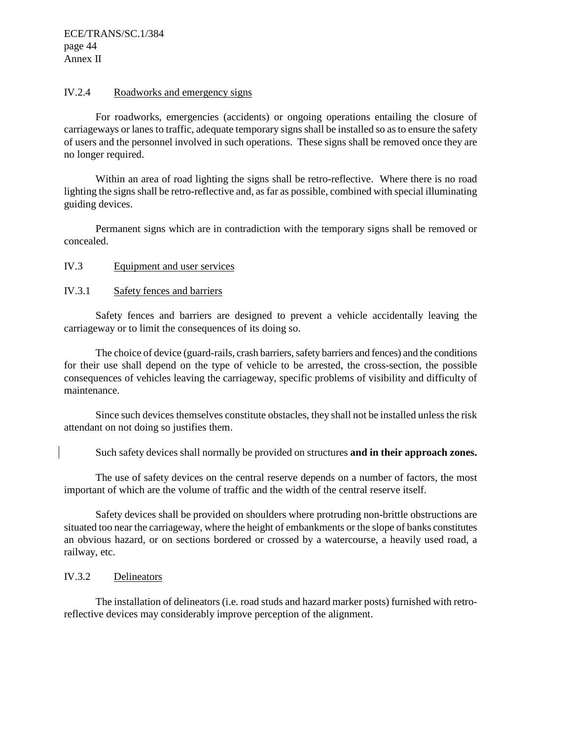### IV.2.4 Roadworks and emergency signs

For roadworks, emergencies (accidents) or ongoing operations entailing the closure of carriageways or lanes to traffic, adequate temporary signs shall be installed so as to ensure the safety of users and the personnel involved in such operations. These signs shall be removed once they are no longer required.

Within an area of road lighting the signs shall be retro-reflective. Where there is no road lighting the signs shall be retro-reflective and, as far as possible, combined with special illuminating guiding devices.

Permanent signs which are in contradiction with the temporary signs shall be removed or concealed.

## IV.3 Equipment and user services

### IV.3.1 Safety fences and barriers

Safety fences and barriers are designed to prevent a vehicle accidentally leaving the carriageway or to limit the consequences of its doing so.

The choice of device (guard-rails, crash barriers, safety barriers and fences) and the conditions for their use shall depend on the type of vehicle to be arrested, the cross-section, the possible consequences of vehicles leaving the carriageway, specific problems of visibility and difficulty of maintenance.

Since such devices themselves constitute obstacles, they shall not be installed unless the risk attendant on not doing so justifies them.

Such safety devices shall normally be provided on structures **and in their approach zones.**

The use of safety devices on the central reserve depends on a number of factors, the most important of which are the volume of traffic and the width of the central reserve itself.

Safety devices shall be provided on shoulders where protruding non-brittle obstructions are situated too near the carriageway, where the height of embankments or the slope of banks constitutes an obvious hazard, or on sections bordered or crossed by a watercourse, a heavily used road, a railway, etc.

### IV.3.2 Delineators

The installation of delineators (i.e. road studs and hazard marker posts) furnished with retro-reflective devices may considerably improve perception of the alignment.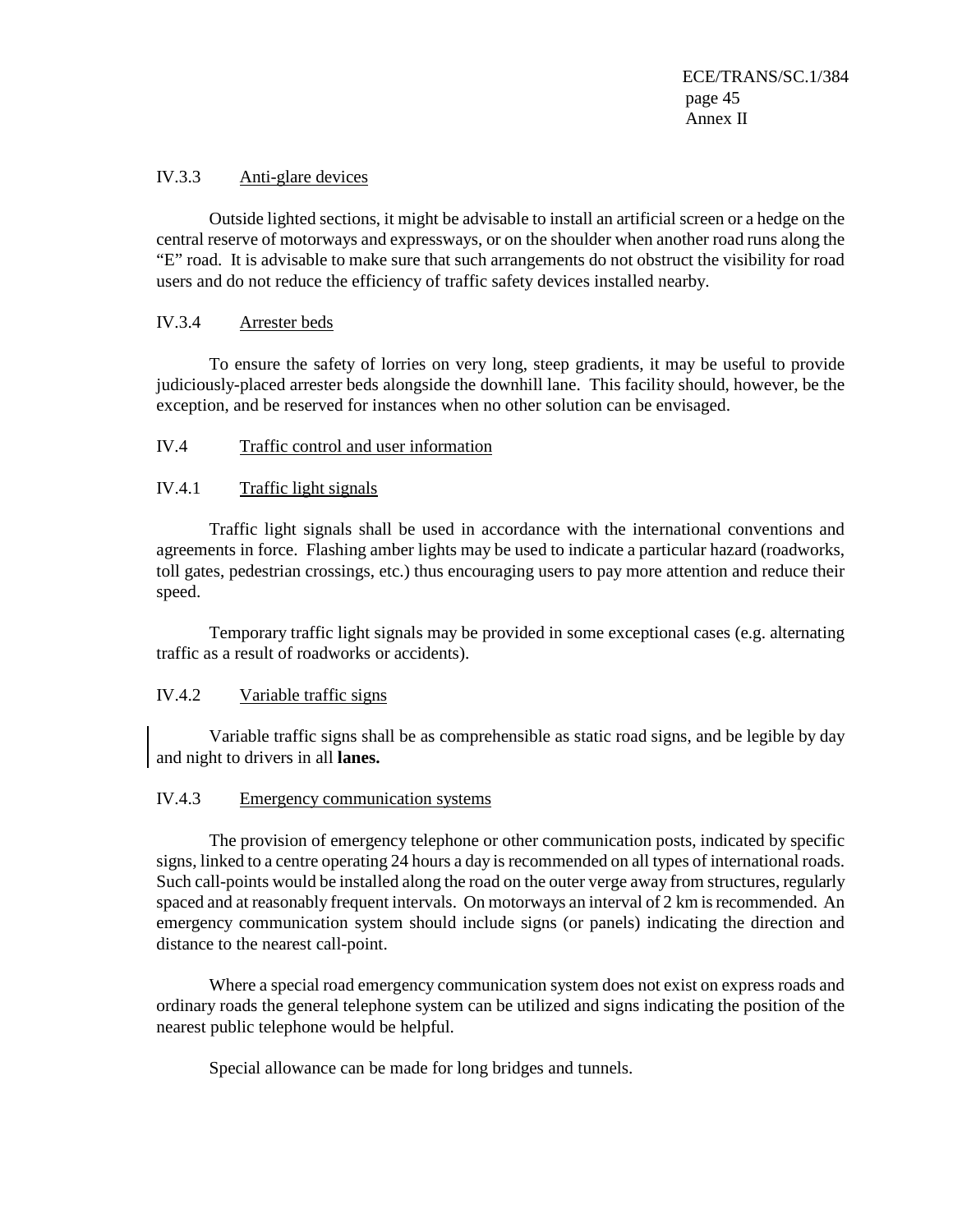### IV.3.3 Anti-glare devices

Outside lighted sections, it might be advisable to install an artificial screen or a hedge on the central reserve of motorways and expressways, or on the shoulder when another road runs along the "E" road. It is advisable to make sure that such arrangements do not obstruct the visibility for road users and do not reduce the efficiency of traffic safety devices installed nearby.

### IV.3.4 Arrester beds

To ensure the safety of lorries on very long, steep gradients, it may be useful to provide judiciously-placed arrester beds alongside the downhill lane. This facility should, however, be the exception, and be reserved for instances when no other solution can be envisaged.

## IV.4 Traffic control and user information

### IV.4.1 Traffic light signals

Traffic light signals shall be used in accordance with the international conventions and agreements in force. Flashing amber lights may be used to indicate a particular hazard (roadworks, toll gates, pedestrian crossings, etc.) thus encouraging users to pay more attention and reduce their speed.

Temporary traffic light signals may be provided in some exceptional cases (e.g. alternating traffic as a result of roadworks or accidents).

### IV.4.2 Variable traffic signs

Variable traffic signs shall be as comprehensible as static road signs, and be legible by day and night to drivers in all **lanes.**

### IV.4.3 Emergency communication systems

The provision of emergency telephone or other communication posts, indicated by specific signs, linked to a centre operating 24 hours a day is recommended on all types of international roads. Such call-points would be installed along the road on the outer verge away from structures, regularly spaced and at reasonably frequent intervals. On motorways an interval of 2 km is recommended. An emergency communication system should include signs (or panels) indicating the direction and distance to the nearest call-point.

Where a special road emergency communication system does not exist on express roads and ordinary roads the general telephone system can be utilized and signs indicating the position of the nearest public telephone would be helpful.

Special allowance can be made for long bridges and tunnels.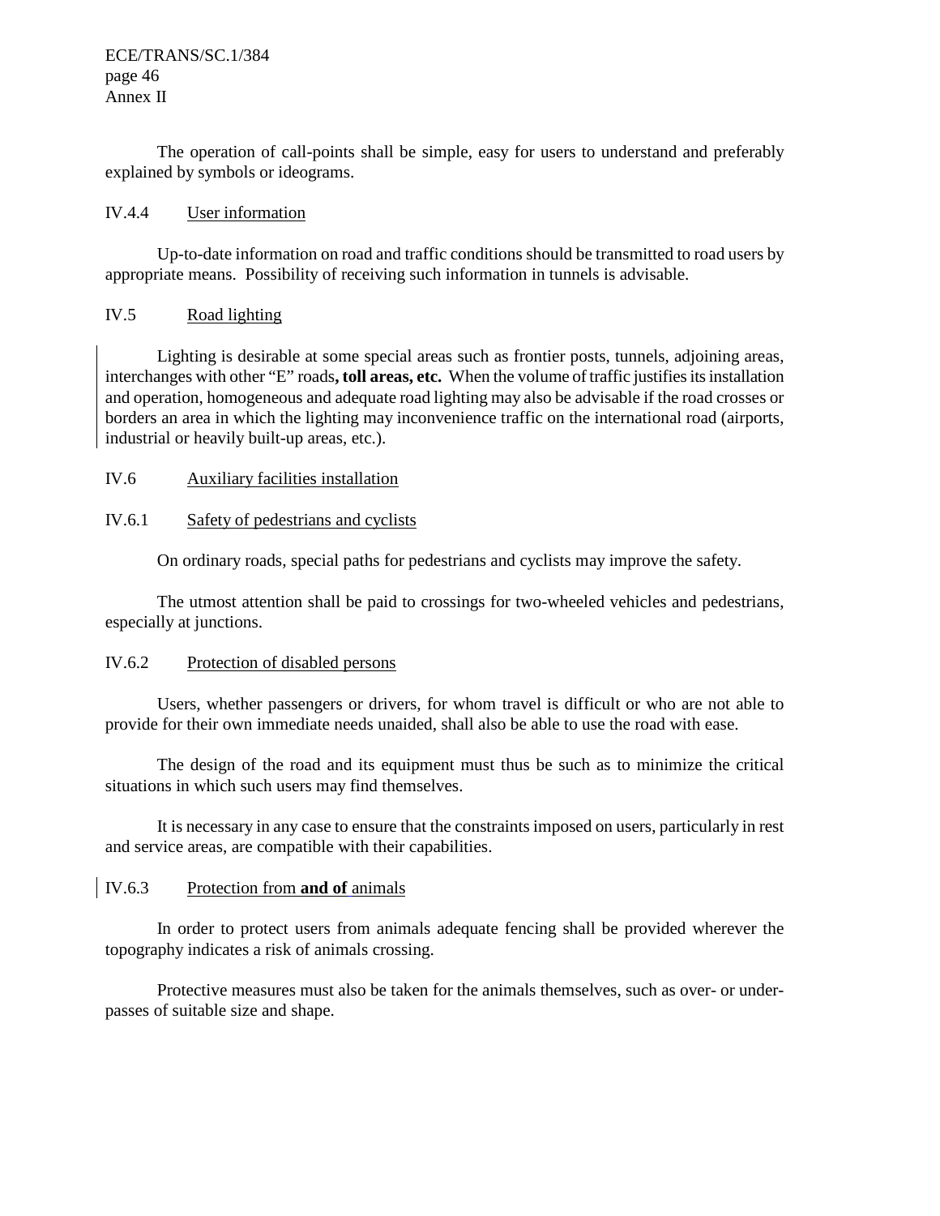The operation of call-points shall be simple, easy for users to understand and preferably explained by symbols or ideograms.

### IV.4.4 User information

Up-to-date information on road and traffic conditions should be transmitted to road users by appropriate means. Possibility of receiving such information in tunnels is advisable.

## IV.5 Road lighting

Lighting is desirable at some special areas such as frontier posts, tunnels, adjoining areas, interchanges with other "E" roads**, toll areas, etc.** When the volume of traffic justifies its installation and operation, homogeneous and adequate road lighting may also be advisable if the road crosses or borders an area in which the lighting may inconvenience traffic on the international road (airports, industrial or heavily built-up areas, etc.).

## IV.6 Auxiliary facilities installation

### IV.6.1 Safety of pedestrians and cyclists

On ordinary roads, special paths for pedestrians and cyclists may improve the safety.

The utmost attention shall be paid to crossings for two-wheeled vehicles and pedestrians, especially at junctions.

### IV.6.2 Protection of disabled persons

Users, whether passengers or drivers, for whom travel is difficult or who are not able to provide for their own immediate needs unaided, shall also be able to use the road with ease.

The design of the road and its equipment must thus be such as to minimize the critical situations in which such users may find themselves.

It is necessary in any case to ensure that the constraints imposed on users, particularly in rest and service areas, are compatible with their capabilities.

### IV.6.3 Protection from **and of** animals

In order to protect users from animals adequate fencing shall be provided wherever the topography indicates a risk of animals crossing.

Protective measures must also be taken for the animals themselves, such as over- or under-passes of suitable size and shape.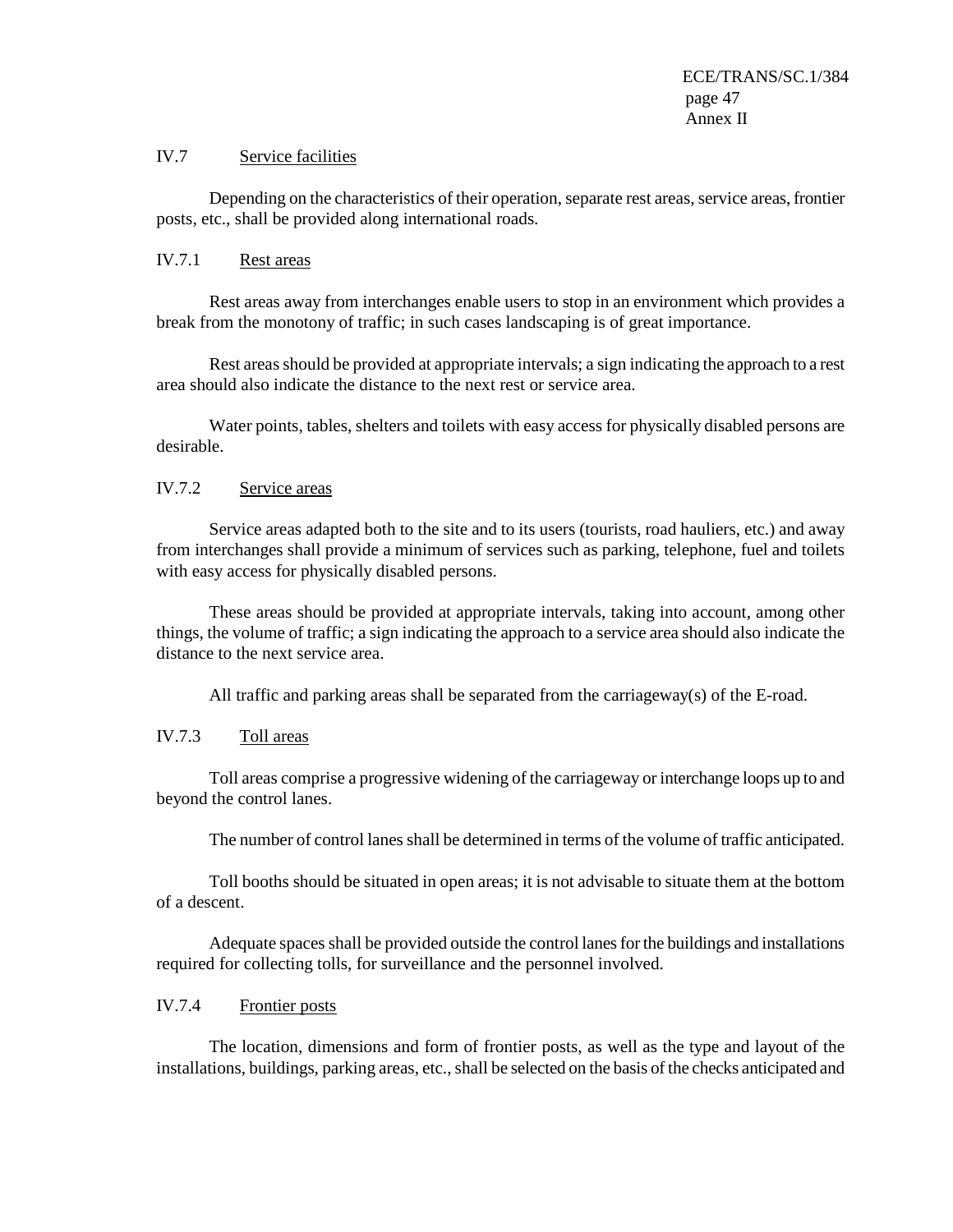## IV.7 Service facilities

Depending on the characteristics of their operation, separate rest areas, service areas, frontier posts, etc., shall be provided along international roads.

### IV.7.1 Rest areas

Rest areas away from interchanges enable users to stop in an environment which provides a break from the monotony of traffic; in such cases landscaping is of great importance.

Rest areas should be provided at appropriate intervals; a sign indicating the approach to a rest area should also indicate the distance to the next rest or service area.

Water points, tables, shelters and toilets with easy access for physically disabled persons are desirable.

### IV.7.2 Service areas

Service areas adapted both to the site and to its users (tourists, road hauliers, etc.) and away from interchanges shall provide a minimum of services such as parking, telephone, fuel and toilets with easy access for physically disabled persons.

These areas should be provided at appropriate intervals, taking into account, among other things, the volume of traffic; a sign indicating the approach to a service area should also indicate the distance to the next service area.

All traffic and parking areas shall be separated from the carriageway(s) of the E-road.

### IV.7.3 Toll areas

Toll areas comprise a progressive widening of the carriageway or interchange loops up to and beyond the control lanes.

The number of control lanes shall be determined in terms of the volume of traffic anticipated.

Toll booths should be situated in open areas; it is not advisable to situate them at the bottom of a descent.

Adequate spaces shall be provided outside the control lanes for the buildings and installations required for collecting tolls, for surveillance and the personnel involved.

### IV.7.4 Frontier posts

The location, dimensions and form of frontier posts, as well as the type and layout of the installations, buildings, parking areas, etc., shall be selected on the basis of the checks anticipated and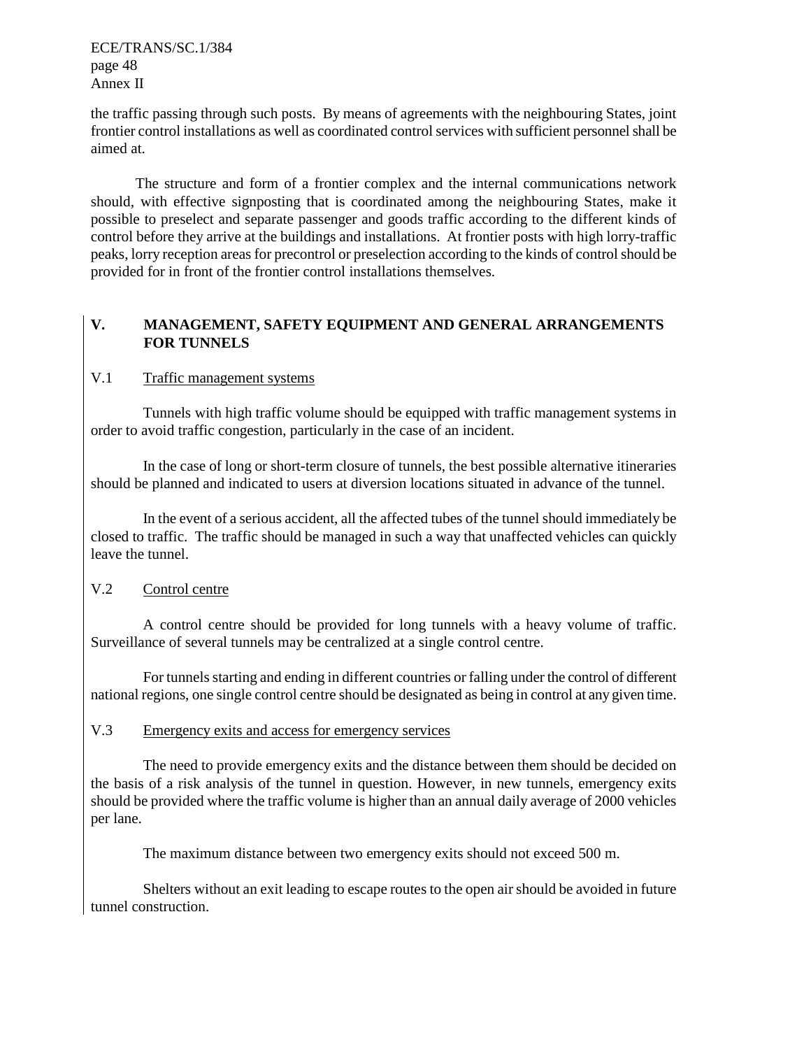the traffic passing through such posts. By means of agreements with the neighbouring States, joint frontier control installations as well as coordinated control services with sufficient personnel shall be aimed at.

The structure and form of a frontier complex and the internal communications network should, with effective signposting that is coordinated among the neighbouring States, make it possible to preselect and separate passenger and goods traffic according to the different kinds of control before they arrive at the buildings and installations. At frontier posts with high lorry-traffic peaks, lorry reception areas for precontrol or preselection according to the kinds of control should be provided for in front of the frontier control installations themselves.

## V. MANAGEMENT, SAFETY EQUIPMENT AND GENERAL ARRANGEMENTS FOR TUNNELS

### V.1 Traffic management systems

Tunnels with high traffic volume should be equipped with traffic management systems in order to avoid traffic congestion, particularly in the case of an incident.

In the case of long or short-term closure of tunnels, the best possible alternative itineraries should be planned and indicated to users at diversion locations situated in advance of the tunnel.

In the event of a serious accident, all the affected tubes of the tunnel should immediately be closed to traffic. The traffic should be managed in such a way that unaffected vehicles can quickly leave the tunnel.

### V.2 Control centre

A control centre should be provided for long tunnels with a heavy volume of traffic. Surveillance of several tunnels may be centralized at a single control centre.

For tunnels starting and ending in different countries or falling under the control of different national regions, one single control centre should be designated as being in control at any given time.

### V.3 Emergency exits and access for emergency services

The need to provide emergency exits and the distance between them should be decided on the basis of a risk analysis of the tunnel in question. However, in new tunnels, emergency exits should be provided where the traffic volume is higher than an annual daily average of 2000 vehicles per lane.

The maximum distance between two emergency exits should not exceed 500 m.

Shelters without an exit leading to escape routes to the open air should be avoided in future tunnel construction.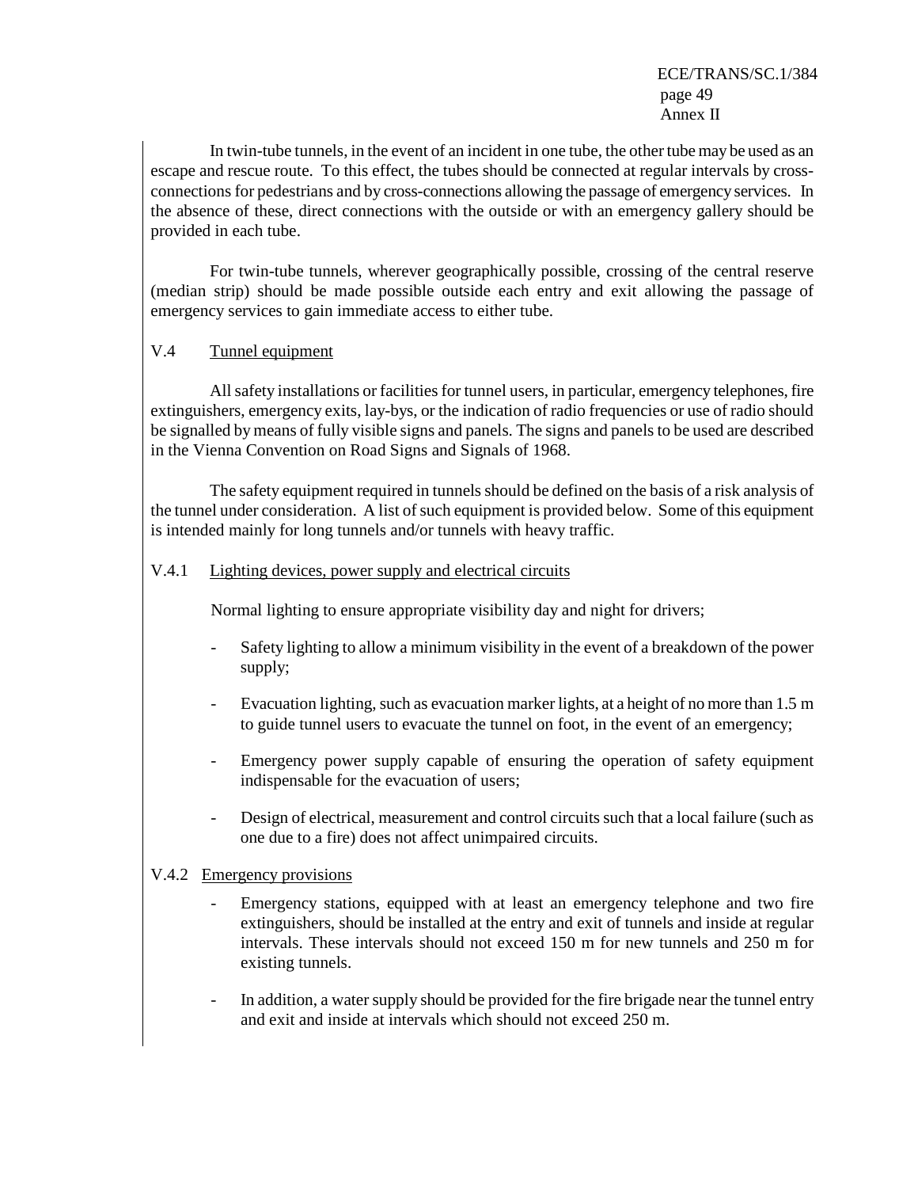In twin-tube tunnels, in the event of an incident in one tube, the other tube may be used as an escape and rescue route. To this effect, the tubes should be connected at regular intervals by cross-connections for pedestrians and by cross-connections allowing the passage of emergency services. In the absence of these, direct connections with the outside or with an emergency gallery should be provided in each tube.

For twin-tube tunnels, wherever geographically possible, crossing of the central reserve (median strip) should be made possible outside each entry and exit allowing the passage of emergency services to gain immediate access to either tube.

### V.4 Tunnel equipment

All safety installations or facilities for tunnel users, in particular, emergency telephones, fire extinguishers, emergency exits, lay-bys, or the indication of radio frequencies or use of radio should be signalled by means of fully visible signs and panels. The signs and panels to be used are described in the Vienna Convention on Road Signs and Signals of 1968.

The safety equipment required in tunnels should be defined on the basis of a risk analysis of the tunnel under consideration. A list of such equipment is provided below. Some of this equipment is intended mainly for long tunnels and/or tunnels with heavy traffic.

#### V.4.1 Lighting devices, power supply and electrical circuits

Normal lighting to ensure appropriate visibility day and night for drivers;

- Safety lighting to allow a minimum visibility in the event of a breakdown of the power supply;
- Evacuation lighting, such as evacuation marker lights, at a height of no more than 1.5 m to guide tunnel users to evacuate the tunnel on foot, in the event of an emergency;
- Emergency power supply capable of ensuring the operation of safety equipment indispensable for the evacuation of users;
- Design of electrical, measurement and control circuits such that a local failure (such as one due to a fire) does not affect unimpaired circuits.

#### V.4.2 Emergency provisions

- Emergency stations, equipped with at least an emergency telephone and two fire extinguishers, should be installed at the entry and exit of tunnels and inside at regular intervals. These intervals should not exceed 150 m for new tunnels and 250 m for existing tunnels.
- In addition, a water supply should be provided for the fire brigade near the tunnel entry and exit and inside at intervals which should not exceed 250 m.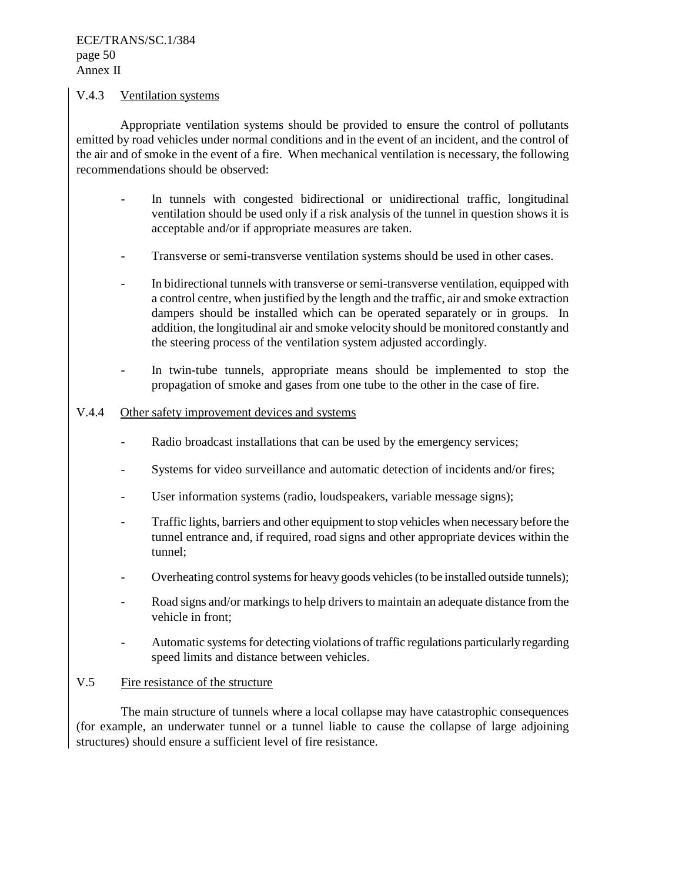### V.4.3 Ventilation systems

Appropriate ventilation systems should be provided to ensure the control of pollutants emitted by road vehicles under normal conditions and in the event of an incident, and the control of the air and of smoke in the event of a fire. When mechanical ventilation is necessary, the following recommendations should be observed:

- In tunnels with congested bidirectional or unidirectional traffic, longitudinal ventilation should be used only if a risk analysis of the tunnel in question shows it is acceptable and/or if appropriate measures are taken.

- Transverse or semi-transverse ventilation systems should be used in other cases.

- In bidirectional tunnels with transverse or semi-transverse ventilation, equipped with a control centre, when justified by the length and the traffic, air and smoke extraction dampers should be installed which can be operated separately or in groups. In addition, the longitudinal air and smoke velocity should be monitored constantly and the steering process of the ventilation system adjusted accordingly.

- In twin-tube tunnels, appropriate means should be implemented to stop the propagation of smoke and gases from one tube to the other in the case of fire.

### V.4.4 Other safety improvement devices and systems

- Radio broadcast installations that can be used by the emergency services;

- Systems for video surveillance and automatic detection of incidents and/or fires;

- User information systems (radio, loudspeakers, variable message signs);

- Traffic lights, barriers and other equipment to stop vehicles when necessary before the tunnel entrance and, if required, road signs and other appropriate devices within the tunnel;

- Overheating control systems for heavy goods vehicles (to be installed outside tunnels);

- Road signs and/or markings to help drivers to maintain an adequate distance from the vehicle in front;

- Automatic systems for detecting violations of traffic regulations particularly regarding speed limits and distance between vehicles.

### V.5 Fire resistance of the structure

The main structure of tunnels where a local collapse may have catastrophic consequences (for example, an underwater tunnel or a tunnel liable to cause the collapse of large adjoining structures) should ensure a sufficient level of fire resistance.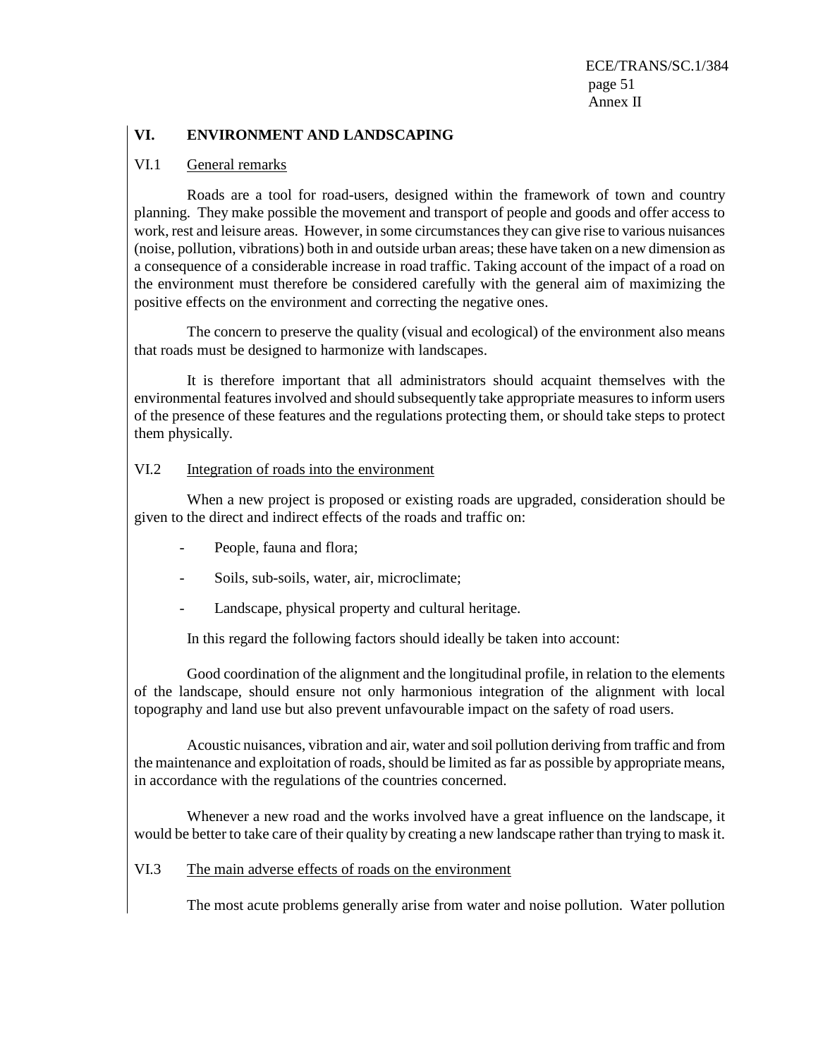## VI. ENVIRONMENT AND LANDSCAPING

### VI.1 General remarks

Roads are a tool for road-users, designed within the framework of town and country planning. They make possible the movement and transport of people and goods and offer access to work, rest and leisure areas. However, in some circumstances they can give rise to various nuisances (noise, pollution, vibrations) both in and outside urban areas; these have taken on a new dimension as a consequence of a considerable increase in road traffic. Taking account of the impact of a road on the environment must therefore be considered carefully with the general aim of maximizing the positive effects on the environment and correcting the negative ones.

The concern to preserve the quality (visual and ecological) of the environment also means that roads must be designed to harmonize with landscapes.

It is therefore important that all administrators should acquaint themselves with the environmental features involved and should subsequently take appropriate measures to inform users of the presence of these features and the regulations protecting them, or should take steps to protect them physically.

### VI.2 Integration of roads into the environment

When a new project is proposed or existing roads are upgraded, consideration should be given to the direct and indirect effects of the roads and traffic on:

- People, fauna and flora;
- Soils, sub-soils, water, air, microclimate;
- Landscape, physical property and cultural heritage.

In this regard the following factors should ideally be taken into account:

Good coordination of the alignment and the longitudinal profile, in relation to the elements of the landscape, should ensure not only harmonious integration of the alignment with local topography and land use but also prevent unfavourable impact on the safety of road users.

Acoustic nuisances, vibration and air, water and soil pollution deriving from traffic and from the maintenance and exploitation of roads, should be limited as far as possible by appropriate means, in accordance with the regulations of the countries concerned.

Whenever a new road and the works involved have a great influence on the landscape, it would be better to take care of their quality by creating a new landscape rather than trying to mask it.

### VI.3 The main adverse effects of roads on the environment

The most acute problems generally arise from water and noise pollution. Water pollution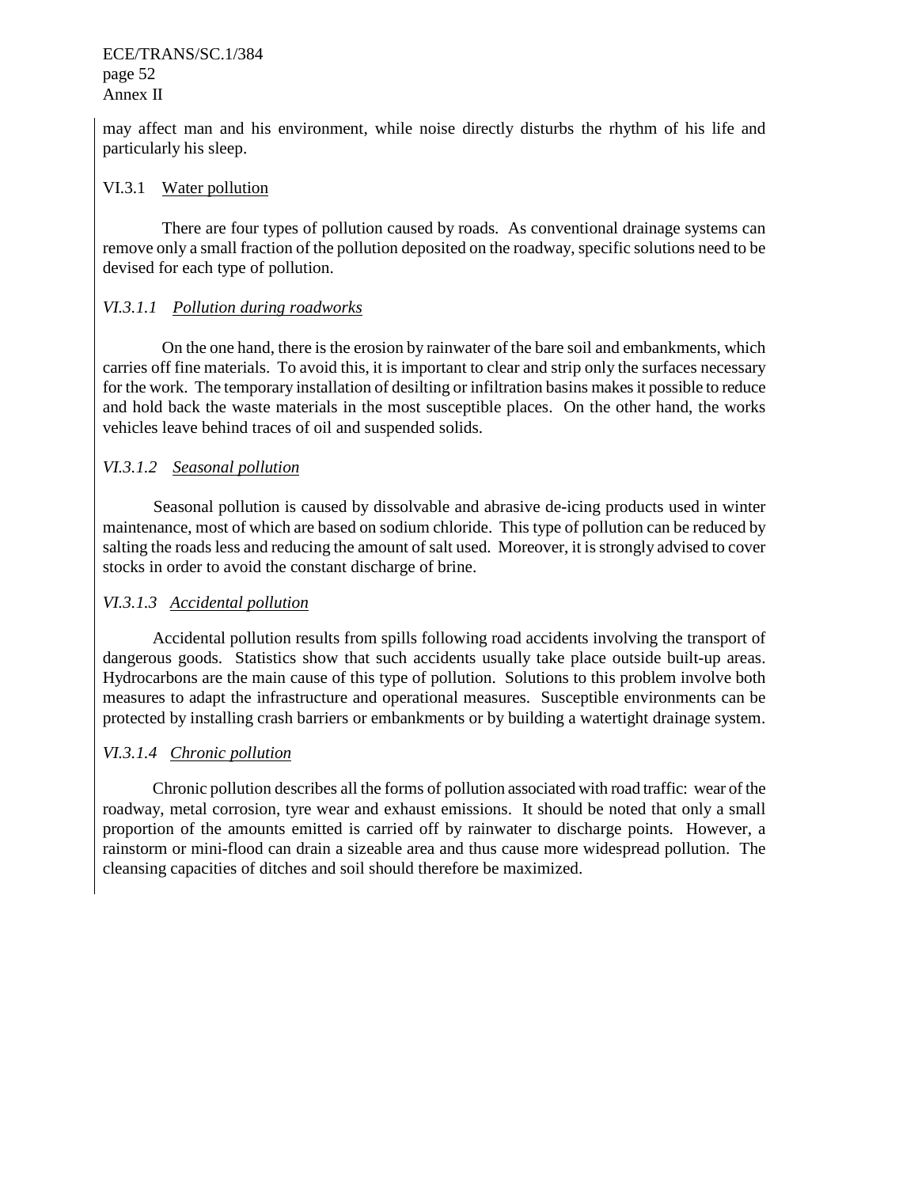may affect man and his environment, while noise directly disturbs the rhythm of his life and particularly his sleep.

### VI.3.1 Water pollution

There are four types of pollution caused by roads. As conventional drainage systems can remove only a small fraction of the pollution deposited on the roadway, specific solutions need to be devised for each type of pollution.

#### *VI.3.1.1 Pollution during roadworks*

On the one hand, there is the erosion by rainwater of the bare soil and embankments, which carries off fine materials. To avoid this, it is important to clear and strip only the surfaces necessary for the work. The temporary installation of desilting or infiltration basins makes it possible to reduce and hold back the waste materials in the most susceptible places. On the other hand, the works vehicles leave behind traces of oil and suspended solids.

#### *VI.3.1.2 Seasonal pollution*

Seasonal pollution is caused by dissolvable and abrasive de-icing products used in winter maintenance, most of which are based on sodium chloride. This type of pollution can be reduced by salting the roads less and reducing the amount of salt used. Moreover, it is strongly advised to cover stocks in order to avoid the constant discharge of brine.

#### *VI.3.1.3 Accidental pollution*

Accidental pollution results from spills following road accidents involving the transport of dangerous goods. Statistics show that such accidents usually take place outside built-up areas. Hydrocarbons are the main cause of this type of pollution. Solutions to this problem involve both measures to adapt the infrastructure and operational measures. Susceptible environments can be protected by installing crash barriers or embankments or by building a watertight drainage system.

#### *VI.3.1.4 Chronic pollution*

Chronic pollution describes all the forms of pollution associated with road traffic: wear of the roadway, metal corrosion, tyre wear and exhaust emissions. It should be noted that only a small proportion of the amounts emitted is carried off by rainwater to discharge points. However, a rainstorm or mini-flood can drain a sizeable area and thus cause more widespread pollution. The cleansing capacities of ditches and soil should therefore be maximized.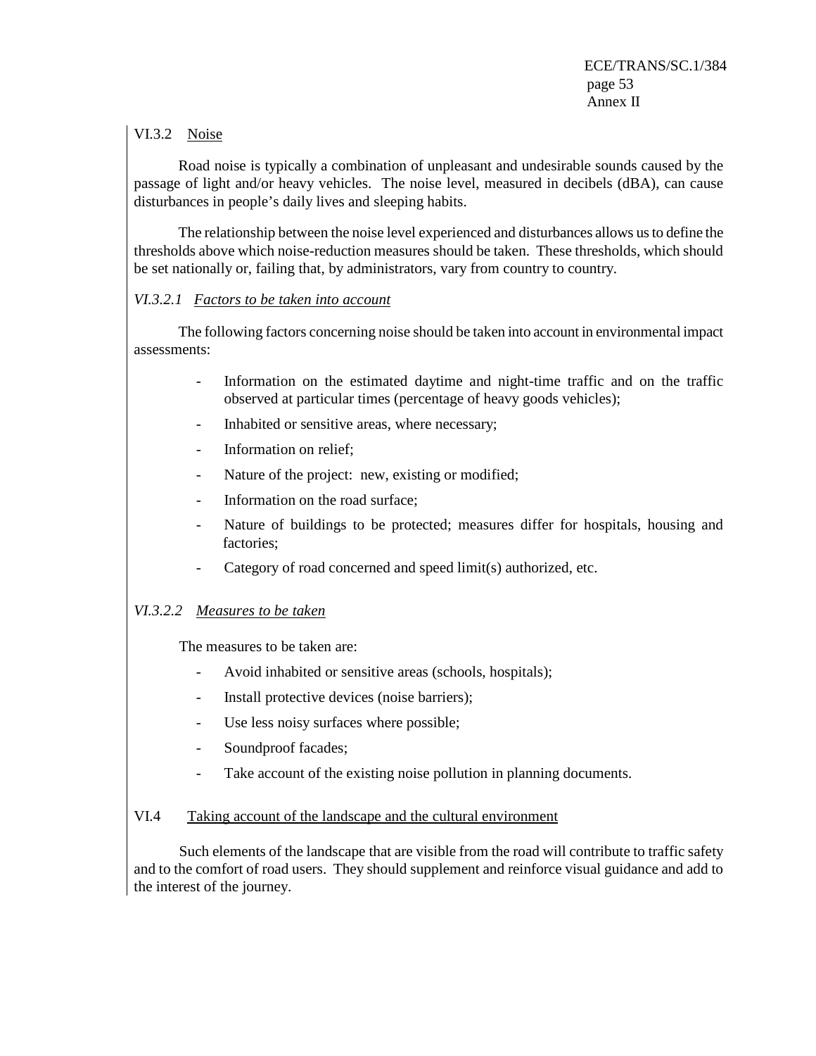### VI.3.2 Noise

Road noise is typically a combination of unpleasant and undesirable sounds caused by the passage of light and/or heavy vehicles. The noise level, measured in decibels (dBA), can cause disturbances in people's daily lives and sleeping habits.

The relationship between the noise level experienced and disturbances allows us to define the thresholds above which noise-reduction measures should be taken. These thresholds, which should be set nationally or, failing that, by administrators, vary from country to country.

#### *VI.3.2.1 Factors to be taken into account*

The following factors concerning noise should be taken into account in environmental impact assessments:

- Information on the estimated daytime and night-time traffic and on the traffic observed at particular times (percentage of heavy goods vehicles);
- Inhabited or sensitive areas, where necessary;
- Information on relief;
- Nature of the project: new, existing or modified;
- Information on the road surface;
- Nature of buildings to be protected; measures differ for hospitals, housing and factories;
- Category of road concerned and speed limit(s) authorized, etc.

#### *VI.3.2.2 Measures to be taken*

The measures to be taken are:

- Avoid inhabited or sensitive areas (schools, hospitals);
- Install protective devices (noise barriers);
- Use less noisy surfaces where possible;
- Soundproof facades;
- Take account of the existing noise pollution in planning documents.

### VI.4 Taking account of the landscape and the cultural environment

Such elements of the landscape that are visible from the road will contribute to traffic safety and to the comfort of road users. They should supplement and reinforce visual guidance and add to the interest of the journey.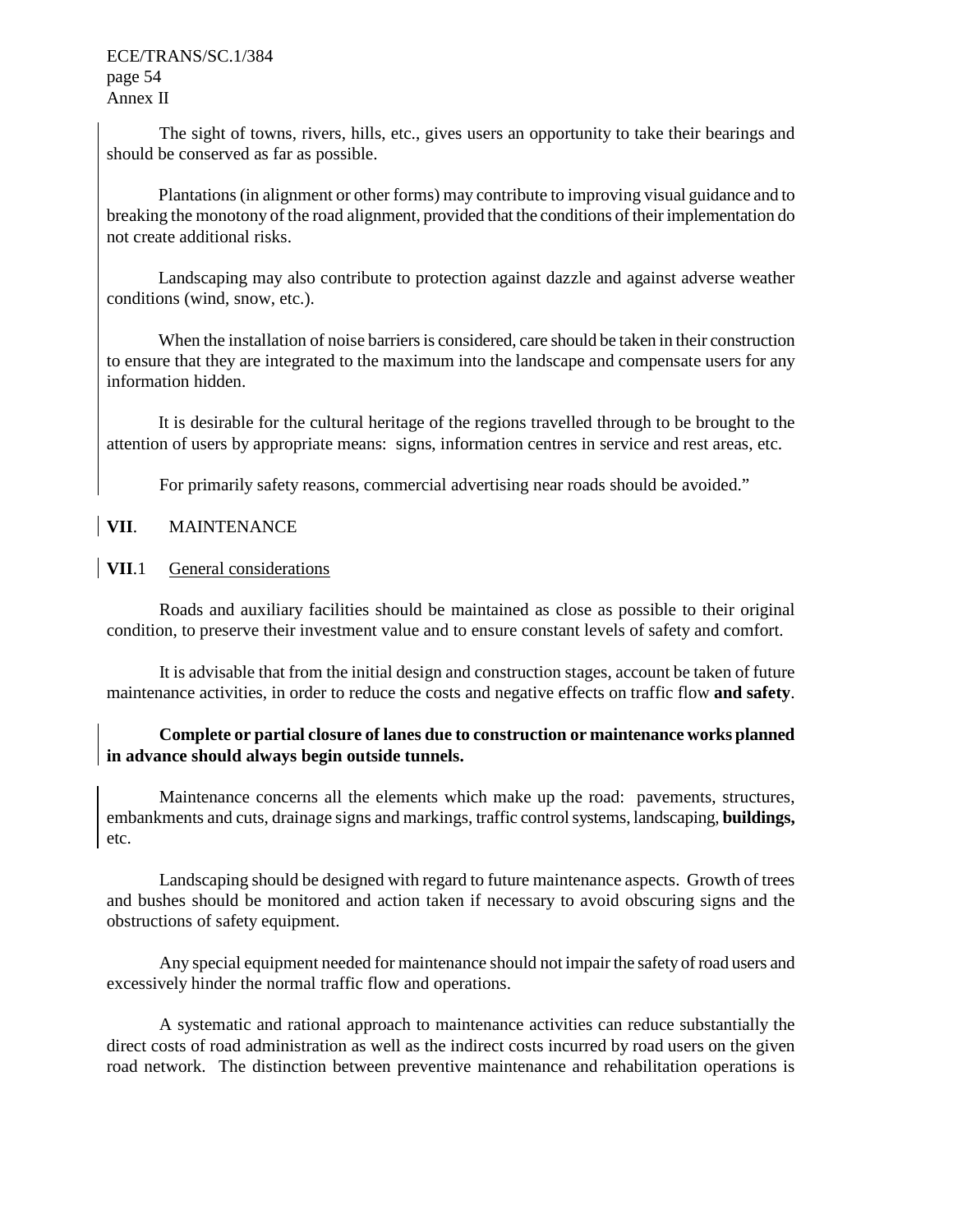The sight of towns, rivers, hills, etc., gives users an opportunity to take their bearings and should be conserved as far as possible.

Plantations (in alignment or other forms) may contribute to improving visual guidance and to breaking the monotony of the road alignment, provided that the conditions of their implementation do not create additional risks.

Landscaping may also contribute to protection against dazzle and against adverse weather conditions (wind, snow, etc.).

When the installation of noise barriers is considered, care should be taken in their construction to ensure that they are integrated to the maximum into the landscape and compensate users for any information hidden.

It is desirable for the cultural heritage of the regions travelled through to be brought to the attention of users by appropriate means: signs, information centres in service and rest areas, etc.

For primarily safety reasons, commercial advertising near roads should be avoided."

## **VII**. MAINTENANCE

### **VII**.1 General considerations

Roads and auxiliary facilities should be maintained as close as possible to their original condition, to preserve their investment value and to ensure constant levels of safety and comfort.

It is advisable that from the initial design and construction stages, account be taken of future maintenance activities, in order to reduce the costs and negative effects on traffic flow **and safety**.

**Complete or partial closure of lanes due to construction or maintenance works planned in advance should always begin outside tunnels.**

Maintenance concerns all the elements which make up the road: pavements, structures, embankments and cuts, drainage signs and markings, traffic control systems, landscaping, **buildings,** etc.

Landscaping should be designed with regard to future maintenance aspects. Growth of trees and bushes should be monitored and action taken if necessary to avoid obscuring signs and the obstructions of safety equipment.

Any special equipment needed for maintenance should not impair the safety of road users and excessively hinder the normal traffic flow and operations.

A systematic and rational approach to maintenance activities can reduce substantially the direct costs of road administration as well as the indirect costs incurred by road users on the given road network. The distinction between preventive maintenance and rehabilitation operations is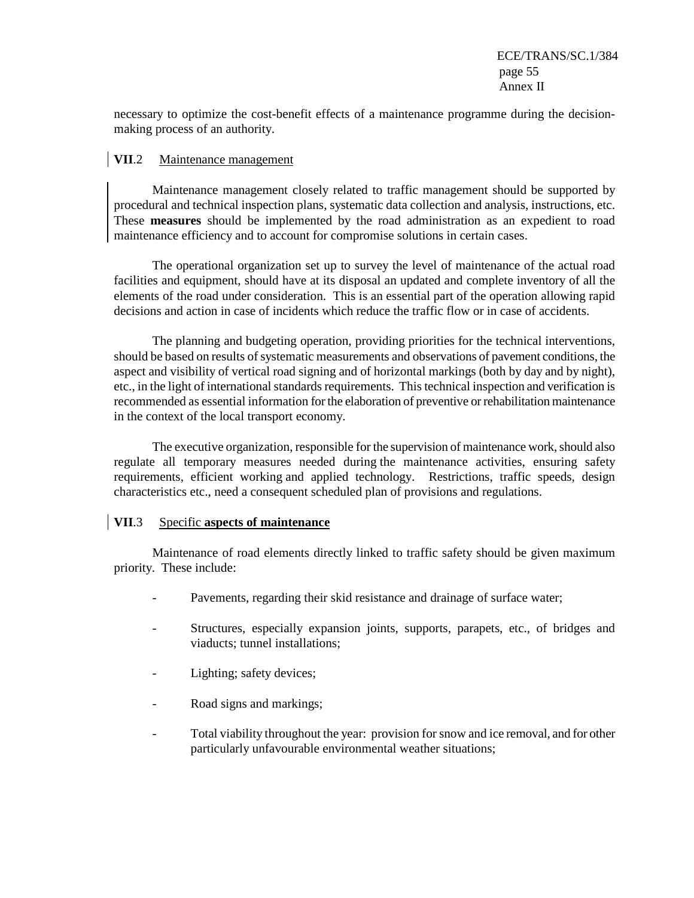necessary to optimize the cost-benefit effects of a maintenance programme during the decision-making process of an authority.

### **VII**.2 Maintenance management

Maintenance management closely related to traffic management should be supported by procedural and technical inspection plans, systematic data collection and analysis, instructions, etc. These **measures** should be implemented by the road administration as an expedient to road maintenance efficiency and to account for compromise solutions in certain cases.

The operational organization set up to survey the level of maintenance of the actual road facilities and equipment, should have at its disposal an updated and complete inventory of all the elements of the road under consideration. This is an essential part of the operation allowing rapid decisions and action in case of incidents which reduce the traffic flow or in case of accidents.

The planning and budgeting operation, providing priorities for the technical interventions, should be based on results of systematic measurements and observations of pavement conditions, the aspect and visibility of vertical road signing and of horizontal markings (both by day and by night), etc., in the light of international standards requirements. This technical inspection and verification is recommended as essential information for the elaboration of preventive or rehabilitation maintenance in the context of the local transport economy.

The executive organization, responsible for the supervision of maintenance work, should also regulate all temporary measures needed during the maintenance activities, ensuring safety requirements, efficient working and applied technology. Restrictions, traffic speeds, design characteristics etc., need a consequent scheduled plan of provisions and regulations.

### **VII**.3 Specific **aspects of maintenance**

Maintenance of road elements directly linked to traffic safety should be given maximum priority. These include:

- Pavements, regarding their skid resistance and drainage of surface water;

- Structures, especially expansion joints, supports, parapets, etc., of bridges and viaducts; tunnel installations;

- Lighting; safety devices;

- Road signs and markings;

- Total viability throughout the year: provision for snow and ice removal, and for other particularly unfavourable environmental weather situations;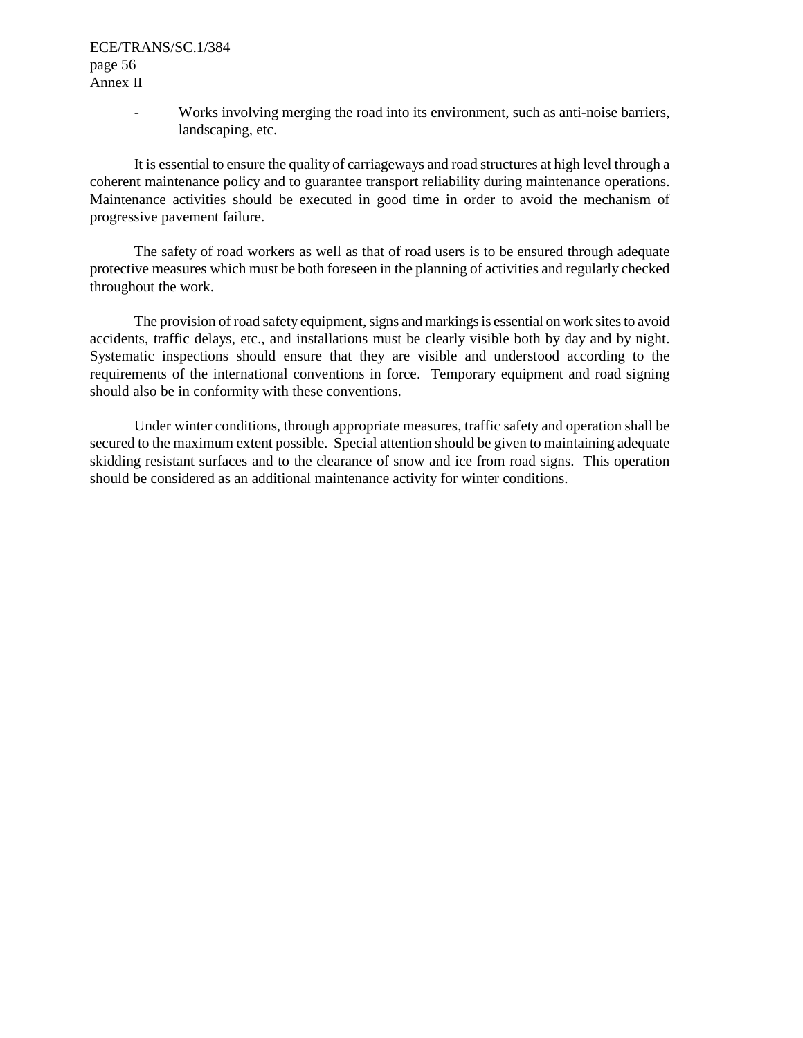- Works involving merging the road into its environment, such as anti-noise barriers, landscaping, etc.

It is essential to ensure the quality of carriageways and road structures at high level through a coherent maintenance policy and to guarantee transport reliability during maintenance operations. Maintenance activities should be executed in good time in order to avoid the mechanism of progressive pavement failure.

The safety of road workers as well as that of road users is to be ensured through adequate protective measures which must be both foreseen in the planning of activities and regularly checked throughout the work.

The provision of road safety equipment, signs and markings is essential on work sites to avoid accidents, traffic delays, etc., and installations must be clearly visible both by day and by night. Systematic inspections should ensure that they are visible and understood according to the requirements of the international conventions in force. Temporary equipment and road signing should also be in conformity with these conventions.

Under winter conditions, through appropriate measures, traffic safety and operation shall be secured to the maximum extent possible. Special attention should be given to maintaining adequate skidding resistant surfaces and to the clearance of snow and ice from road signs. This operation should be considered as an additional maintenance activity for winter conditions.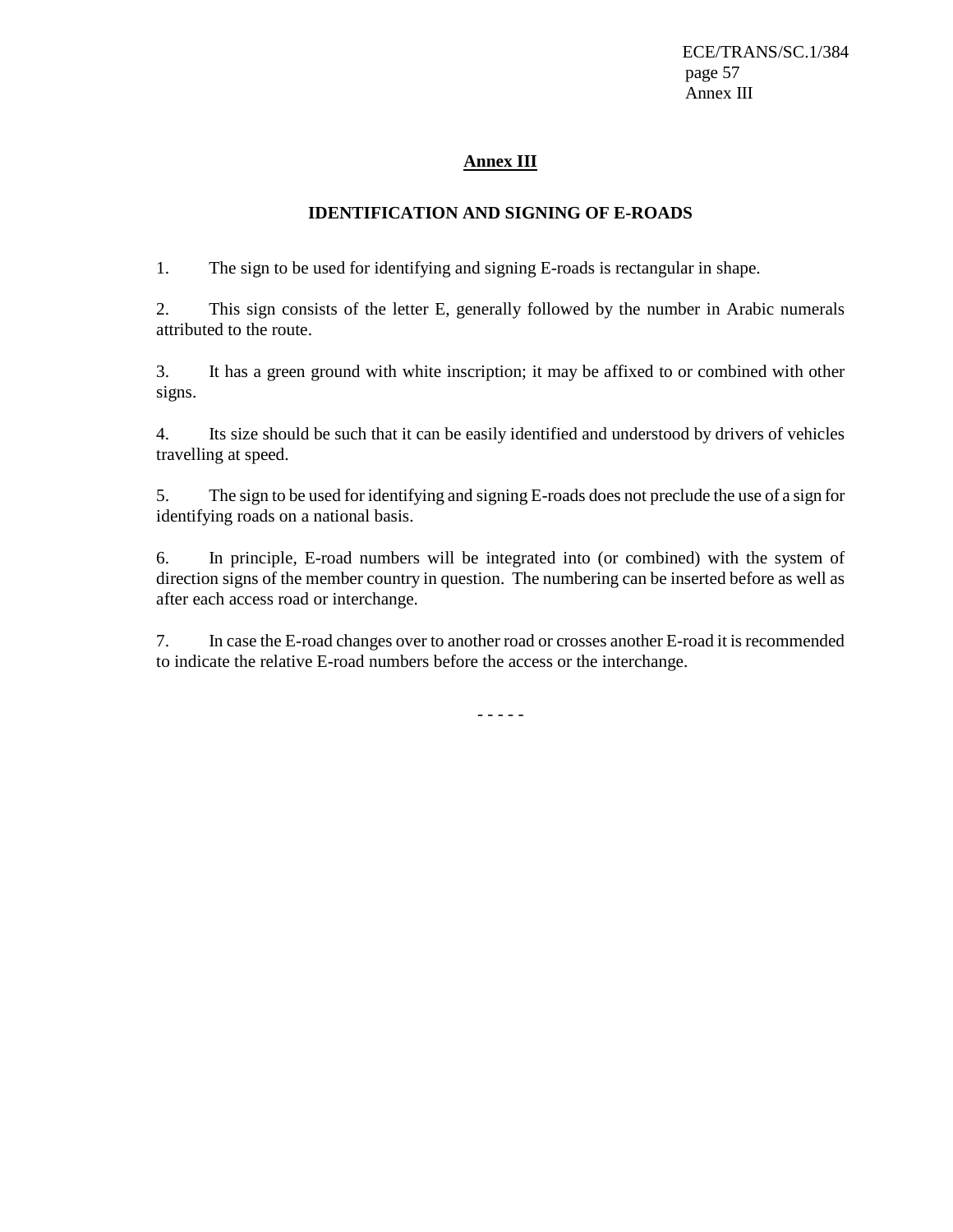## Annex III

### IDENTIFICATION AND SIGNING OF E-ROADS

1. The sign to be used for identifying and signing E-roads is rectangular in shape.

2. This sign consists of the letter E, generally followed by the number in Arabic numerals attributed to the route.

3. It has a green ground with white inscription; it may be affixed to or combined with other signs.

4. Its size should be such that it can be easily identified and understood by drivers of vehicles travelling at speed.

5. The sign to be used for identifying and signing E-roads does not preclude the use of a sign for identifying roads on a national basis.

6. In principle, E-road numbers will be integrated into (or combined) with the system of direction signs of the member country in question. The numbering can be inserted before as well as after each access road or interchange.

7. In case the E-road changes over to another road or crosses another E-road it is recommended to indicate the relative E-road numbers before the access or the interchange.

- - - - -